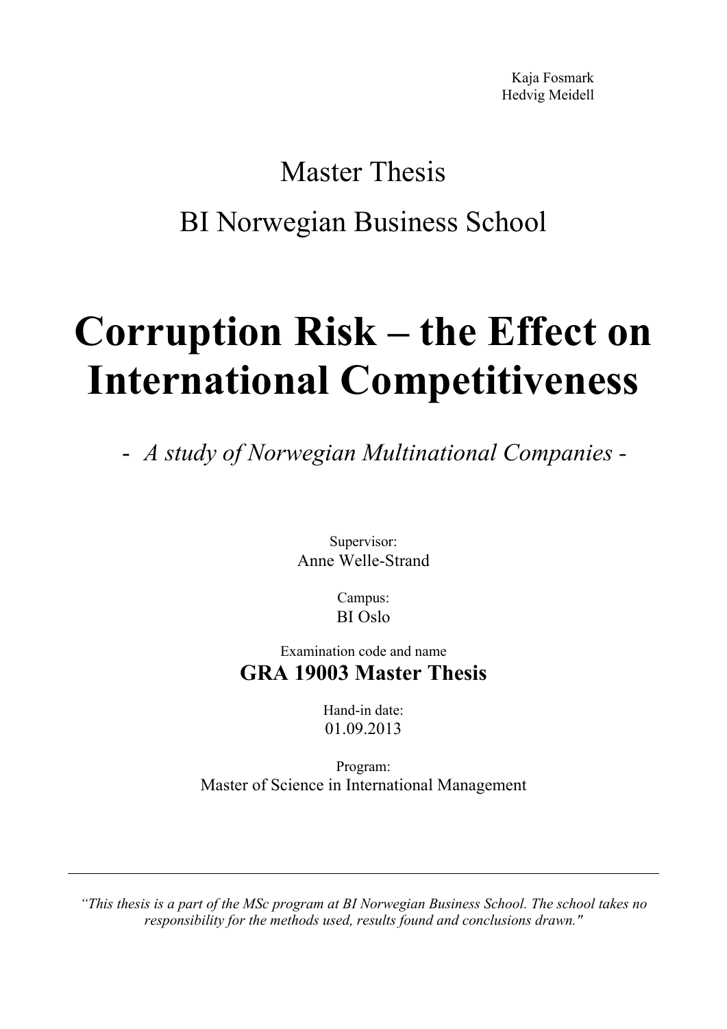Kaja Fosmark
Hedvig Meidell

Master Thesis

BI Norwegian Business School

# Corruption Risk – the Effect on International Competitiveness

- *A study of Norwegian Multinational Companies* -

Supervisor:
Anne Welle-Strand

Campus:
BI Oslo

Examination code and name
**GRA 19003 Master Thesis**

Hand-in date:
01.09.2013

Program:
Master of Science in International Management

---

*"This thesis is a part of the MSc program at BI Norwegian Business School. The school takes no responsibility for the methods used, results found and conclusions drawn."*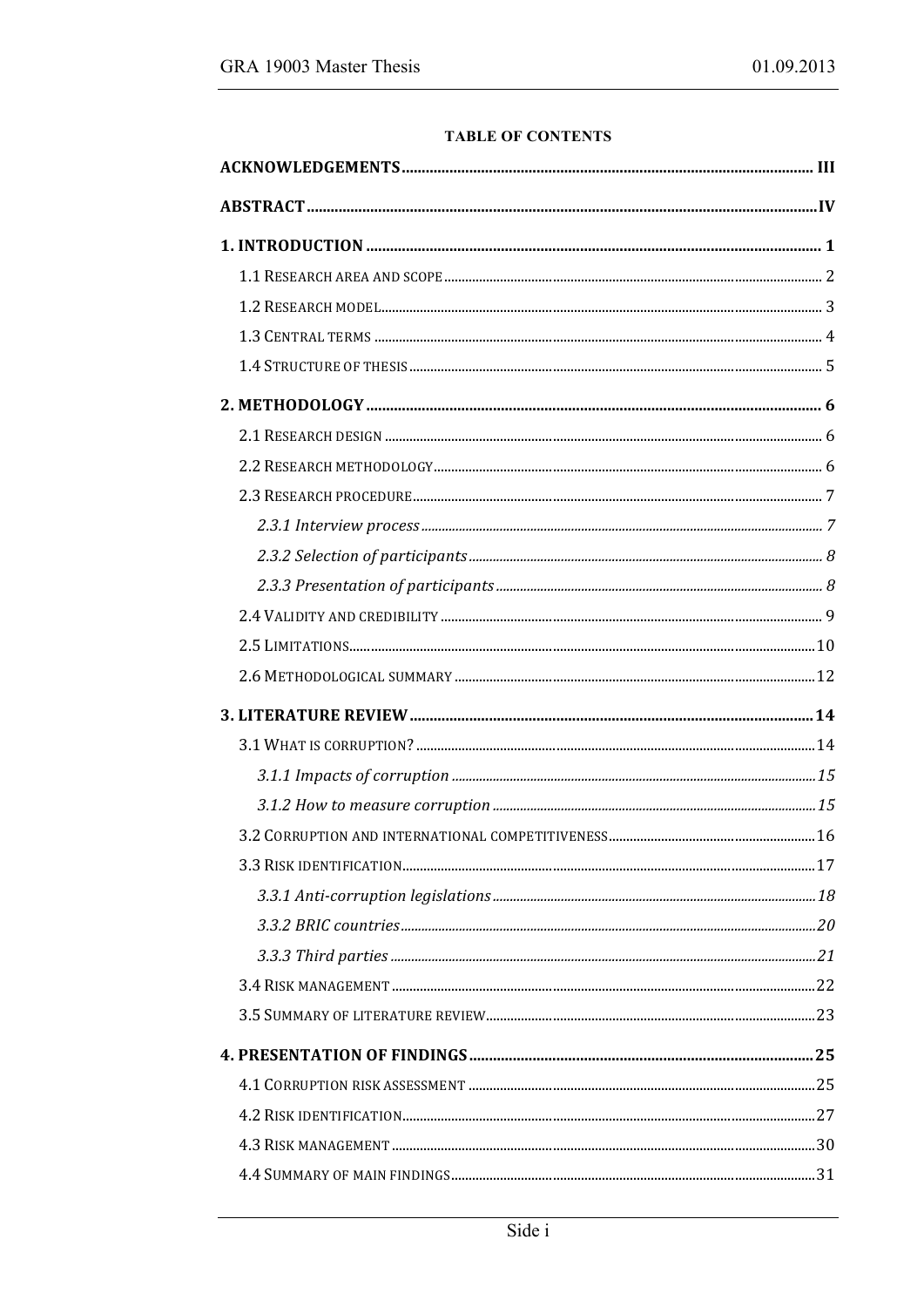**TABLE OF CONTENTS**

**ACKNOWLEDGEMENTS** .......... III

**ABSTRACT** .......... IV

**1. INTRODUCTION** .......... 1

- 1.1 RESEARCH AREA AND SCOPE .......... 2
- 1.2 RESEARCH MODEL .......... 3
- 1.3 CENTRAL TERMS .......... 4
- 1.4 STRUCTURE OF THESIS .......... 5

**2. METHODOLOGY** .......... 6

- 2.1 RESEARCH DESIGN .......... 6
- 2.2 RESEARCH METHODOLOGY .......... 6
- 2.3 RESEARCH PROCEDURE .......... 7
  - *2.3.1 Interview process* .......... 7
  - *2.3.2 Selection of participants* .......... 8
  - *2.3.3 Presentation of participants* .......... 8
- 2.4 VALIDITY AND CREDIBILITY .......... 9
- 2.5 LIMITATIONS .......... 10
- 2.6 METHODOLOGICAL SUMMARY .......... 12

**3. LITERATURE REVIEW** .......... 14

- 3.1 WHAT IS CORRUPTION? .......... 14
  - *3.1.1 Impacts of corruption* .......... 15
  - *3.1.2 How to measure corruption* .......... 15
- 3.2 CORRUPTION AND INTERNATIONAL COMPETITIVENESS .......... 16
- 3.3 RISK IDENTIFICATION .......... 17
  - *3.3.1 Anti-corruption legislations* .......... 18
  - *3.3.2 BRIC countries* .......... 20
  - *3.3.3 Third parties* .......... 21
- 3.4 RISK MANAGEMENT .......... 22
- 3.5 SUMMARY OF LITERATURE REVIEW .......... 23

**4. PRESENTATION OF FINDINGS** .......... 25

- 4.1 CORRUPTION RISK ASSESSMENT .......... 25
- 4.2 RISK IDENTIFICATION .......... 27
- 4.3 RISK MANAGEMENT .......... 30
- 4.4 SUMMARY OF MAIN FINDINGS .......... 31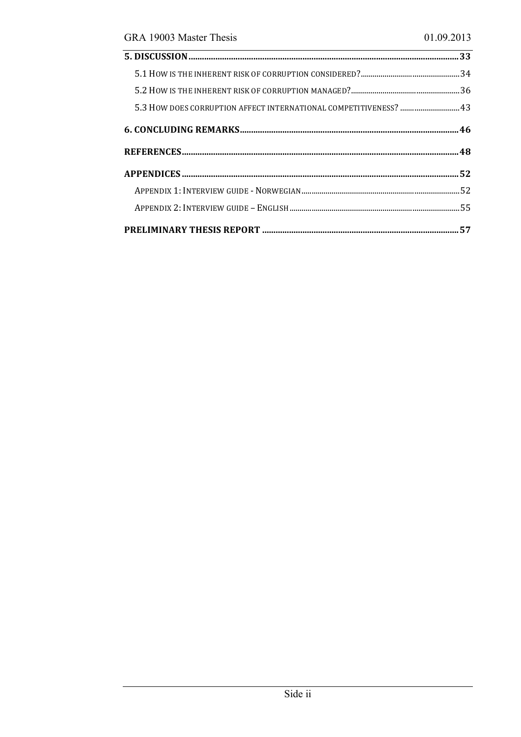**5. DISCUSSION** .......................................................... **33**

5.1 HOW IS THE INHERENT RISK OF CORRUPTION CONSIDERED? .......................................................... 34

5.2 HOW IS THE INHERENT RISK OF CORRUPTION MANAGED? .......................................................... 36

5.3 HOW DOES CORRUPTION AFFECT INTERNATIONAL COMPETITIVENESS? .......................................................... 43

**6. CONCLUDING REMARKS** .......................................................... **46**

**REFERENCES** .......................................................... **48**

**APPENDICES** .......................................................... **52**

APPENDIX 1: INTERVIEW GUIDE - NORWEGIAN .......................................................... 52

APPENDIX 2: INTERVIEW GUIDE – ENGLISH .......................................................... 55

**PRELIMINARY THESIS REPORT** .......................................................... **57**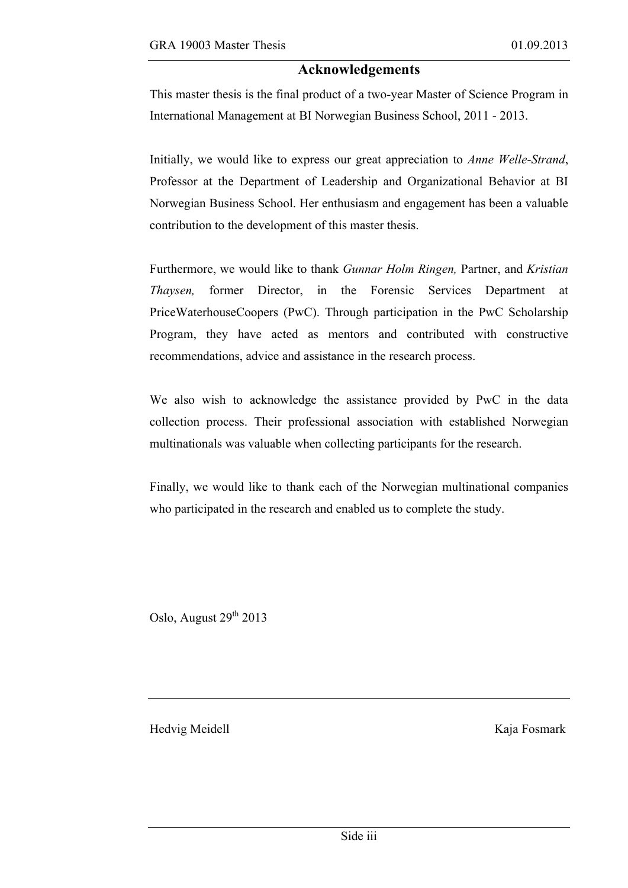## Acknowledgements

This master thesis is the final product of a two-year Master of Science Program in International Management at BI Norwegian Business School, 2011 - 2013.

Initially, we would like to express our great appreciation to *Anne Welle-Strand*, Professor at the Department of Leadership and Organizational Behavior at BI Norwegian Business School. Her enthusiasm and engagement has been a valuable contribution to the development of this master thesis.

Furthermore, we would like to thank *Gunnar Holm Ringen,* Partner, and *Kristian Thaysen,* former Director, in the Forensic Services Department at PriceWaterhouseCoopers (PwC). Through participation in the PwC Scholarship Program, they have acted as mentors and contributed with constructive recommendations, advice and assistance in the research process.

We also wish to acknowledge the assistance provided by PwC in the data collection process. Their professional association with established Norwegian multinationals was valuable when collecting participants for the research.

Finally, we would like to thank each of the Norwegian multinational companies who participated in the research and enabled us to complete the study.

Oslo, August 29th 2013

Hedvig Meidell　　　　　　　　　　　　　　　　　　　　Kaja Fosmark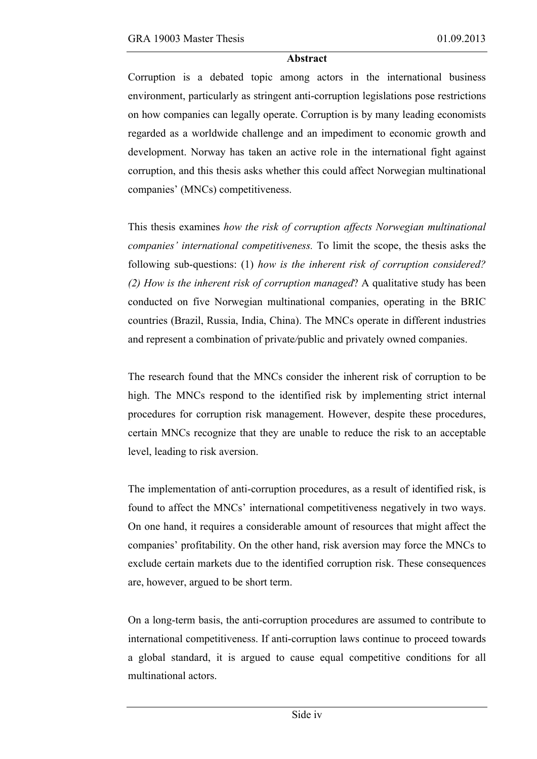# Abstract

Corruption is a debated topic among actors in the international business environment, particularly as stringent anti-corruption legislations pose restrictions on how companies can legally operate. Corruption is by many leading economists regarded as a worldwide challenge and an impediment to economic growth and development. Norway has taken an active role in the international fight against corruption, and this thesis asks whether this could affect Norwegian multinational companies' (MNCs) competitiveness.

This thesis examines *how the risk of corruption affects Norwegian multinational companies' international competitiveness.* To limit the scope, the thesis asks the following sub-questions: (1) *how is the inherent risk of corruption considered? (2) How is the inherent risk of corruption managed*? A qualitative study has been conducted on five Norwegian multinational companies, operating in the BRIC countries (Brazil, Russia, India, China). The MNCs operate in different industries and represent a combination of private/public and privately owned companies.

The research found that the MNCs consider the inherent risk of corruption to be high. The MNCs respond to the identified risk by implementing strict internal procedures for corruption risk management. However, despite these procedures, certain MNCs recognize that they are unable to reduce the risk to an acceptable level, leading to risk aversion.

The implementation of anti-corruption procedures, as a result of identified risk, is found to affect the MNCs' international competitiveness negatively in two ways. On one hand, it requires a considerable amount of resources that might affect the companies' profitability. On the other hand, risk aversion may force the MNCs to exclude certain markets due to the identified corruption risk. These consequences are, however, argued to be short term.

On a long-term basis, the anti-corruption procedures are assumed to contribute to international competitiveness. If anti-corruption laws continue to proceed towards a global standard, it is argued to cause equal competitive conditions for all multinational actors.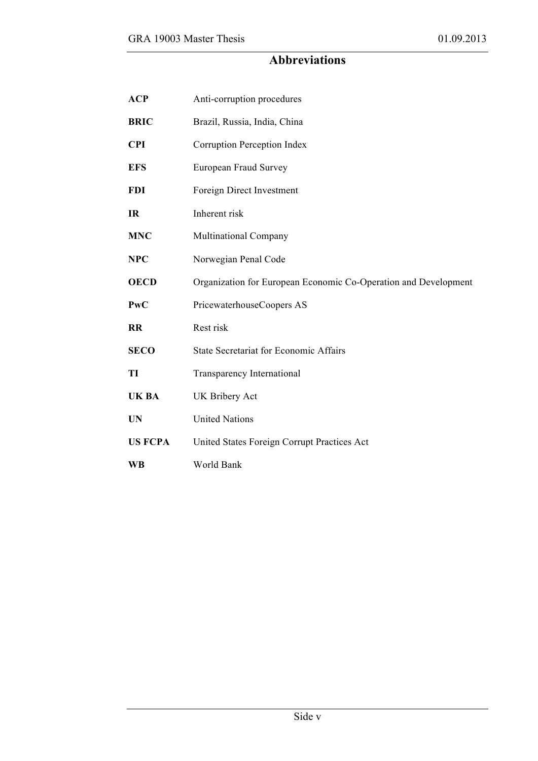# Abbreviations

| | |
|---|---|
| **ACP** | Anti-corruption procedures |
| **BRIC** | Brazil, Russia, India, China |
| **CPI** | Corruption Perception Index |
| **EFS** | European Fraud Survey |
| **FDI** | Foreign Direct Investment |
| **IR** | Inherent risk |
| **MNC** | Multinational Company |
| **NPC** | Norwegian Penal Code |
| **OECD** | Organization for European Economic Co-Operation and Development |
| **PwC** | PricewaterhouseCoopers AS |
| **RR** | Rest risk |
| **SECO** | State Secretariat for Economic Affairs |
| **TI** | Transparency International |
| **UK BA** | UK Bribery Act |
| **UN** | United Nations |
| **US FCPA** | United States Foreign Corrupt Practices Act |
| **WB** | World Bank |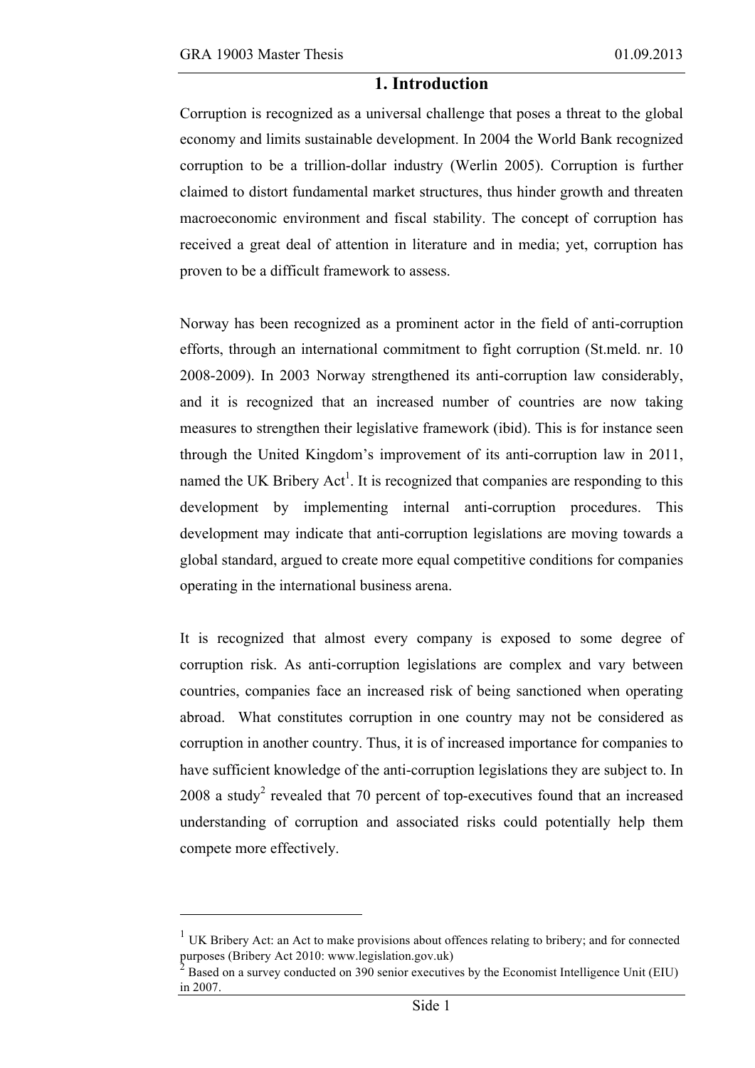# 1. Introduction

Corruption is recognized as a universal challenge that poses a threat to the global economy and limits sustainable development. In 2004 the World Bank recognized corruption to be a trillion-dollar industry (Werlin 2005). Corruption is further claimed to distort fundamental market structures, thus hinder growth and threaten macroeconomic environment and fiscal stability. The concept of corruption has received a great deal of attention in literature and in media; yet, corruption has proven to be a difficult framework to assess.

Norway has been recognized as a prominent actor in the field of anti-corruption efforts, through an international commitment to fight corruption (St.meld. nr. 10 2008-2009). In 2003 Norway strengthened its anti-corruption law considerably, and it is recognized that an increased number of countries are now taking measures to strengthen their legislative framework (ibid). This is for instance seen through the United Kingdom's improvement of its anti-corruption law in 2011, named the UK Bribery Act[1]. It is recognized that companies are responding to this development by implementing internal anti-corruption procedures. This development may indicate that anti-corruption legislations are moving towards a global standard, argued to create more equal competitive conditions for companies operating in the international business arena.

It is recognized that almost every company is exposed to some degree of corruption risk. As anti-corruption legislations are complex and vary between countries, companies face an increased risk of being sanctioned when operating abroad. What constitutes corruption in one country may not be considered as corruption in another country. Thus, it is of increased importance for companies to have sufficient knowledge of the anti-corruption legislations they are subject to. In 2008 a study[2] revealed that 70 percent of top-executives found that an increased understanding of corruption and associated risks could potentially help them compete more effectively.

---

[1] UK Bribery Act: an Act to make provisions about offences relating to bribery; and for connected purposes (Bribery Act 2010: www.legislation.gov.uk)

[2] Based on a survey conducted on 390 senior executives by the Economist Intelligence Unit (EIU) in 2007.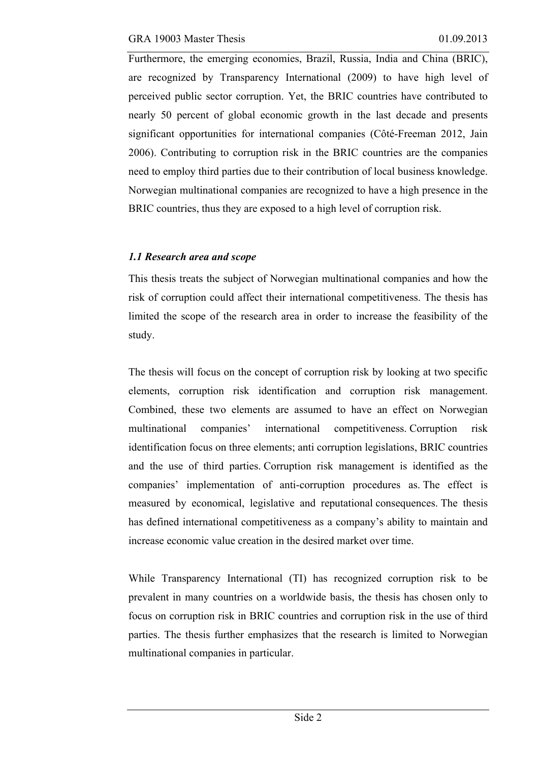Furthermore, the emerging economies, Brazil, Russia, India and China (BRIC), are recognized by Transparency International (2009) to have high level of perceived public sector corruption. Yet, the BRIC countries have contributed to nearly 50 percent of global economic growth in the last decade and presents significant opportunities for international companies (Côté-Freeman 2012, Jain 2006). Contributing to corruption risk in the BRIC countries are the companies need to employ third parties due to their contribution of local business knowledge. Norwegian multinational companies are recognized to have a high presence in the BRIC countries, thus they are exposed to a high level of corruption risk.

### *1.1 Research area and scope*

This thesis treats the subject of Norwegian multinational companies and how the risk of corruption could affect their international competitiveness. The thesis has limited the scope of the research area in order to increase the feasibility of the study.

The thesis will focus on the concept of corruption risk by looking at two specific elements, corruption risk identification and corruption risk management. Combined, these two elements are assumed to have an effect on Norwegian multinational companies' international competitiveness. Corruption risk identification focus on three elements; anti corruption legislations, BRIC countries and the use of third parties. Corruption risk management is identified as the companies' implementation of anti-corruption procedures as. The effect is measured by economical, legislative and reputational consequences. The thesis has defined international competitiveness as a company's ability to maintain and increase economic value creation in the desired market over time.

While Transparency International (TI) has recognized corruption risk to be prevalent in many countries on a worldwide basis, the thesis has chosen only to focus on corruption risk in BRIC countries and corruption risk in the use of third parties. The thesis further emphasizes that the research is limited to Norwegian multinational companies in particular.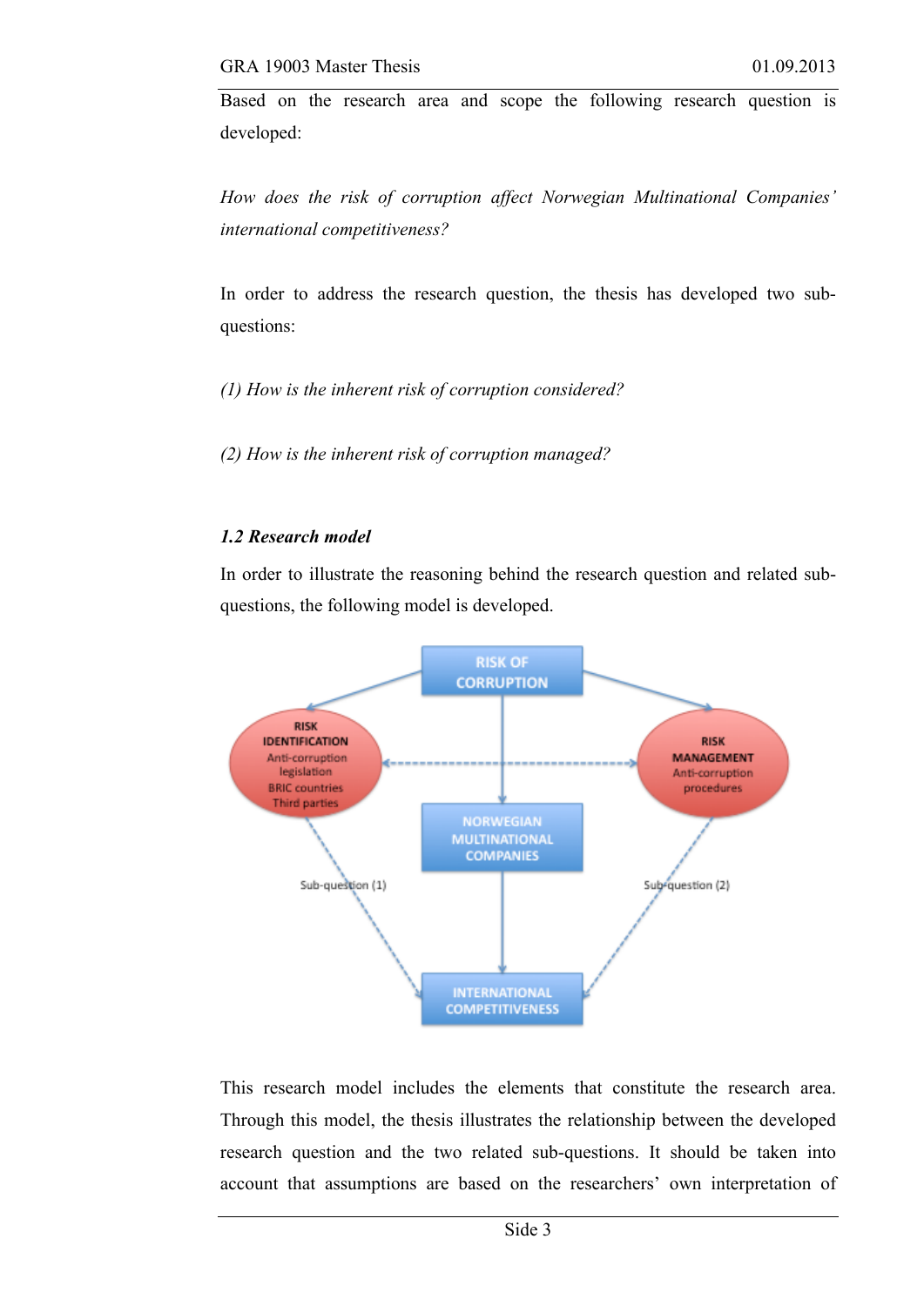Based on the research area and scope the following research question is developed:

*How does the risk of corruption affect Norwegian Multinational Companies' international competitiveness?*

In order to address the research question, the thesis has developed two sub-questions:

*(1) How is the inherent risk of corruption considered?*

*(2) How is the inherent risk of corruption managed?*

### *1.2 Research model*

In order to illustrate the reasoning behind the research question and related sub-questions, the following model is developed.

This research model includes the elements that constitute the research area. Through this model, the thesis illustrates the relationship between the developed research question and the two related sub-questions. It should be taken into account that assumptions are based on the researchers' own interpretation of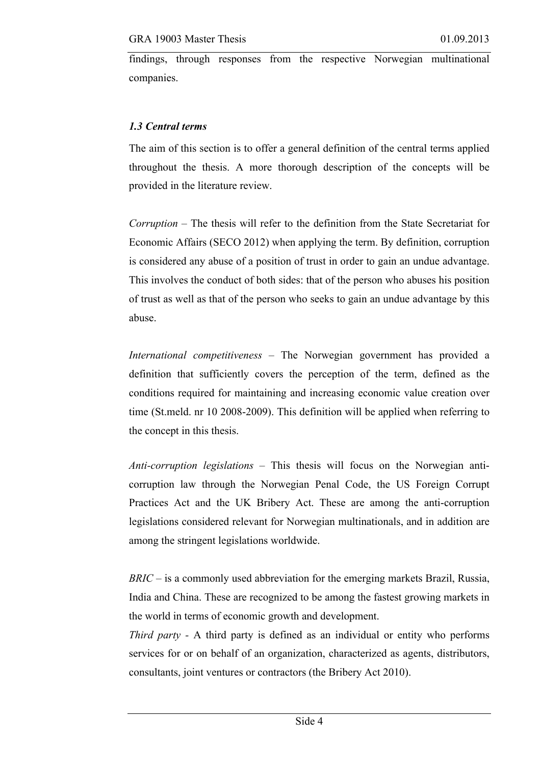findings, through responses from the respective Norwegian multinational companies.

### *1.3 Central terms*

The aim of this section is to offer a general definition of the central terms applied throughout the thesis. A more thorough description of the concepts will be provided in the literature review.

*Corruption* – The thesis will refer to the definition from the State Secretariat for Economic Affairs (SECO 2012) when applying the term. By definition, corruption is considered any abuse of a position of trust in order to gain an undue advantage. This involves the conduct of both sides: that of the person who abuses his position of trust as well as that of the person who seeks to gain an undue advantage by this abuse.

*International competitiveness* – The Norwegian government has provided a definition that sufficiently covers the perception of the term, defined as the conditions required for maintaining and increasing economic value creation over time (St.meld. nr 10 2008-2009). This definition will be applied when referring to the concept in this thesis.

*Anti-corruption legislations* – This thesis will focus on the Norwegian anti-corruption law through the Norwegian Penal Code, the US Foreign Corrupt Practices Act and the UK Bribery Act. These are among the anti-corruption legislations considered relevant for Norwegian multinationals, and in addition are among the stringent legislations worldwide.

*BRIC* – is a commonly used abbreviation for the emerging markets Brazil, Russia, India and China. These are recognized to be among the fastest growing markets in the world in terms of economic growth and development.

*Third party* - A third party is defined as an individual or entity who performs services for or on behalf of an organization, characterized as agents, distributors, consultants, joint ventures or contractors (the Bribery Act 2010).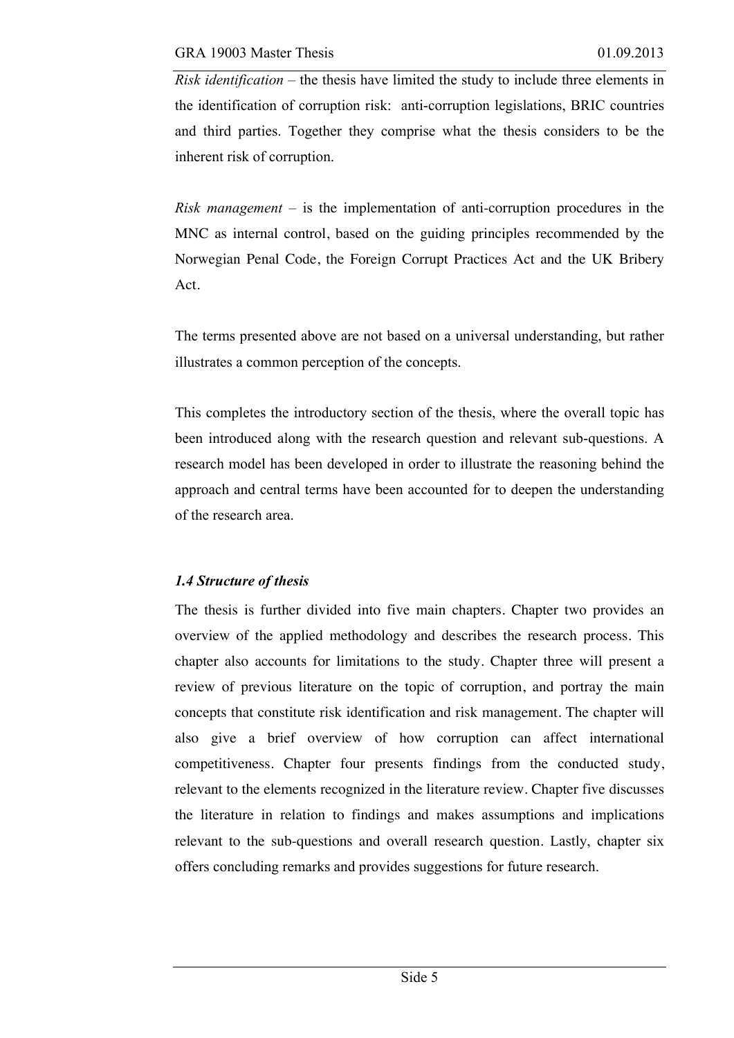*Risk identification* – the thesis have limited the study to include three elements in the identification of corruption risk: anti-corruption legislations, BRIC countries and third parties. Together they comprise what the thesis considers to be the inherent risk of corruption.

*Risk management* – is the implementation of anti-corruption procedures in the MNC as internal control, based on the guiding principles recommended by the Norwegian Penal Code, the Foreign Corrupt Practices Act and the UK Bribery Act.

The terms presented above are not based on a universal understanding, but rather illustrates a common perception of the concepts.

This completes the introductory section of the thesis, where the overall topic has been introduced along with the research question and relevant sub-questions. A research model has been developed in order to illustrate the reasoning behind the approach and central terms have been accounted for to deepen the understanding of the research area.

### *1.4 Structure of thesis*

The thesis is further divided into five main chapters. Chapter two provides an overview of the applied methodology and describes the research process. This chapter also accounts for limitations to the study. Chapter three will present a review of previous literature on the topic of corruption, and portray the main concepts that constitute risk identification and risk management. The chapter will also give a brief overview of how corruption can affect international competitiveness. Chapter four presents findings from the conducted study, relevant to the elements recognized in the literature review. Chapter five discusses the literature in relation to findings and makes assumptions and implications relevant to the sub-questions and overall research question. Lastly, chapter six offers concluding remarks and provides suggestions for future research.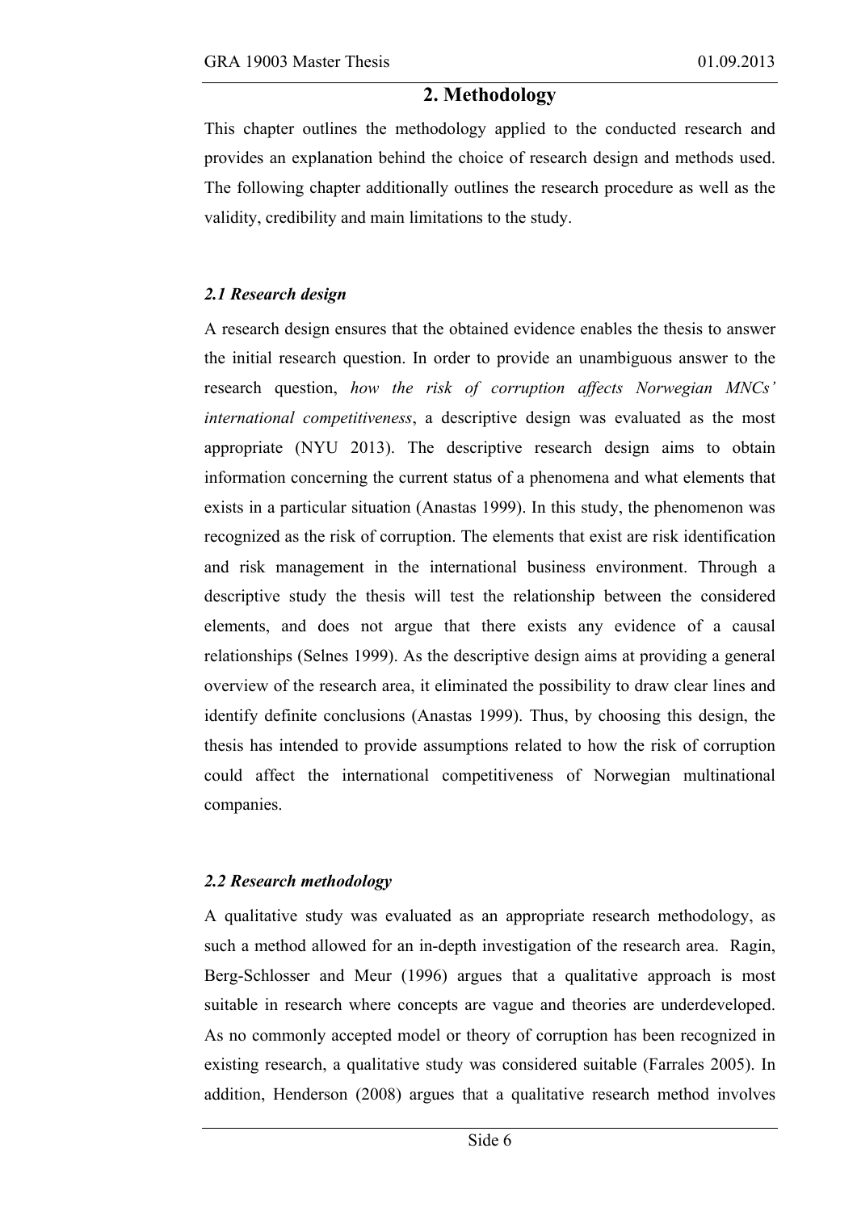## 2. Methodology

This chapter outlines the methodology applied to the conducted research and provides an explanation behind the choice of research design and methods used. The following chapter additionally outlines the research procedure as well as the validity, credibility and main limitations to the study.

### *2.1 Research design*

A research design ensures that the obtained evidence enables the thesis to answer the initial research question. In order to provide an unambiguous answer to the research question, *how the risk of corruption affects Norwegian MNCs' international competitiveness*, a descriptive design was evaluated as the most appropriate (NYU 2013). The descriptive research design aims to obtain information concerning the current status of a phenomena and what elements that exists in a particular situation (Anastas 1999). In this study, the phenomenon was recognized as the risk of corruption. The elements that exist are risk identification and risk management in the international business environment. Through a descriptive study the thesis will test the relationship between the considered elements, and does not argue that there exists any evidence of a causal relationships (Selnes 1999). As the descriptive design aims at providing a general overview of the research area, it eliminated the possibility to draw clear lines and identify definite conclusions (Anastas 1999). Thus, by choosing this design, the thesis has intended to provide assumptions related to how the risk of corruption could affect the international competitiveness of Norwegian multinational companies.

### *2.2 Research methodology*

A qualitative study was evaluated as an appropriate research methodology, as such a method allowed for an in-depth investigation of the research area. Ragin, Berg-Schlosser and Meur (1996) argues that a qualitative approach is most suitable in research where concepts are vague and theories are underdeveloped. As no commonly accepted model or theory of corruption has been recognized in existing research, a qualitative study was considered suitable (Farrales 2005). In addition, Henderson (2008) argues that a qualitative research method involves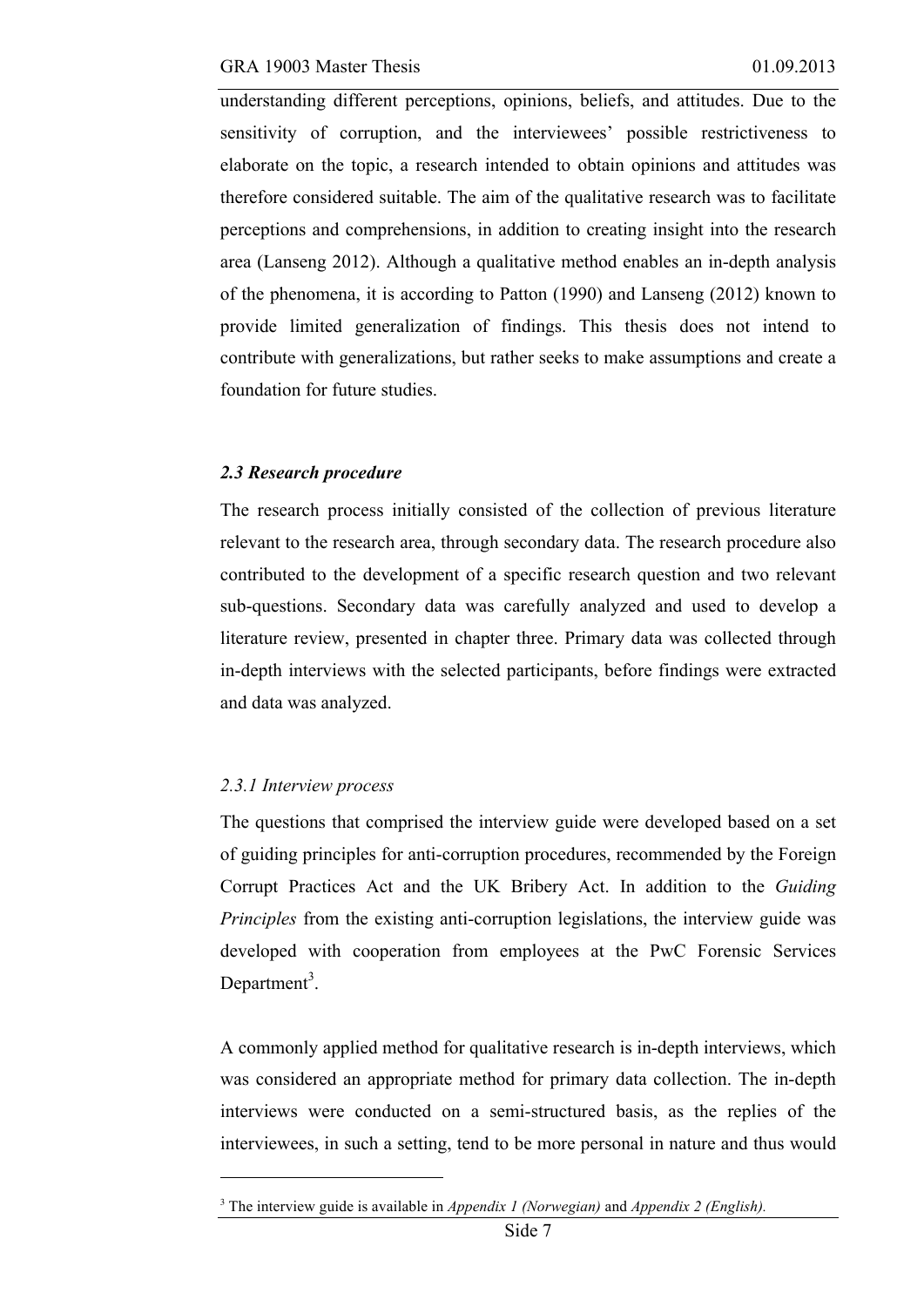understanding different perceptions, opinions, beliefs, and attitudes. Due to the sensitivity of corruption, and the interviewees' possible restrictiveness to elaborate on the topic, a research intended to obtain opinions and attitudes was therefore considered suitable. The aim of the qualitative research was to facilitate perceptions and comprehensions, in addition to creating insight into the research area (Lanseng 2012). Although a qualitative method enables an in-depth analysis of the phenomena, it is according to Patton (1990) and Lanseng (2012) known to provide limited generalization of findings. This thesis does not intend to contribute with generalizations, but rather seeks to make assumptions and create a foundation for future studies.

### *2.3 Research procedure*

The research process initially consisted of the collection of previous literature relevant to the research area, through secondary data. The research procedure also contributed to the development of a specific research question and two relevant sub-questions. Secondary data was carefully analyzed and used to develop a literature review, presented in chapter three. Primary data was collected through in-depth interviews with the selected participants, before findings were extracted and data was analyzed.

#### *2.3.1 Interview process*

The questions that comprised the interview guide were developed based on a set of guiding principles for anti-corruption procedures, recommended by the Foreign Corrupt Practices Act and the UK Bribery Act. In addition to the *Guiding Principles* from the existing anti-corruption legislations, the interview guide was developed with cooperation from employees at the PwC Forensic Services Department[3].

A commonly applied method for qualitative research is in-depth interviews, which was considered an appropriate method for primary data collection. The in-depth interviews were conducted on a semi-structured basis, as the replies of the interviewees, in such a setting, tend to be more personal in nature and thus would

---

[3] The interview guide is available in *Appendix 1 (Norwegian)* and *Appendix 2 (English).*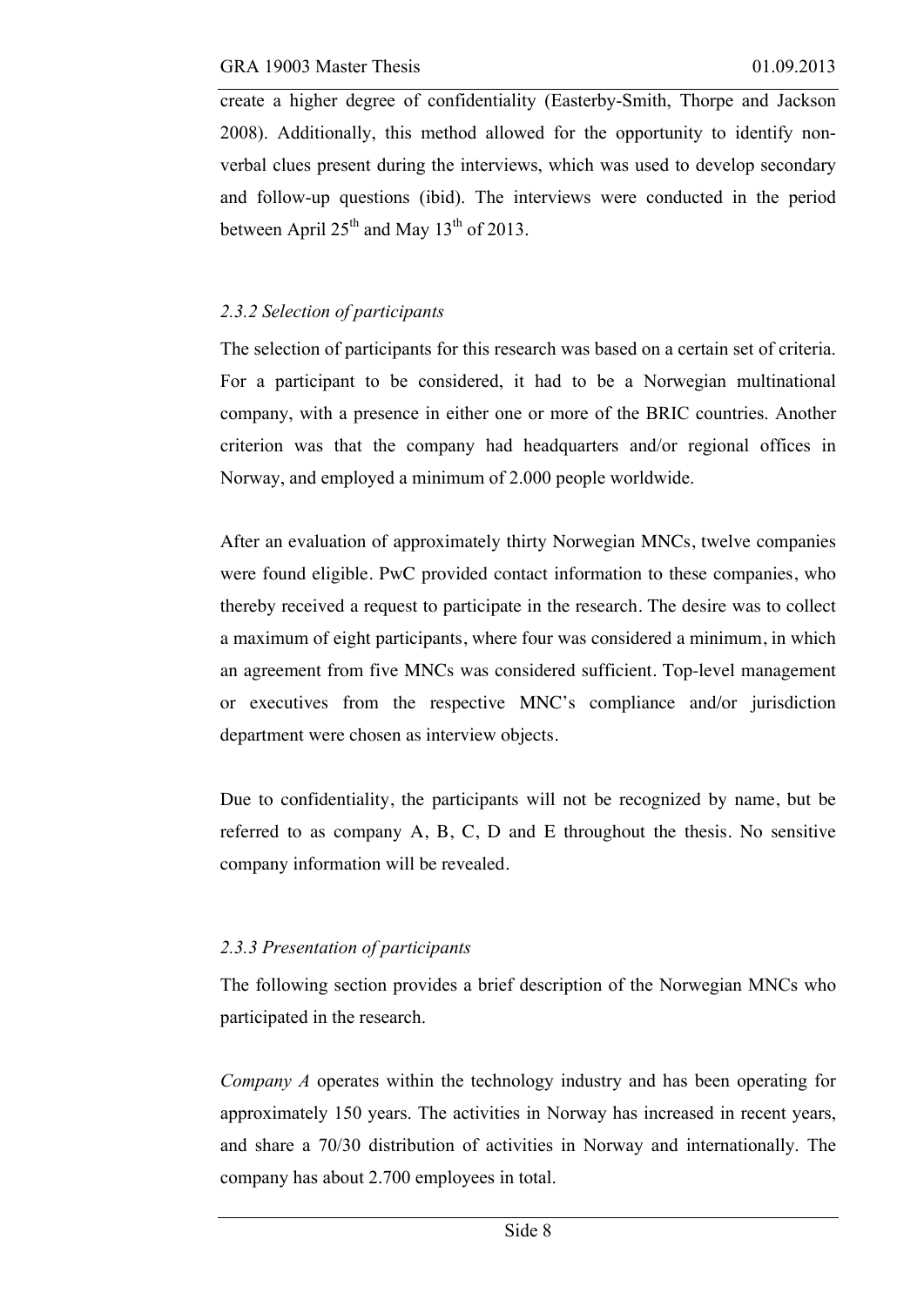create a higher degree of confidentiality (Easterby-Smith, Thorpe and Jackson 2008). Additionally, this method allowed for the opportunity to identify non-verbal clues present during the interviews, which was used to develop secondary and follow-up questions (ibid). The interviews were conducted in the period between April 25th and May 13th of 2013.

### *2.3.2 Selection of participants*

The selection of participants for this research was based on a certain set of criteria. For a participant to be considered, it had to be a Norwegian multinational company, with a presence in either one or more of the BRIC countries. Another criterion was that the company had headquarters and/or regional offices in Norway, and employed a minimum of 2.000 people worldwide.

After an evaluation of approximately thirty Norwegian MNCs, twelve companies were found eligible. PwC provided contact information to these companies, who thereby received a request to participate in the research. The desire was to collect a maximum of eight participants, where four was considered a minimum, in which an agreement from five MNCs was considered sufficient. Top-level management or executives from the respective MNC's compliance and/or jurisdiction department were chosen as interview objects.

Due to confidentiality, the participants will not be recognized by name, but be referred to as company A, B, C, D and E throughout the thesis. No sensitive company information will be revealed.

### *2.3.3 Presentation of participants*

The following section provides a brief description of the Norwegian MNCs who participated in the research.

*Company A* operates within the technology industry and has been operating for approximately 150 years. The activities in Norway has increased in recent years, and share a 70/30 distribution of activities in Norway and internationally. The company has about 2.700 employees in total.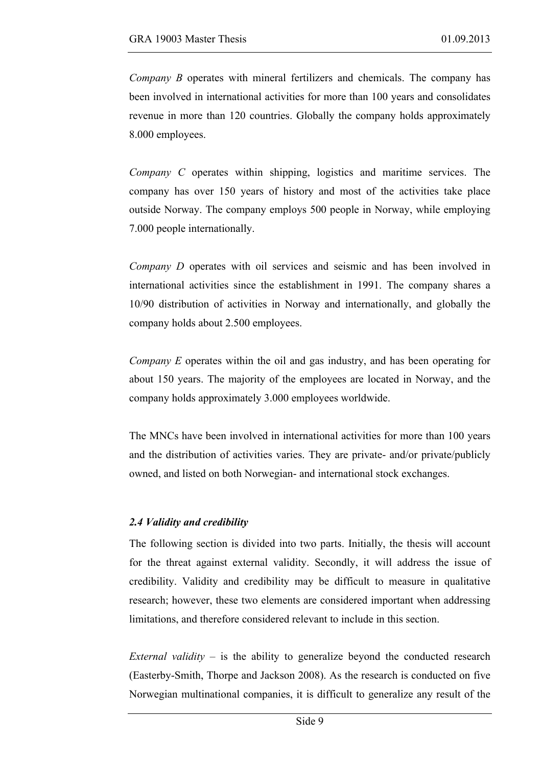*Company B* operates with mineral fertilizers and chemicals. The company has been involved in international activities for more than 100 years and consolidates revenue in more than 120 countries. Globally the company holds approximately 8.000 employees.

*Company C* operates within shipping, logistics and maritime services. The company has over 150 years of history and most of the activities take place outside Norway. The company employs 500 people in Norway, while employing 7.000 people internationally.

*Company D* operates with oil services and seismic and has been involved in international activities since the establishment in 1991. The company shares a 10/90 distribution of activities in Norway and internationally, and globally the company holds about 2.500 employees.

*Company E* operates within the oil and gas industry, and has been operating for about 150 years. The majority of the employees are located in Norway, and the company holds approximately 3.000 employees worldwide.

The MNCs have been involved in international activities for more than 100 years and the distribution of activities varies. They are private- and/or private/publicly owned, and listed on both Norwegian- and international stock exchanges.

### *2.4 Validity and credibility*

The following section is divided into two parts. Initially, the thesis will account for the threat against external validity. Secondly, it will address the issue of credibility. Validity and credibility may be difficult to measure in qualitative research; however, these two elements are considered important when addressing limitations, and therefore considered relevant to include in this section.

*External validity* – is the ability to generalize beyond the conducted research (Easterby-Smith, Thorpe and Jackson 2008). As the research is conducted on five Norwegian multinational companies, it is difficult to generalize any result of the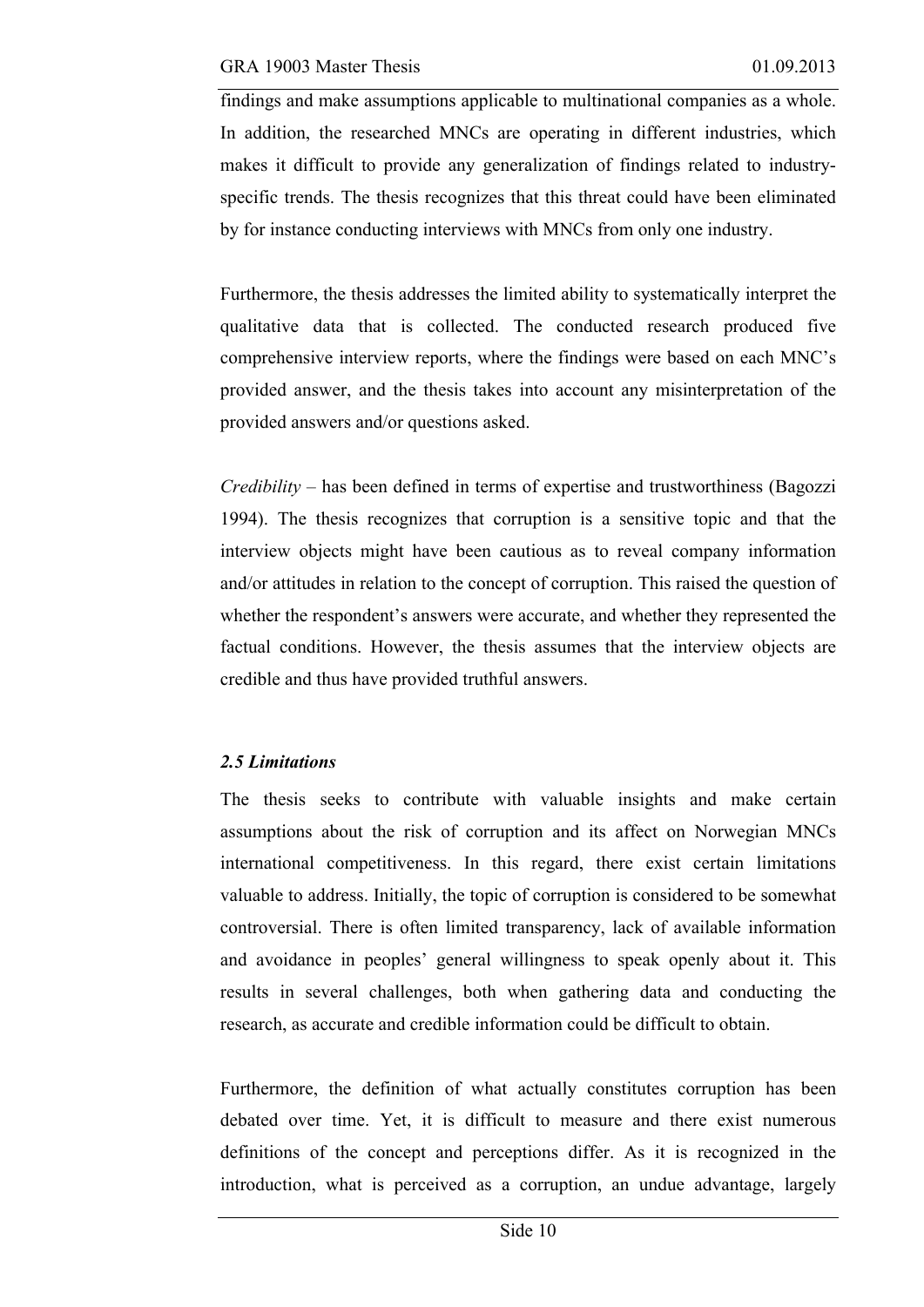findings and make assumptions applicable to multinational companies as a whole. In addition, the researched MNCs are operating in different industries, which makes it difficult to provide any generalization of findings related to industry-specific trends. The thesis recognizes that this threat could have been eliminated by for instance conducting interviews with MNCs from only one industry.

Furthermore, the thesis addresses the limited ability to systematically interpret the qualitative data that is collected. The conducted research produced five comprehensive interview reports, where the findings were based on each MNC's provided answer, and the thesis takes into account any misinterpretation of the provided answers and/or questions asked.

*Credibility* – has been defined in terms of expertise and trustworthiness (Bagozzi 1994). The thesis recognizes that corruption is a sensitive topic and that the interview objects might have been cautious as to reveal company information and/or attitudes in relation to the concept of corruption. This raised the question of whether the respondent's answers were accurate, and whether they represented the factual conditions. However, the thesis assumes that the interview objects are credible and thus have provided truthful answers.

### *2.5 Limitations*

The thesis seeks to contribute with valuable insights and make certain assumptions about the risk of corruption and its affect on Norwegian MNCs international competitiveness. In this regard, there exist certain limitations valuable to address. Initially, the topic of corruption is considered to be somewhat controversial. There is often limited transparency, lack of available information and avoidance in peoples' general willingness to speak openly about it. This results in several challenges, both when gathering data and conducting the research, as accurate and credible information could be difficult to obtain.

Furthermore, the definition of what actually constitutes corruption has been debated over time. Yet, it is difficult to measure and there exist numerous definitions of the concept and perceptions differ. As it is recognized in the introduction, what is perceived as a corruption, an undue advantage, largely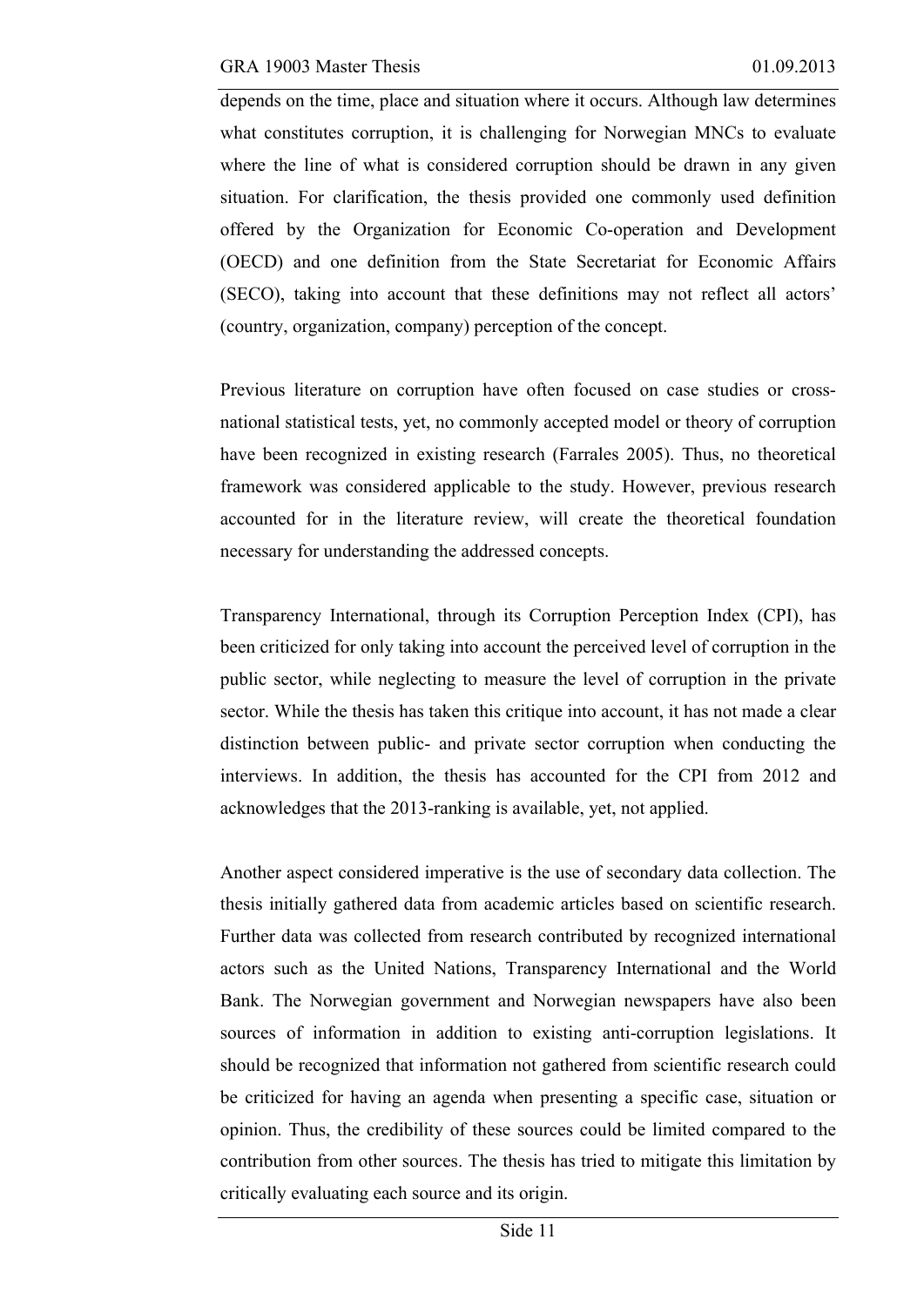depends on the time, place and situation where it occurs. Although law determines what constitutes corruption, it is challenging for Norwegian MNCs to evaluate where the line of what is considered corruption should be drawn in any given situation. For clarification, the thesis provided one commonly used definition offered by the Organization for Economic Co-operation and Development (OECD) and one definition from the State Secretariat for Economic Affairs (SECO), taking into account that these definitions may not reflect all actors' (country, organization, company) perception of the concept.

Previous literature on corruption have often focused on case studies or cross-national statistical tests, yet, no commonly accepted model or theory of corruption have been recognized in existing research (Farrales 2005). Thus, no theoretical framework was considered applicable to the study. However, previous research accounted for in the literature review, will create the theoretical foundation necessary for understanding the addressed concepts.

Transparency International, through its Corruption Perception Index (CPI), has been criticized for only taking into account the perceived level of corruption in the public sector, while neglecting to measure the level of corruption in the private sector. While the thesis has taken this critique into account, it has not made a clear distinction between public- and private sector corruption when conducting the interviews. In addition, the thesis has accounted for the CPI from 2012 and acknowledges that the 2013-ranking is available, yet, not applied.

Another aspect considered imperative is the use of secondary data collection. The thesis initially gathered data from academic articles based on scientific research. Further data was collected from research contributed by recognized international actors such as the United Nations, Transparency International and the World Bank. The Norwegian government and Norwegian newspapers have also been sources of information in addition to existing anti-corruption legislations. It should be recognized that information not gathered from scientific research could be criticized for having an agenda when presenting a specific case, situation or opinion. Thus, the credibility of these sources could be limited compared to the contribution from other sources. The thesis has tried to mitigate this limitation by critically evaluating each source and its origin.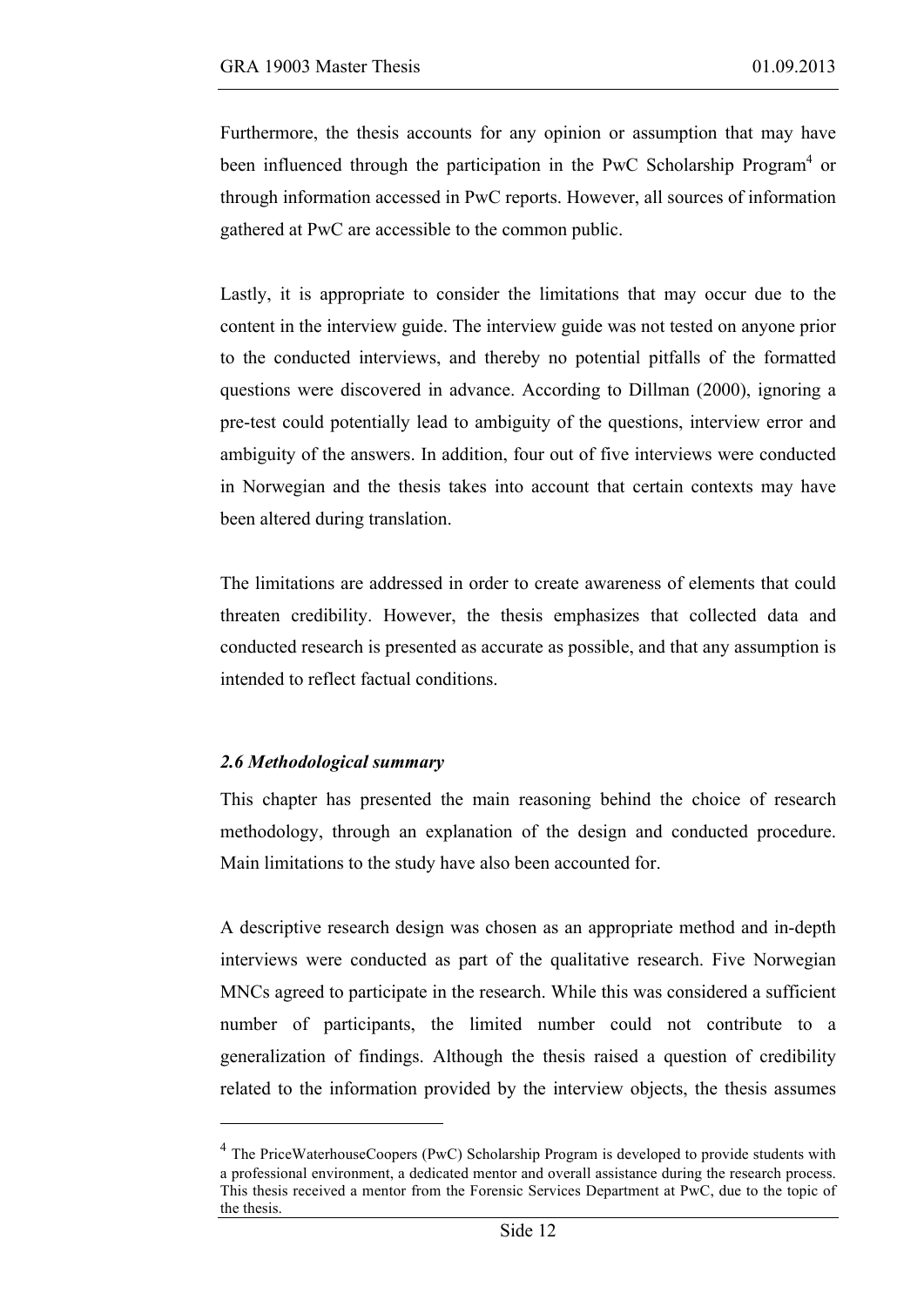Furthermore, the thesis accounts for any opinion or assumption that may have been influenced through the participation in the PwC Scholarship Program[4] or through information accessed in PwC reports. However, all sources of information gathered at PwC are accessible to the common public.

Lastly, it is appropriate to consider the limitations that may occur due to the content in the interview guide. The interview guide was not tested on anyone prior to the conducted interviews, and thereby no potential pitfalls of the formatted questions were discovered in advance. According to Dillman (2000), ignoring a pre-test could potentially lead to ambiguity of the questions, interview error and ambiguity of the answers. In addition, four out of five interviews were conducted in Norwegian and the thesis takes into account that certain contexts may have been altered during translation.

The limitations are addressed in order to create awareness of elements that could threaten credibility. However, the thesis emphasizes that collected data and conducted research is presented as accurate as possible, and that any assumption is intended to reflect factual conditions.

### *2.6 Methodological summary*

This chapter has presented the main reasoning behind the choice of research methodology, through an explanation of the design and conducted procedure. Main limitations to the study have also been accounted for.

A descriptive research design was chosen as an appropriate method and in-depth interviews were conducted as part of the qualitative research. Five Norwegian MNCs agreed to participate in the research. While this was considered a sufficient number of participants, the limited number could not contribute to a generalization of findings. Although the thesis raised a question of credibility related to the information provided by the interview objects, the thesis assumes

---

[4] The PriceWaterhouseCoopers (PwC) Scholarship Program is developed to provide students with a professional environment, a dedicated mentor and overall assistance during the research process. This thesis received a mentor from the Forensic Services Department at PwC, due to the topic of the thesis.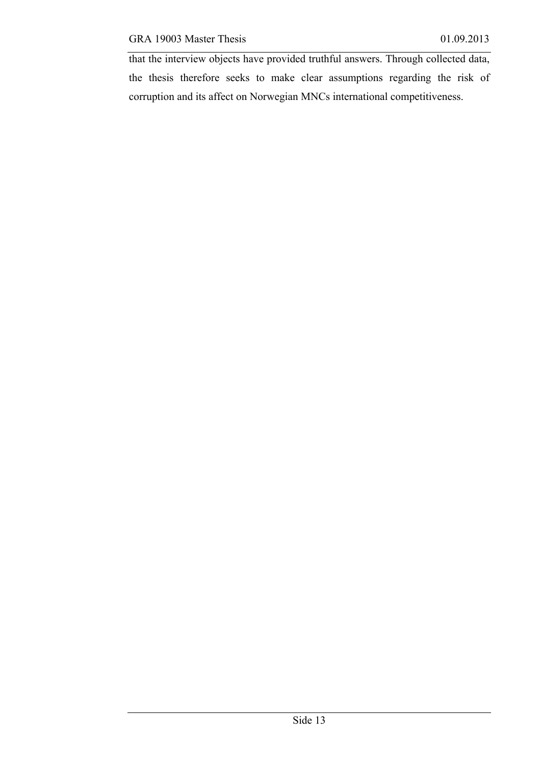that the interview objects have provided truthful answers. Through collected data, the thesis therefore seeks to make clear assumptions regarding the risk of corruption and its affect on Norwegian MNCs international competitiveness.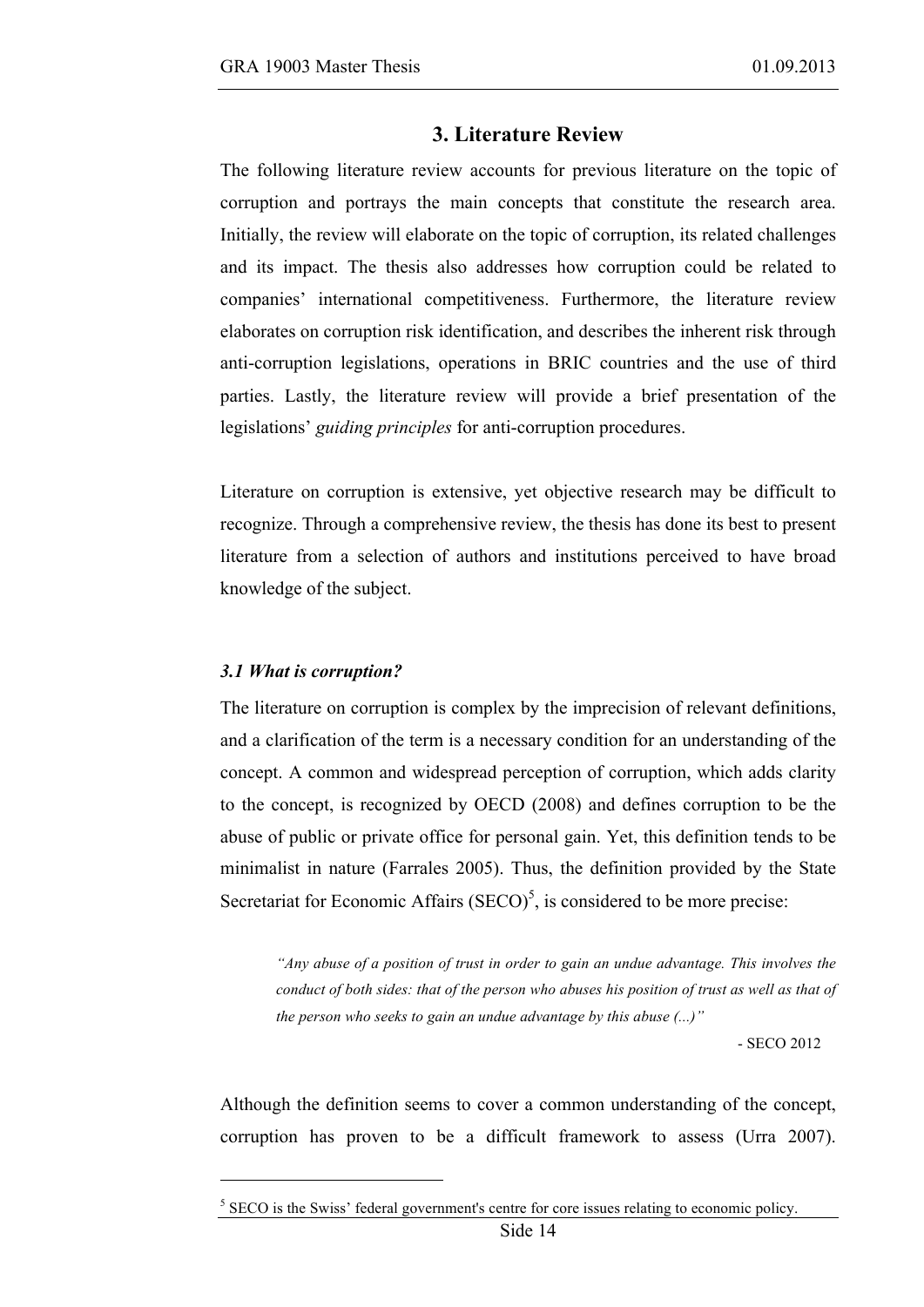# 3. Literature Review

The following literature review accounts for previous literature on the topic of corruption and portrays the main concepts that constitute the research area. Initially, the review will elaborate on the topic of corruption, its related challenges and its impact. The thesis also addresses how corruption could be related to companies' international competitiveness. Furthermore, the literature review elaborates on corruption risk identification, and describes the inherent risk through anti-corruption legislations, operations in BRIC countries and the use of third parties. Lastly, the literature review will provide a brief presentation of the legislations' *guiding principles* for anti-corruption procedures.

Literature on corruption is extensive, yet objective research may be difficult to recognize. Through a comprehensive review, the thesis has done its best to present literature from a selection of authors and institutions perceived to have broad knowledge of the subject.

### *3.1 What is corruption?*

The literature on corruption is complex by the imprecision of relevant definitions, and a clarification of the term is a necessary condition for an understanding of the concept. A common and widespread perception of corruption, which adds clarity to the concept, is recognized by OECD (2008) and defines corruption to be the abuse of public or private office for personal gain. Yet, this definition tends to be minimalist in nature (Farrales 2005). Thus, the definition provided by the State Secretariat for Economic Affairs (SECO)[5], is considered to be more precise:

> *"Any abuse of a position of trust in order to gain an undue advantage. This involves the conduct of both sides: that of the person who abuses his position of trust as well as that of the person who seeks to gain an undue advantage by this abuse (...)"*
>
> \- SECO 2012

Although the definition seems to cover a common understanding of the concept, corruption has proven to be a difficult framework to assess (Urra 2007).

[5] SECO is the Swiss' federal government's centre for core issues relating to economic policy.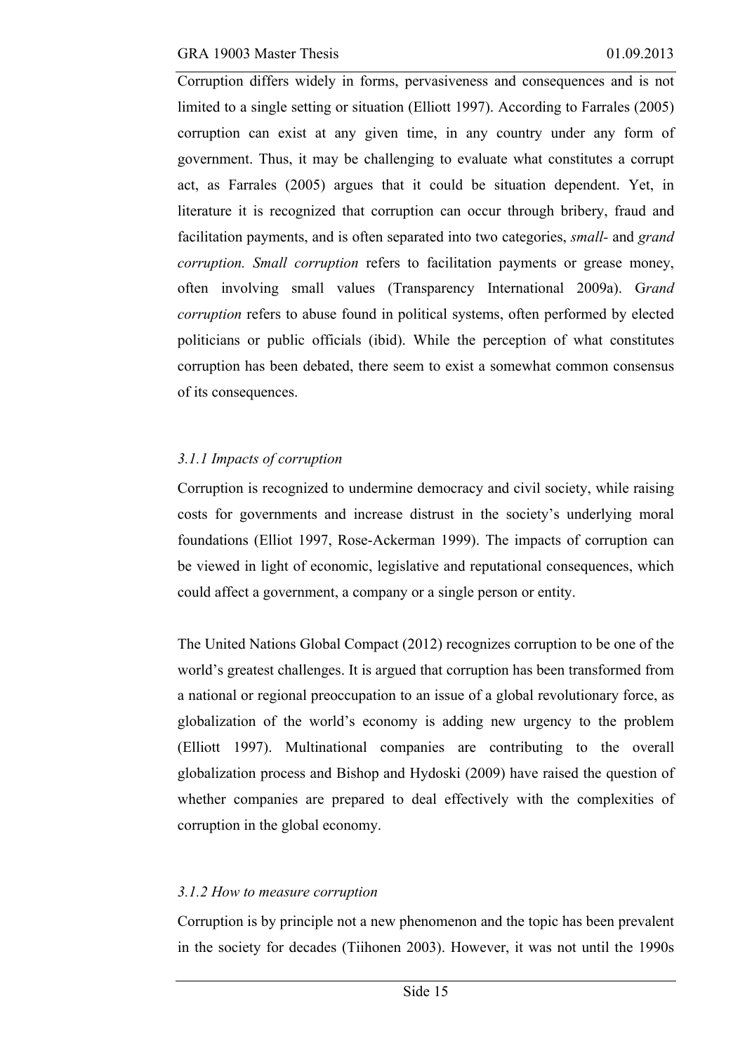Corruption differs widely in forms, pervasiveness and consequences and is not limited to a single setting or situation (Elliott 1997). According to Farrales (2005) corruption can exist at any given time, in any country under any form of government. Thus, it may be challenging to evaluate what constitutes a corrupt act, as Farrales (2005) argues that it could be situation dependent. Yet, in literature it is recognized that corruption can occur through bribery, fraud and facilitation payments, and is often separated into two categories, *small-* and *grand corruption. Small corruption* refers to facilitation payments or grease money, often involving small values (Transparency International 2009a). G*rand corruption* refers to abuse found in political systems, often performed by elected politicians or public officials (ibid). While the perception of what constitutes corruption has been debated, there seem to exist a somewhat common consensus of its consequences.

### *3.1.1 Impacts of corruption*

Corruption is recognized to undermine democracy and civil society, while raising costs for governments and increase distrust in the society's underlying moral foundations (Elliot 1997, Rose-Ackerman 1999). The impacts of corruption can be viewed in light of economic, legislative and reputational consequences, which could affect a government, a company or a single person or entity.

The United Nations Global Compact (2012) recognizes corruption to be one of the world's greatest challenges. It is argued that corruption has been transformed from a national or regional preoccupation to an issue of a global revolutionary force, as globalization of the world's economy is adding new urgency to the problem (Elliott 1997). Multinational companies are contributing to the overall globalization process and Bishop and Hydoski (2009) have raised the question of whether companies are prepared to deal effectively with the complexities of corruption in the global economy.

### *3.1.2 How to measure corruption*

Corruption is by principle not a new phenomenon and the topic has been prevalent in the society for decades (Tiihonen 2003). However, it was not until the 1990s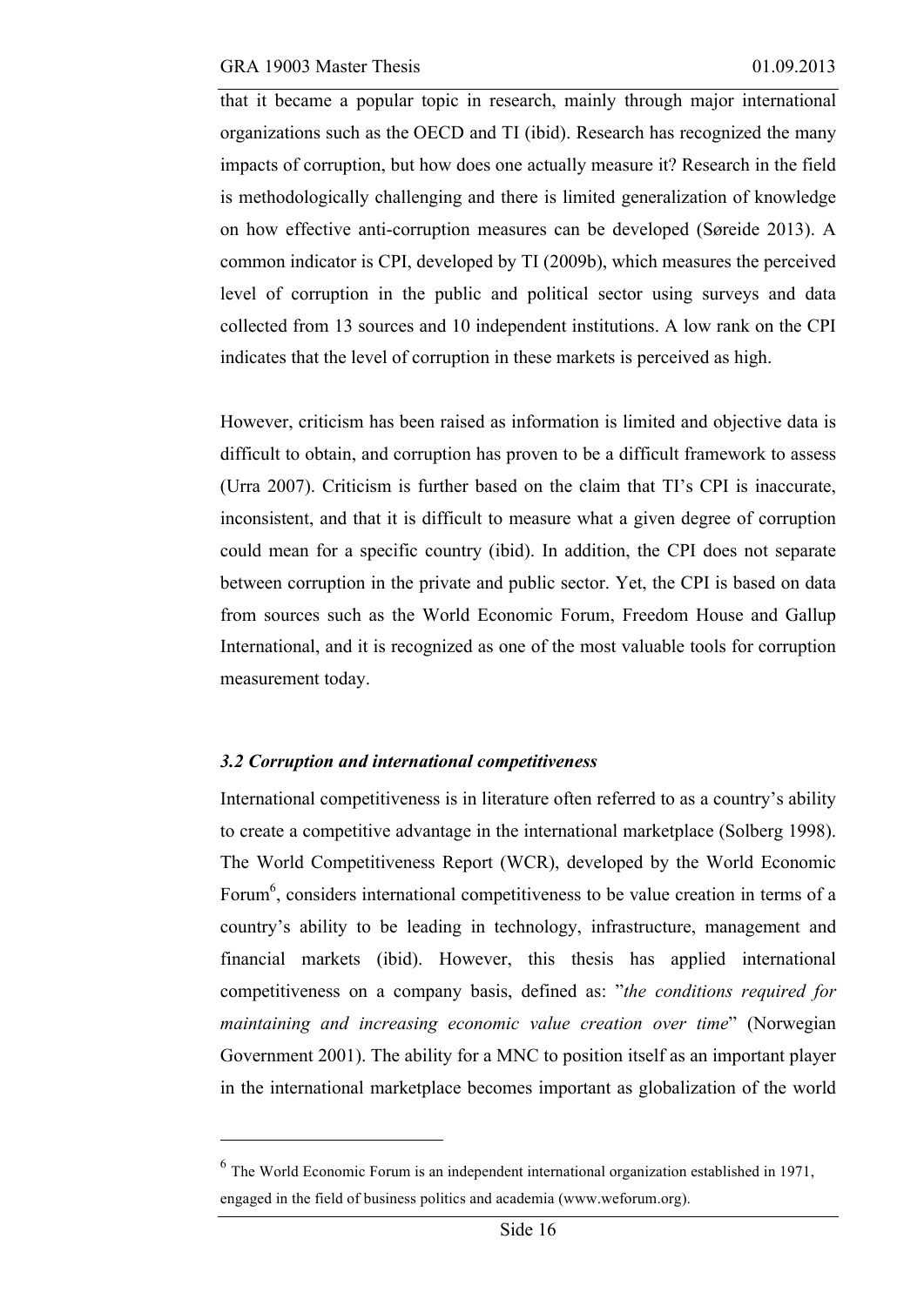that it became a popular topic in research, mainly through major international organizations such as the OECD and TI (ibid). Research has recognized the many impacts of corruption, but how does one actually measure it? Research in the field is methodologically challenging and there is limited generalization of knowledge on how effective anti-corruption measures can be developed (Søreide 2013). A common indicator is CPI, developed by TI (2009b), which measures the perceived level of corruption in the public and political sector using surveys and data collected from 13 sources and 10 independent institutions. A low rank on the CPI indicates that the level of corruption in these markets is perceived as high.

However, criticism has been raised as information is limited and objective data is difficult to obtain, and corruption has proven to be a difficult framework to assess (Urra 2007). Criticism is further based on the claim that TI's CPI is inaccurate, inconsistent, and that it is difficult to measure what a given degree of corruption could mean for a specific country (ibid). In addition, the CPI does not separate between corruption in the private and public sector. Yet, the CPI is based on data from sources such as the World Economic Forum, Freedom House and Gallup International, and it is recognized as one of the most valuable tools for corruption measurement today.

### *3.2 Corruption and international competitiveness*

International competitiveness is in literature often referred to as a country's ability to create a competitive advantage in the international marketplace (Solberg 1998). The World Competitiveness Report (WCR), developed by the World Economic Forum[6], considers international competitiveness to be value creation in terms of a country's ability to be leading in technology, infrastructure, management and financial markets (ibid). However, this thesis has applied international competitiveness on a company basis, defined as: "*the conditions required for maintaining and increasing economic value creation over time*" (Norwegian Government 2001). The ability for a MNC to position itself as an important player in the international marketplace becomes important as globalization of the world

---

[6] The World Economic Forum is an independent international organization established in 1971, engaged in the field of business politics and academia (www.weforum.org).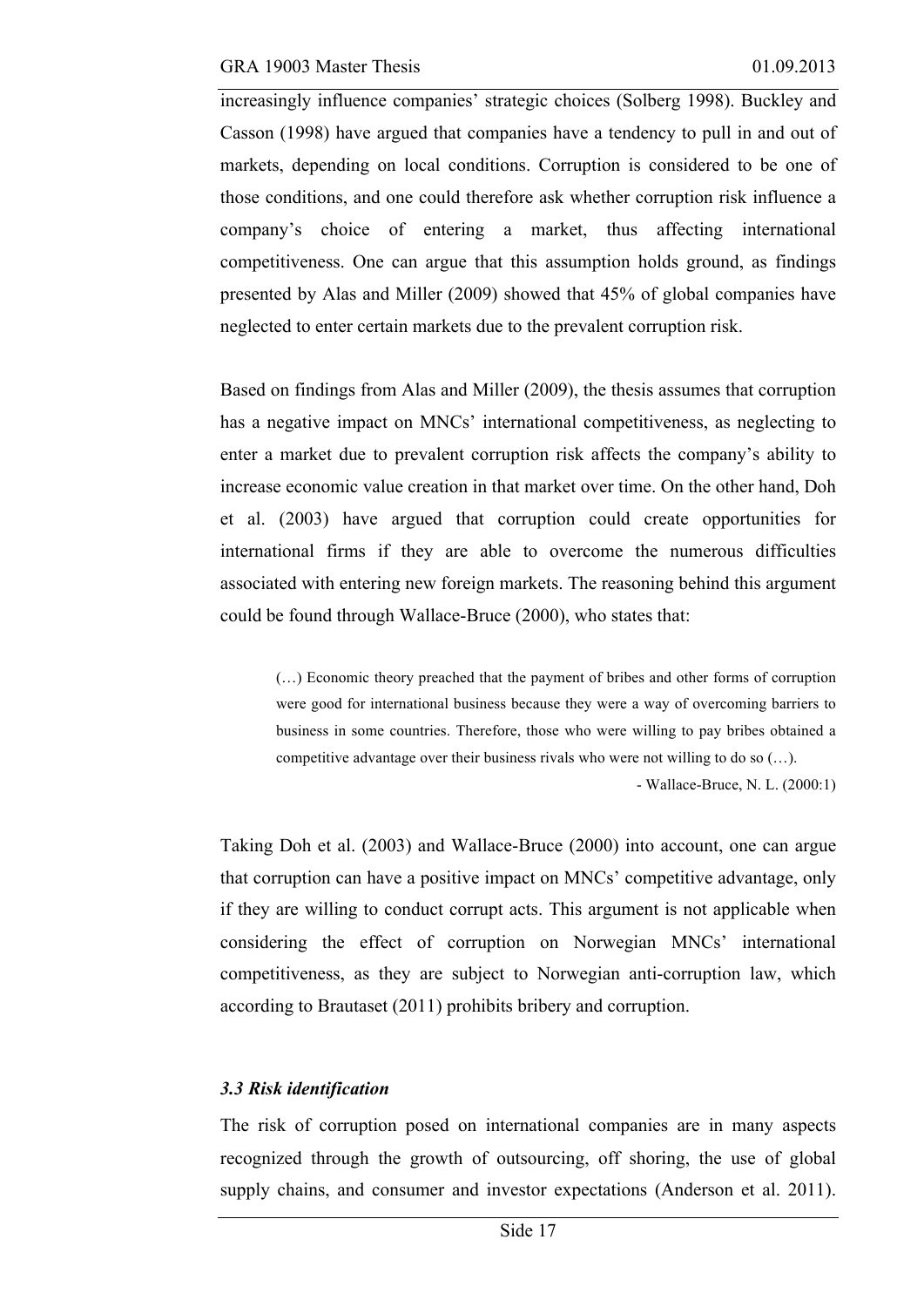increasingly influence companies' strategic choices (Solberg 1998). Buckley and Casson (1998) have argued that companies have a tendency to pull in and out of markets, depending on local conditions. Corruption is considered to be one of those conditions, and one could therefore ask whether corruption risk influence a company's choice of entering a market, thus affecting international competitiveness. One can argue that this assumption holds ground, as findings presented by Alas and Miller (2009) showed that 45% of global companies have neglected to enter certain markets due to the prevalent corruption risk.

Based on findings from Alas and Miller (2009), the thesis assumes that corruption has a negative impact on MNCs' international competitiveness, as neglecting to enter a market due to prevalent corruption risk affects the company's ability to increase economic value creation in that market over time. On the other hand, Doh et al. (2003) have argued that corruption could create opportunities for international firms if they are able to overcome the numerous difficulties associated with entering new foreign markets. The reasoning behind this argument could be found through Wallace-Bruce (2000), who states that:

> (…) Economic theory preached that the payment of bribes and other forms of corruption were good for international business because they were a way of overcoming barriers to business in some countries. Therefore, those who were willing to pay bribes obtained a competitive advantage over their business rivals who were not willing to do so (…).
>
> \- Wallace-Bruce, N. L. (2000:1)

Taking Doh et al. (2003) and Wallace-Bruce (2000) into account, one can argue that corruption can have a positive impact on MNCs' competitive advantage, only if they are willing to conduct corrupt acts. This argument is not applicable when considering the effect of corruption on Norwegian MNCs' international competitiveness, as they are subject to Norwegian anti-corruption law, which according to Brautaset (2011) prohibits bribery and corruption.

### *3.3 Risk identification*

The risk of corruption posed on international companies are in many aspects recognized through the growth of outsourcing, off shoring, the use of global supply chains, and consumer and investor expectations (Anderson et al. 2011).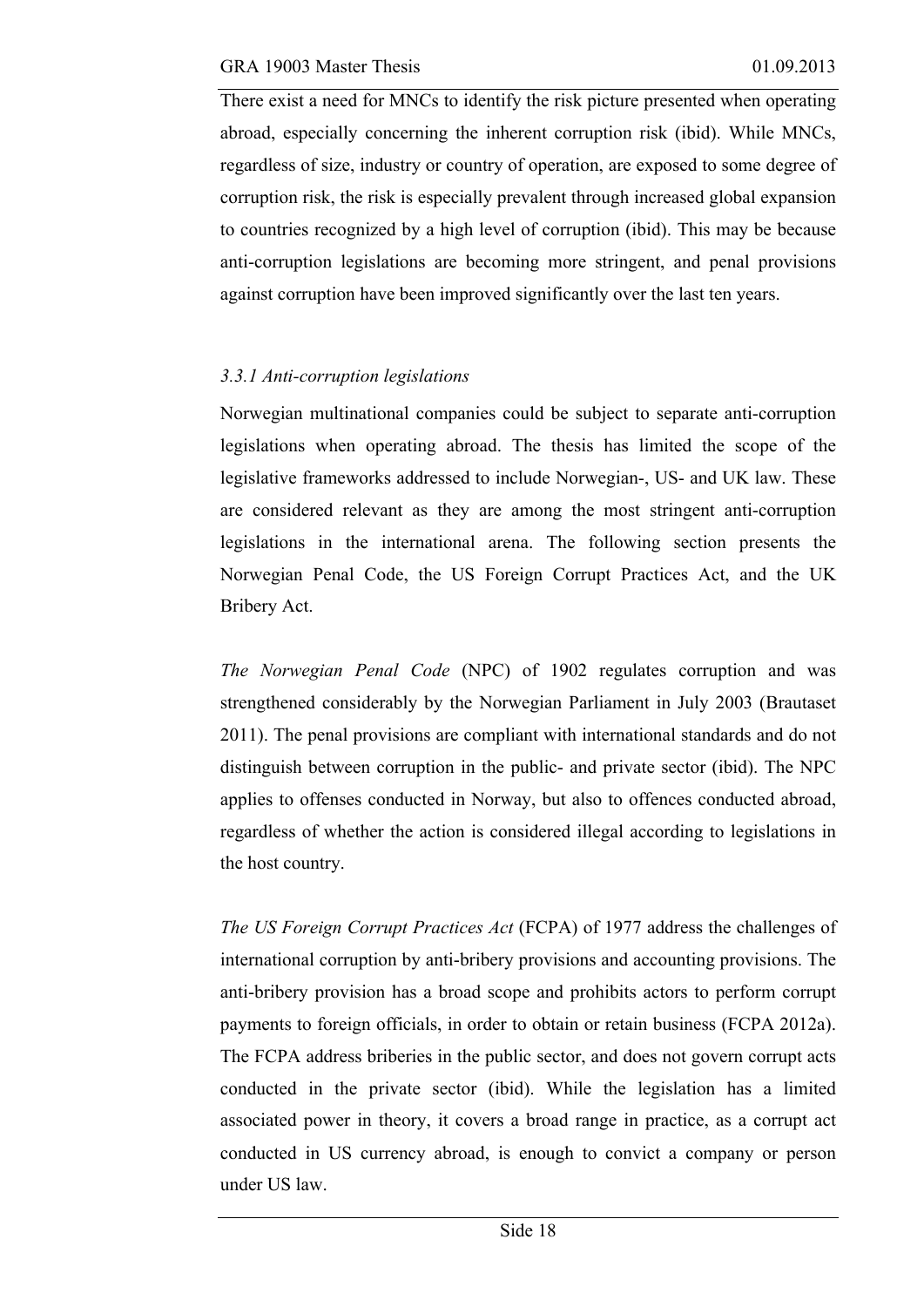There exist a need for MNCs to identify the risk picture presented when operating abroad, especially concerning the inherent corruption risk (ibid). While MNCs, regardless of size, industry or country of operation, are exposed to some degree of corruption risk, the risk is especially prevalent through increased global expansion to countries recognized by a high level of corruption (ibid). This may be because anti-corruption legislations are becoming more stringent, and penal provisions against corruption have been improved significantly over the last ten years.

### *3.3.1 Anti-corruption legislations*

Norwegian multinational companies could be subject to separate anti-corruption legislations when operating abroad. The thesis has limited the scope of the legislative frameworks addressed to include Norwegian-, US- and UK law. These are considered relevant as they are among the most stringent anti-corruption legislations in the international arena. The following section presents the Norwegian Penal Code, the US Foreign Corrupt Practices Act, and the UK Bribery Act.

*The Norwegian Penal Code* (NPC) of 1902 regulates corruption and was strengthened considerably by the Norwegian Parliament in July 2003 (Brautaset 2011). The penal provisions are compliant with international standards and do not distinguish between corruption in the public- and private sector (ibid). The NPC applies to offenses conducted in Norway, but also to offences conducted abroad, regardless of whether the action is considered illegal according to legislations in the host country.

*The US Foreign Corrupt Practices Act* (FCPA) of 1977 address the challenges of international corruption by anti-bribery provisions and accounting provisions. The anti-bribery provision has a broad scope and prohibits actors to perform corrupt payments to foreign officials, in order to obtain or retain business (FCPA 2012a). The FCPA address briberies in the public sector, and does not govern corrupt acts conducted in the private sector (ibid). While the legislation has a limited associated power in theory, it covers a broad range in practice, as a corrupt act conducted in US currency abroad, is enough to convict a company or person under US law.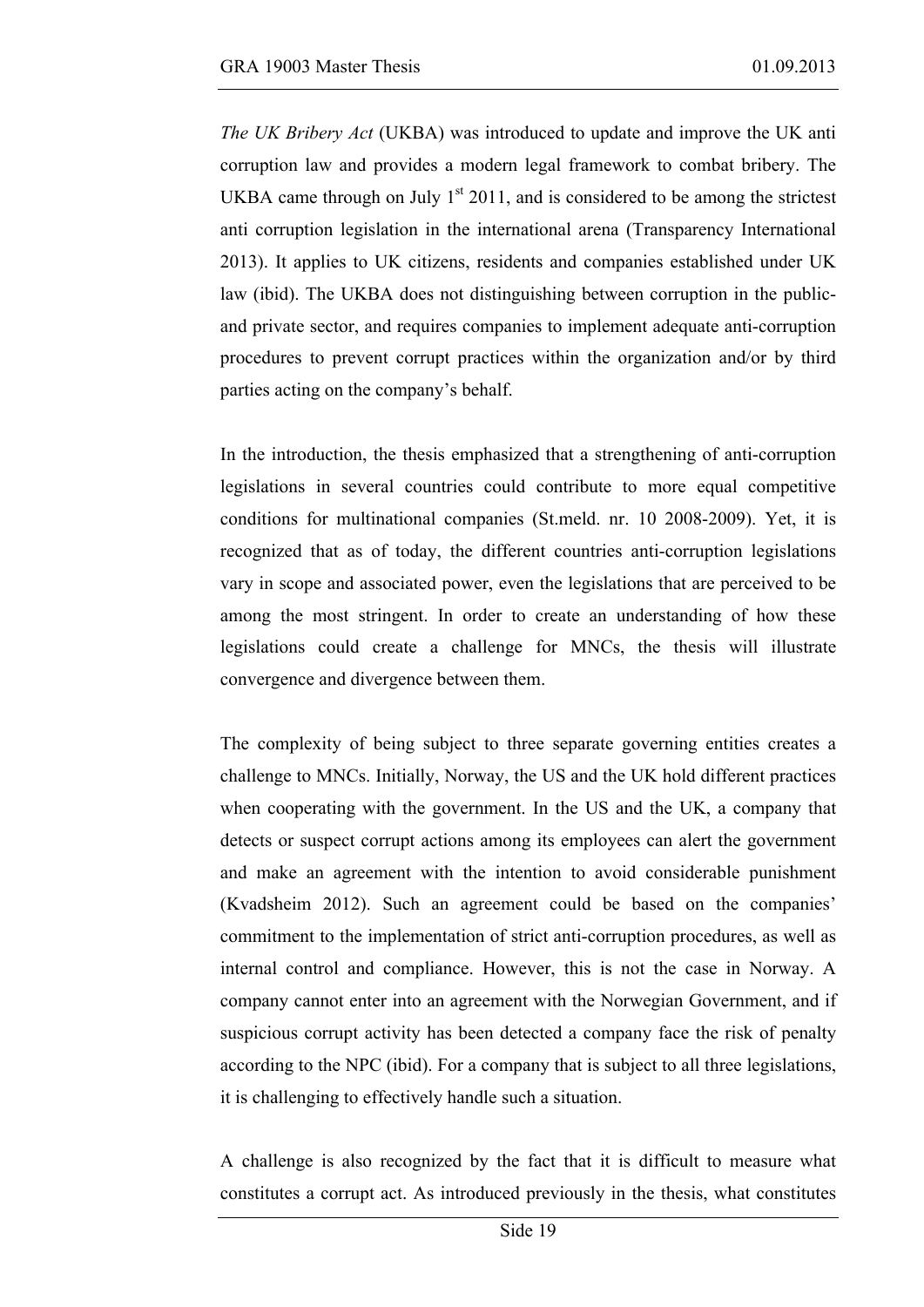*The UK Bribery Act* (UKBA) was introduced to update and improve the UK anti corruption law and provides a modern legal framework to combat bribery. The UKBA came through on July 1st 2011, and is considered to be among the strictest anti corruption legislation in the international arena (Transparency International 2013). It applies to UK citizens, residents and companies established under UK law (ibid). The UKBA does not distinguishing between corruption in the public- and private sector, and requires companies to implement adequate anti-corruption procedures to prevent corrupt practices within the organization and/or by third parties acting on the company's behalf.

In the introduction, the thesis emphasized that a strengthening of anti-corruption legislations in several countries could contribute to more equal competitive conditions for multinational companies (St.meld. nr. 10 2008-2009). Yet, it is recognized that as of today, the different countries anti-corruption legislations vary in scope and associated power, even the legislations that are perceived to be among the most stringent. In order to create an understanding of how these legislations could create a challenge for MNCs, the thesis will illustrate convergence and divergence between them.

The complexity of being subject to three separate governing entities creates a challenge to MNCs. Initially, Norway, the US and the UK hold different practices when cooperating with the government. In the US and the UK, a company that detects or suspect corrupt actions among its employees can alert the government and make an agreement with the intention to avoid considerable punishment (Kvadsheim 2012). Such an agreement could be based on the companies' commitment to the implementation of strict anti-corruption procedures, as well as internal control and compliance. However, this is not the case in Norway. A company cannot enter into an agreement with the Norwegian Government, and if suspicious corrupt activity has been detected a company face the risk of penalty according to the NPC (ibid). For a company that is subject to all three legislations, it is challenging to effectively handle such a situation.

A challenge is also recognized by the fact that it is difficult to measure what constitutes a corrupt act. As introduced previously in the thesis, what constitutes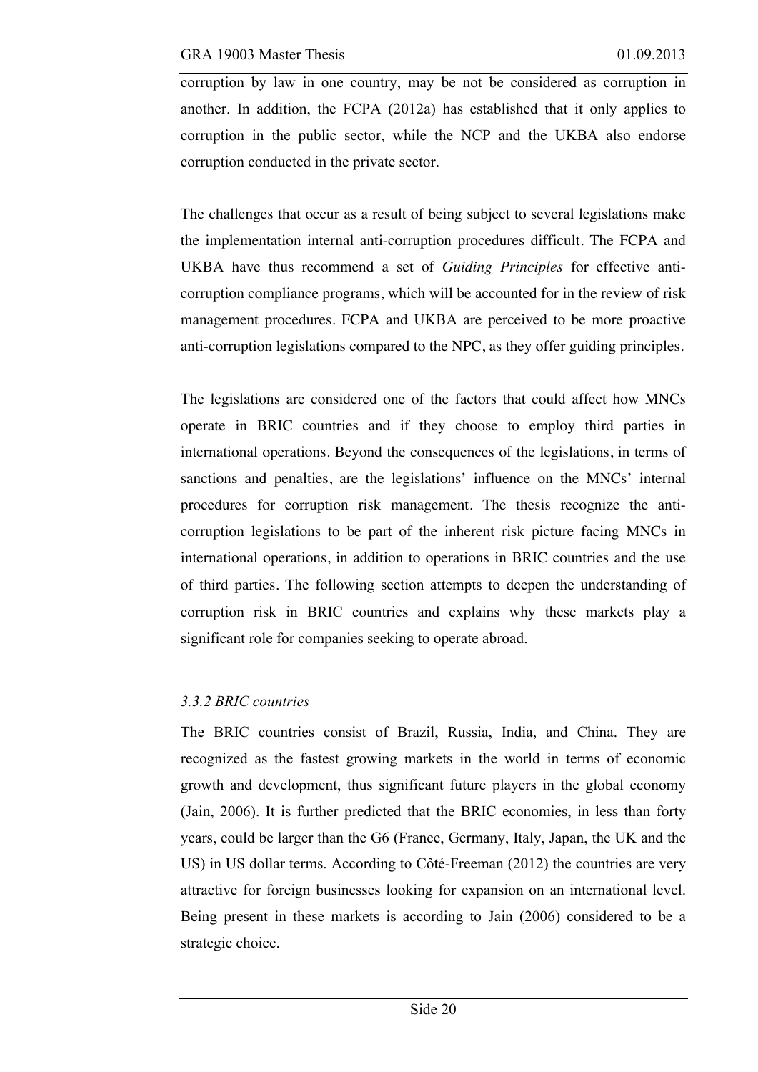corruption by law in one country, may be not be considered as corruption in another. In addition, the FCPA (2012a) has established that it only applies to corruption in the public sector, while the NCP and the UKBA also endorse corruption conducted in the private sector.

The challenges that occur as a result of being subject to several legislations make the implementation internal anti-corruption procedures difficult. The FCPA and UKBA have thus recommend a set of *Guiding Principles* for effective anti-corruption compliance programs, which will be accounted for in the review of risk management procedures. FCPA and UKBA are perceived to be more proactive anti-corruption legislations compared to the NPC, as they offer guiding principles.

The legislations are considered one of the factors that could affect how MNCs operate in BRIC countries and if they choose to employ third parties in international operations. Beyond the consequences of the legislations, in terms of sanctions and penalties, are the legislations' influence on the MNCs' internal procedures for corruption risk management. The thesis recognize the anti-corruption legislations to be part of the inherent risk picture facing MNCs in international operations, in addition to operations in BRIC countries and the use of third parties. The following section attempts to deepen the understanding of corruption risk in BRIC countries and explains why these markets play a significant role for companies seeking to operate abroad.

### *3.3.2 BRIC countries*

The BRIC countries consist of Brazil, Russia, India, and China. They are recognized as the fastest growing markets in the world in terms of economic growth and development, thus significant future players in the global economy (Jain, 2006). It is further predicted that the BRIC economies, in less than forty years, could be larger than the G6 (France, Germany, Italy, Japan, the UK and the US) in US dollar terms. According to Côté-Freeman (2012) the countries are very attractive for foreign businesses looking for expansion on an international level. Being present in these markets is according to Jain (2006) considered to be a strategic choice.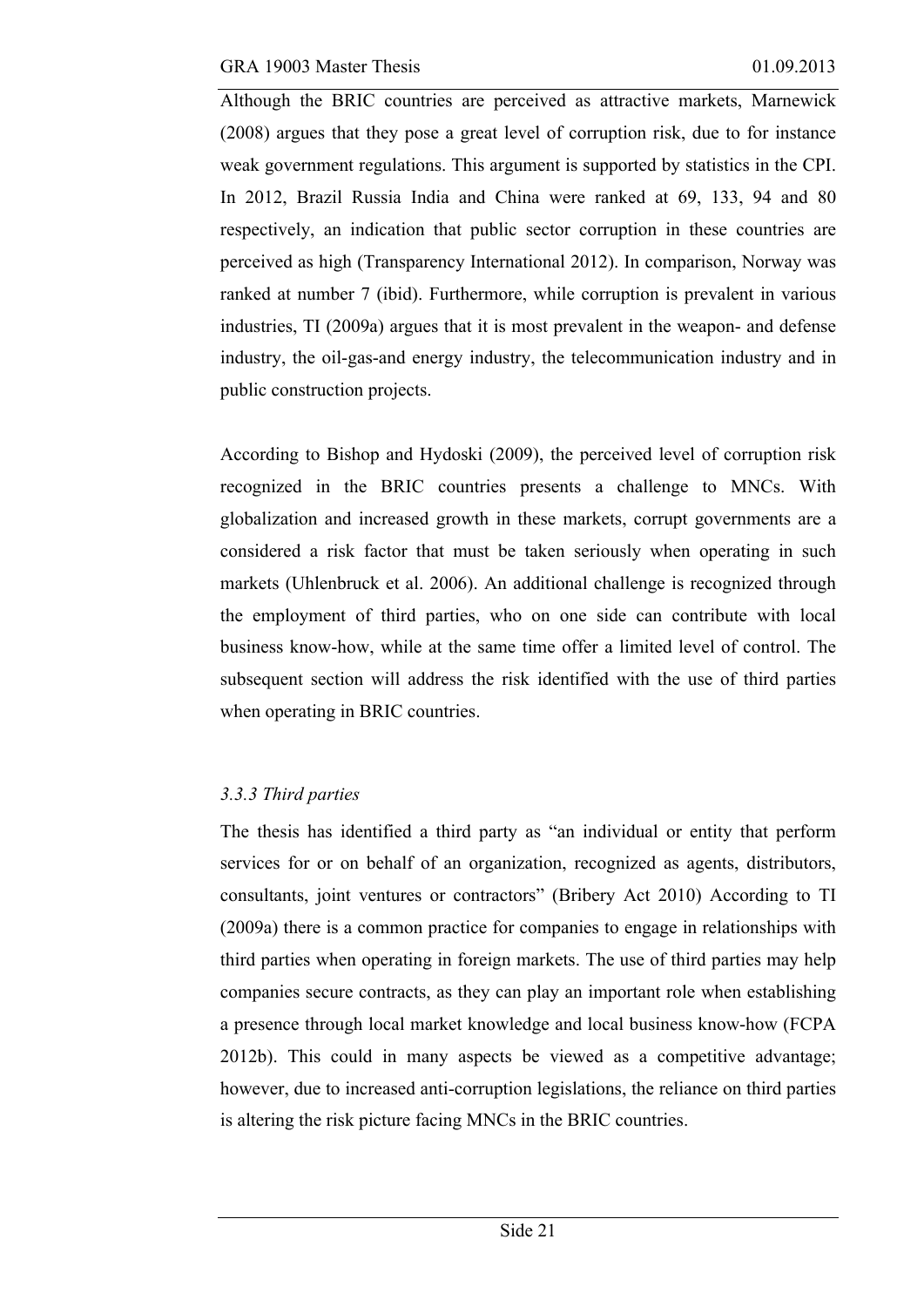Although the BRIC countries are perceived as attractive markets, Marnewick (2008) argues that they pose a great level of corruption risk, due to for instance weak government regulations. This argument is supported by statistics in the CPI. In 2012, Brazil Russia India and China were ranked at 69, 133, 94 and 80 respectively, an indication that public sector corruption in these countries are perceived as high (Transparency International 2012). In comparison, Norway was ranked at number 7 (ibid). Furthermore, while corruption is prevalent in various industries, TI (2009a) argues that it is most prevalent in the weapon- and defense industry, the oil-gas-and energy industry, the telecommunication industry and in public construction projects.

According to Bishop and Hydoski (2009), the perceived level of corruption risk recognized in the BRIC countries presents a challenge to MNCs. With globalization and increased growth in these markets, corrupt governments are a considered a risk factor that must be taken seriously when operating in such markets (Uhlenbruck et al. 2006). An additional challenge is recognized through the employment of third parties, who on one side can contribute with local business know-how, while at the same time offer a limited level of control. The subsequent section will address the risk identified with the use of third parties when operating in BRIC countries.

### *3.3.3 Third parties*

The thesis has identified a third party as "an individual or entity that perform services for or on behalf of an organization, recognized as agents, distributors, consultants, joint ventures or contractors" (Bribery Act 2010) According to TI (2009a) there is a common practice for companies to engage in relationships with third parties when operating in foreign markets. The use of third parties may help companies secure contracts, as they can play an important role when establishing a presence through local market knowledge and local business know-how (FCPA 2012b). This could in many aspects be viewed as a competitive advantage; however, due to increased anti-corruption legislations, the reliance on third parties is altering the risk picture facing MNCs in the BRIC countries.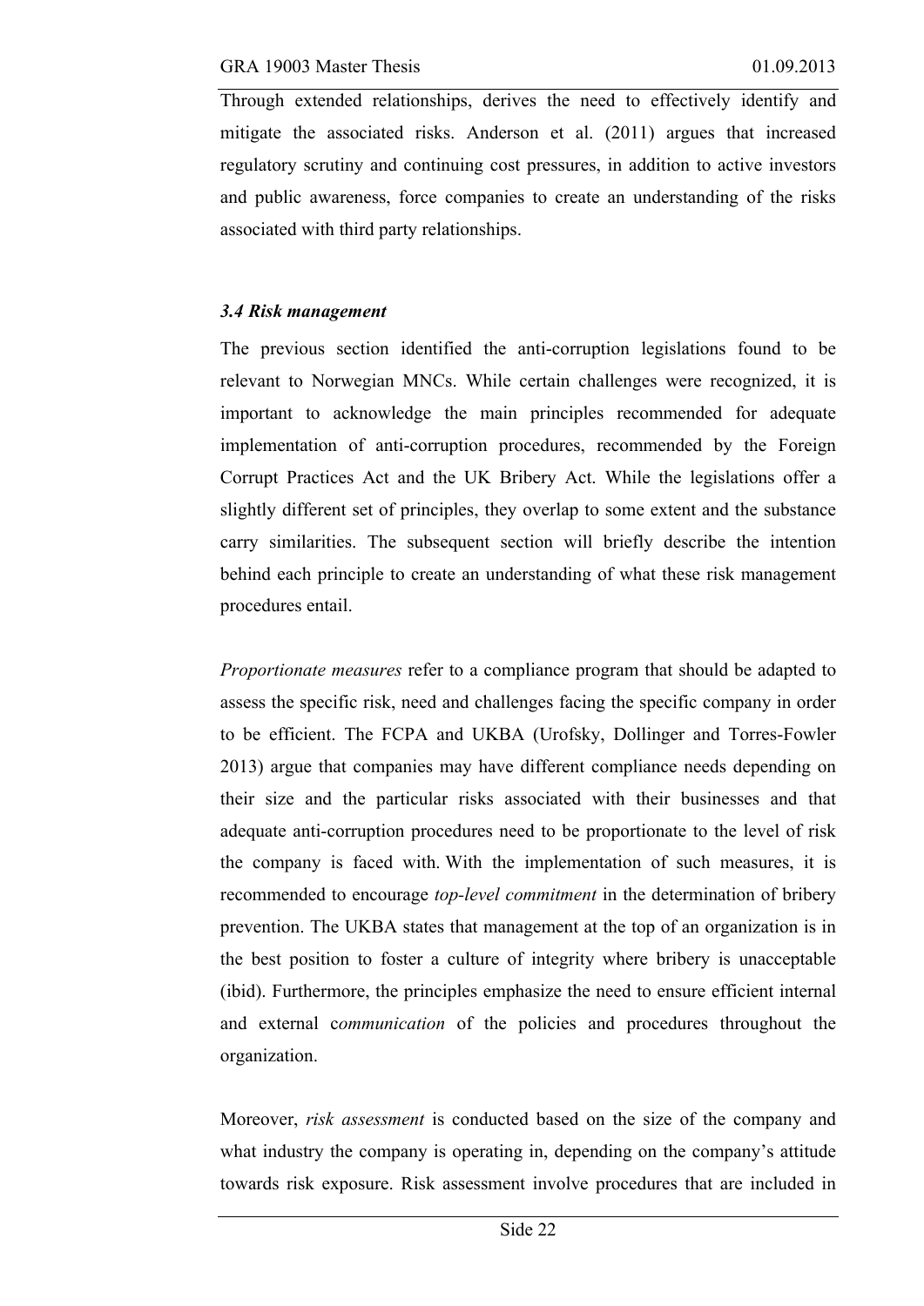Through extended relationships, derives the need to effectively identify and mitigate the associated risks. Anderson et al. (2011) argues that increased regulatory scrutiny and continuing cost pressures, in addition to active investors and public awareness, force companies to create an understanding of the risks associated with third party relationships.

### *3.4 Risk management*

The previous section identified the anti-corruption legislations found to be relevant to Norwegian MNCs. While certain challenges were recognized, it is important to acknowledge the main principles recommended for adequate implementation of anti-corruption procedures, recommended by the Foreign Corrupt Practices Act and the UK Bribery Act. While the legislations offer a slightly different set of principles, they overlap to some extent and the substance carry similarities. The subsequent section will briefly describe the intention behind each principle to create an understanding of what these risk management procedures entail.

*Proportionate measures* refer to a compliance program that should be adapted to assess the specific risk, need and challenges facing the specific company in order to be efficient. The FCPA and UKBA (Urofsky, Dollinger and Torres-Fowler 2013) argue that companies may have different compliance needs depending on their size and the particular risks associated with their businesses and that adequate anti-corruption procedures need to be proportionate to the level of risk the company is faced with. With the implementation of such measures, it is recommended to encourage *top-level commitment* in the determination of bribery prevention. The UKBA states that management at the top of an organization is in the best position to foster a culture of integrity where bribery is unacceptable (ibid). Furthermore, the principles emphasize the need to ensure efficient internal and external c*ommunication* of the policies and procedures throughout the organization.

Moreover, *risk assessment* is conducted based on the size of the company and what industry the company is operating in, depending on the company's attitude towards risk exposure. Risk assessment involve procedures that are included in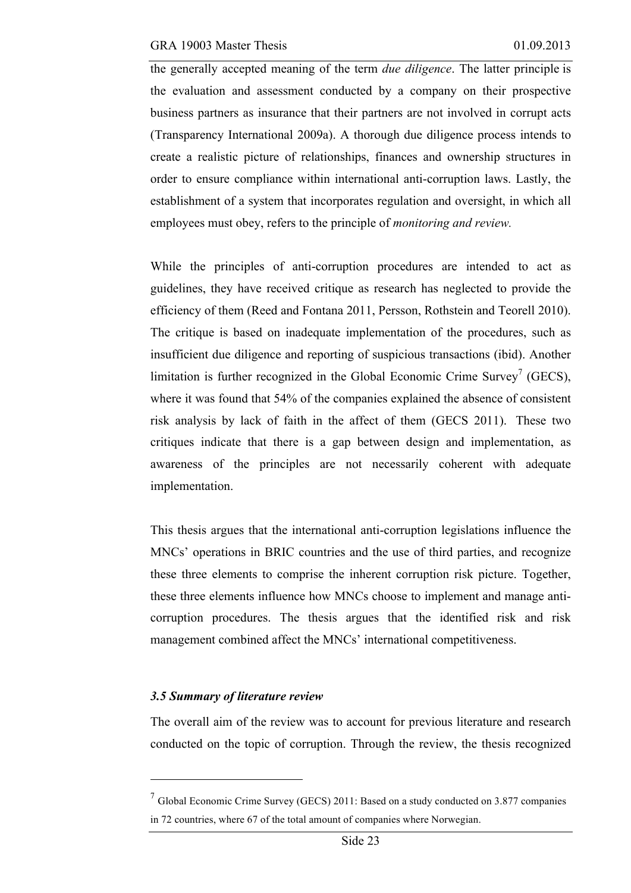the generally accepted meaning of the term *due diligence*. The latter principle is the evaluation and assessment conducted by a company on their prospective business partners as insurance that their partners are not involved in corrupt acts (Transparency International 2009a). A thorough due diligence process intends to create a realistic picture of relationships, finances and ownership structures in order to ensure compliance within international anti-corruption laws. Lastly, the establishment of a system that incorporates regulation and oversight, in which all employees must obey, refers to the principle of *monitoring and review.*

While the principles of anti-corruption procedures are intended to act as guidelines, they have received critique as research has neglected to provide the efficiency of them (Reed and Fontana 2011, Persson, Rothstein and Teorell 2010). The critique is based on inadequate implementation of the procedures, such as insufficient due diligence and reporting of suspicious transactions (ibid). Another limitation is further recognized in the Global Economic Crime Survey[7] (GECS), where it was found that 54% of the companies explained the absence of consistent risk analysis by lack of faith in the affect of them (GECS 2011). These two critiques indicate that there is a gap between design and implementation, as awareness of the principles are not necessarily coherent with adequate implementation.

This thesis argues that the international anti-corruption legislations influence the MNCs' operations in BRIC countries and the use of third parties, and recognize these three elements to comprise the inherent corruption risk picture. Together, these three elements influence how MNCs choose to implement and manage anti-corruption procedures. The thesis argues that the identified risk and risk management combined affect the MNCs' international competitiveness.

### *3.5 Summary of literature review*

The overall aim of the review was to account for previous literature and research conducted on the topic of corruption. Through the review, the thesis recognized

---

[7] Global Economic Crime Survey (GECS) 2011: Based on a study conducted on 3.877 companies in 72 countries, where 67 of the total amount of companies where Norwegian.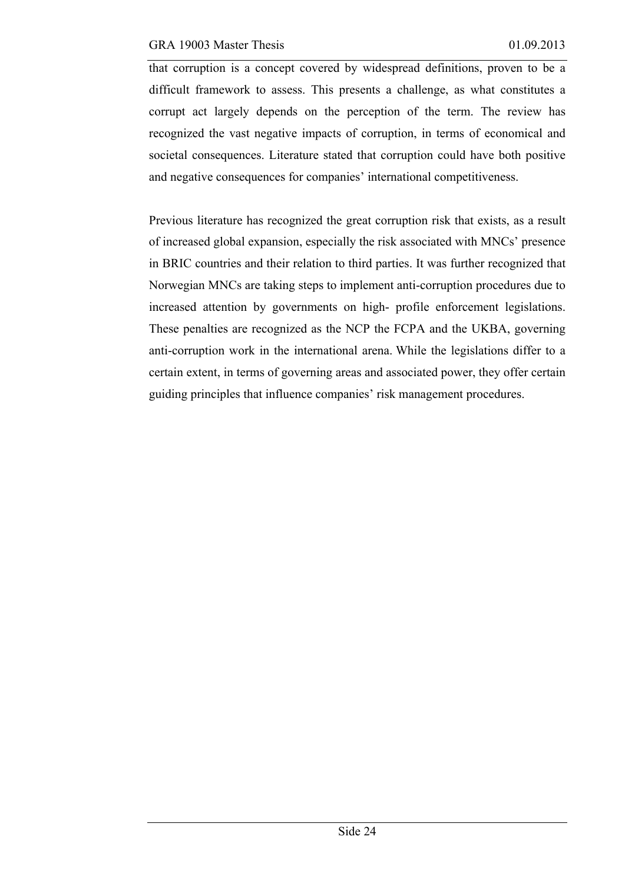that corruption is a concept covered by widespread definitions, proven to be a difficult framework to assess. This presents a challenge, as what constitutes a corrupt act largely depends on the perception of the term. The review has recognized the vast negative impacts of corruption, in terms of economical and societal consequences. Literature stated that corruption could have both positive and negative consequences for companies' international competitiveness.

Previous literature has recognized the great corruption risk that exists, as a result of increased global expansion, especially the risk associated with MNCs' presence in BRIC countries and their relation to third parties. It was further recognized that Norwegian MNCs are taking steps to implement anti-corruption procedures due to increased attention by governments on high- profile enforcement legislations. These penalties are recognized as the NCP the FCPA and the UKBA, governing anti-corruption work in the international arena. While the legislations differ to a certain extent, in terms of governing areas and associated power, they offer certain guiding principles that influence companies' risk management procedures.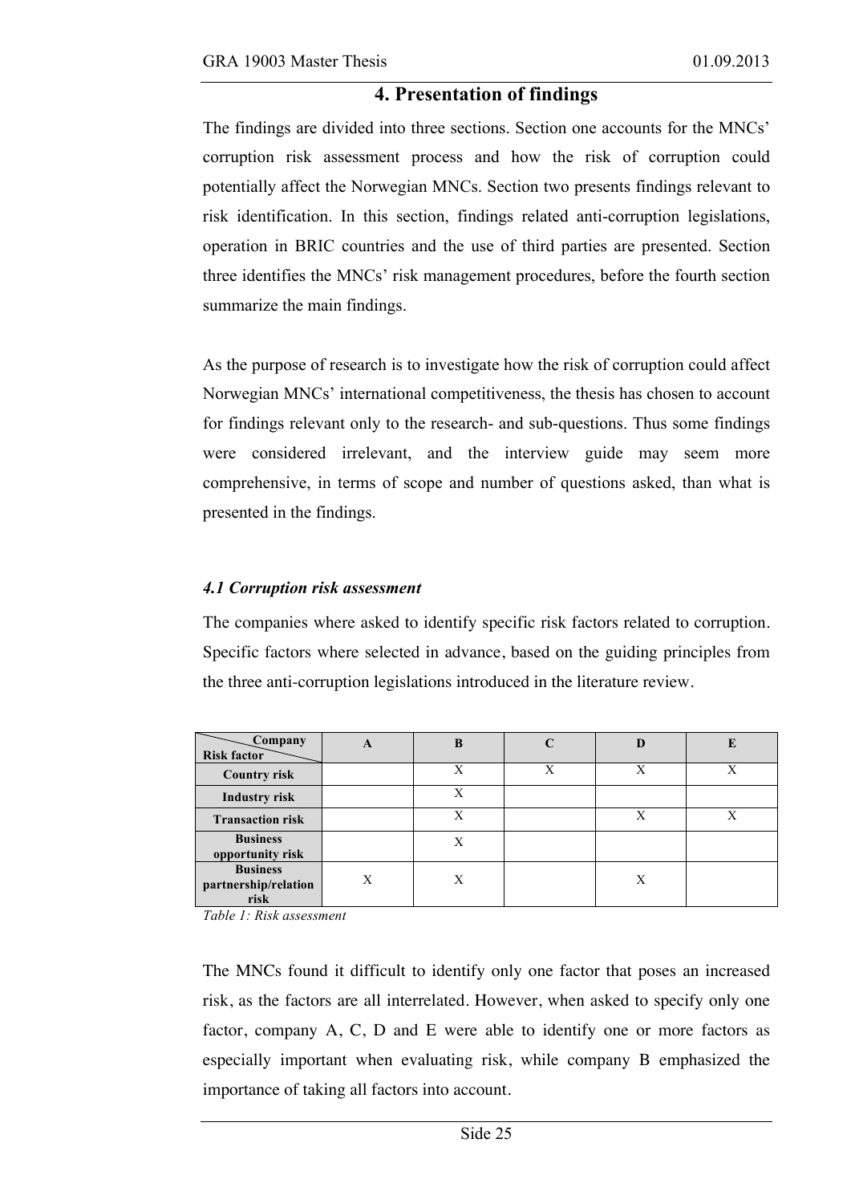# 4. Presentation of findings

The findings are divided into three sections. Section one accounts for the MNCs' corruption risk assessment process and how the risk of corruption could potentially affect the Norwegian MNCs. Section two presents findings relevant to risk identification. In this section, findings related anti-corruption legislations, operation in BRIC countries and the use of third parties are presented. Section three identifies the MNCs' risk management procedures, before the fourth section summarize the main findings.

As the purpose of research is to investigate how the risk of corruption could affect Norwegian MNCs' international competitiveness, the thesis has chosen to account for findings relevant only to the research- and sub-questions. Thus some findings were considered irrelevant, and the interview guide may seem more comprehensive, in terms of scope and number of questions asked, than what is presented in the findings.

### *4.1 Corruption risk assessment*

The companies where asked to identify specific risk factors related to corruption. Specific factors where selected in advance, based on the guiding principles from the three anti-corruption legislations introduced in the literature review.

| Risk factor \ Company | A | B | C | D | E |
|---|---|---|---|---|---|
| **Country risk** | | X | X | X | X |
| **Industry risk** | | X | | | |
| **Transaction risk** | | X | | X | X |
| **Business opportunity risk** | | X | | | |
| **Business partnership/relation risk** | X | X | | X | |

*Table 1: Risk assessment*

The MNCs found it difficult to identify only one factor that poses an increased risk, as the factors are all interrelated. However, when asked to specify only one factor, company A, C, D and E were able to identify one or more factors as especially important when evaluating risk, while company B emphasized the importance of taking all factors into account.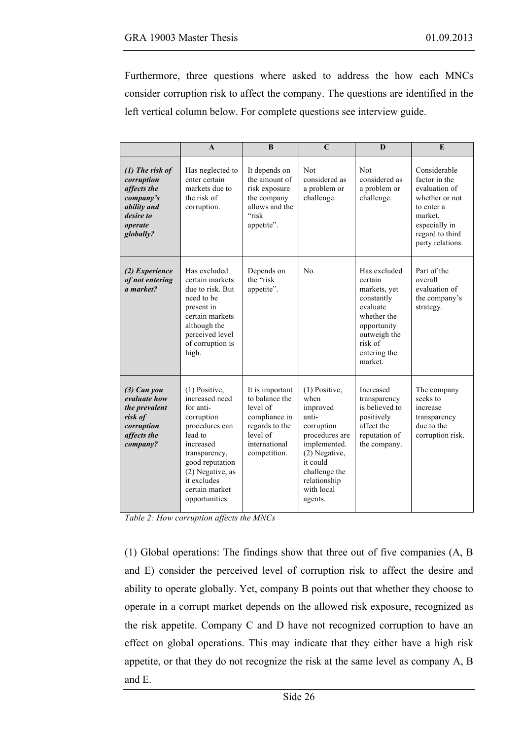Furthermore, three questions where asked to address the how each MNCs consider corruption risk to affect the company. The questions are identified in the left vertical column below. For complete questions see interview guide.

| | A | B | C | D | E |
|---|---|---|---|---|---|
| ***(1) The risk of corruption affects the company's ability and desire to operate globally?*** | Has neglected to enter certain markets due to the risk of corruption. | It depends on the amount of risk exposure the company allows and the "risk appetite". | Not considered as a problem or challenge. | Not considered as a problem or challenge. | Considerable factor in the evaluation of whether or not to enter a market, especially in regard to third party relations. |
| ***(2) Experience of not entering a market?*** | Has excluded certain markets due to risk. But need to be present in certain markets although the perceived level of corruption is high. | Depends on the "risk appetite". | No. | Has excluded certain markets, yet constantly evaluate whether the opportunity outweigh the risk of entering the market. | Part of the overall evaluation of the company's strategy. |
| ***(3) Can you evaluate how the prevalent risk of corruption affects the company?*** | (1) Positive, increased need for anti-corruption procedures can lead to increased transparency, good reputation (2) Negative, as it excludes certain market opportunities. | It is important to balance the level of compliance in regards to the level of international competition. | (1) Positive, when improved anti-corruption procedures are implemented. (2) Negative, it could challenge the relationship with local agents. | Increased transparency is believed to positively affect the reputation of the company. | The company seeks to increase transparency due to the corruption risk. |

*Table 2: How corruption affects the MNCs*

(1) Global operations: The findings show that three out of five companies (A, B and E) consider the perceived level of corruption risk to affect the desire and ability to operate globally. Yet, company B points out that whether they choose to operate in a corrupt market depends on the allowed risk exposure, recognized as the risk appetite. Company C and D have not recognized corruption to have an effect on global operations. This may indicate that they either have a high risk appetite, or that they do not recognize the risk at the same level as company A, B and E.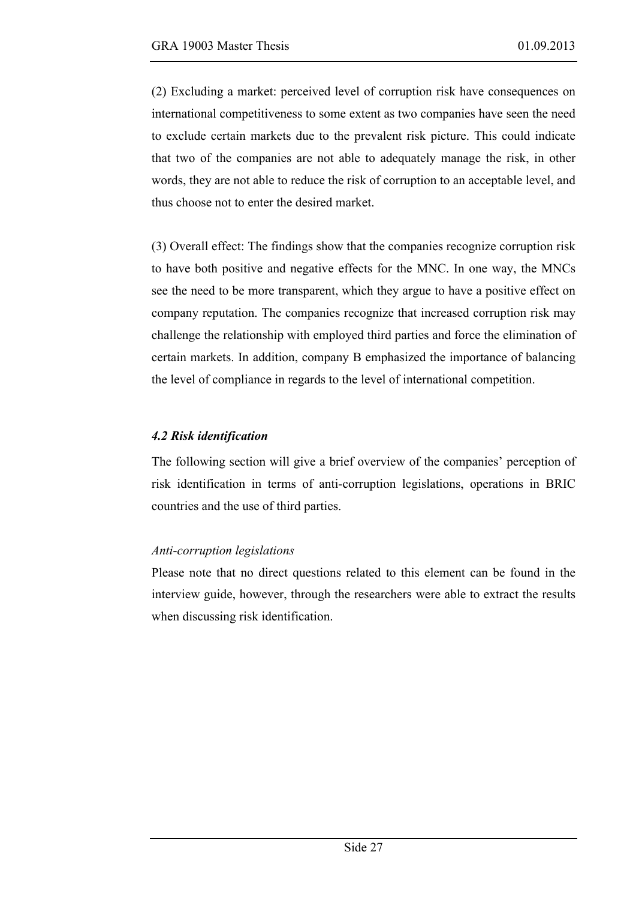(2) Excluding a market: perceived level of corruption risk have consequences on international competitiveness to some extent as two companies have seen the need to exclude certain markets due to the prevalent risk picture. This could indicate that two of the companies are not able to adequately manage the risk, in other words, they are not able to reduce the risk of corruption to an acceptable level, and thus choose not to enter the desired market.

(3) Overall effect: The findings show that the companies recognize corruption risk to have both positive and negative effects for the MNC. In one way, the MNCs see the need to be more transparent, which they argue to have a positive effect on company reputation. The companies recognize that increased corruption risk may challenge the relationship with employed third parties and force the elimination of certain markets. In addition, company B emphasized the importance of balancing the level of compliance in regards to the level of international competition.

### *4.2 Risk identification*

The following section will give a brief overview of the companies' perception of risk identification in terms of anti-corruption legislations, operations in BRIC countries and the use of third parties.

*Anti-corruption legislations*

Please note that no direct questions related to this element can be found in the interview guide, however, through the researchers were able to extract the results when discussing risk identification.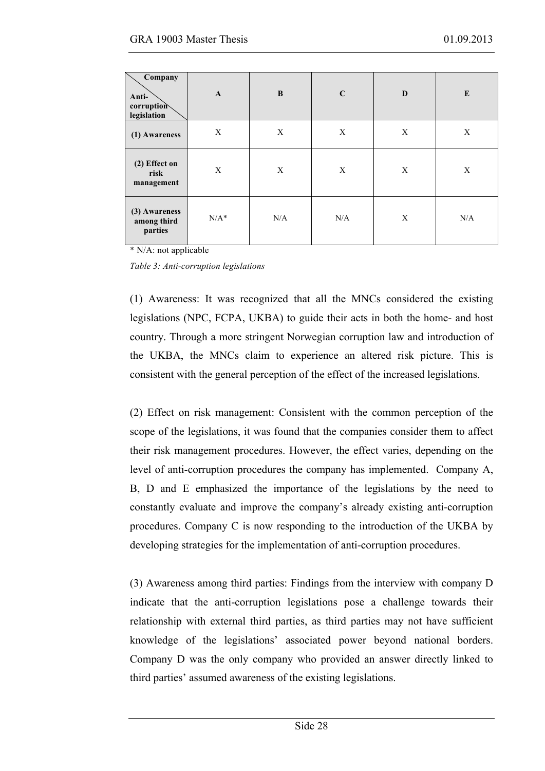| Company / Anti-corruption legislation | A | B | C | D | E |
|---|---|---|---|---|---|
| **(1) Awareness** | X | X | X | X | X |
| **(2) Effect on risk management** | X | X | X | X | X |
| **(3) Awareness among third parties** | N/A* | N/A | N/A | X | N/A |

\* N/A: not applicable

*Table 3: Anti-corruption legislations*

(1) Awareness: It was recognized that all the MNCs considered the existing legislations (NPC, FCPA, UKBA) to guide their acts in both the home- and host country. Through a more stringent Norwegian corruption law and introduction of the UKBA, the MNCs claim to experience an altered risk picture. This is consistent with the general perception of the effect of the increased legislations.

(2) Effect on risk management: Consistent with the common perception of the scope of the legislations, it was found that the companies consider them to affect their risk management procedures. However, the effect varies, depending on the level of anti-corruption procedures the company has implemented. Company A, B, D and E emphasized the importance of the legislations by the need to constantly evaluate and improve the company's already existing anti-corruption procedures. Company C is now responding to the introduction of the UKBA by developing strategies for the implementation of anti-corruption procedures.

(3) Awareness among third parties: Findings from the interview with company D indicate that the anti-corruption legislations pose a challenge towards their relationship with external third parties, as third parties may not have sufficient knowledge of the legislations' associated power beyond national borders. Company D was the only company who provided an answer directly linked to third parties' assumed awareness of the existing legislations.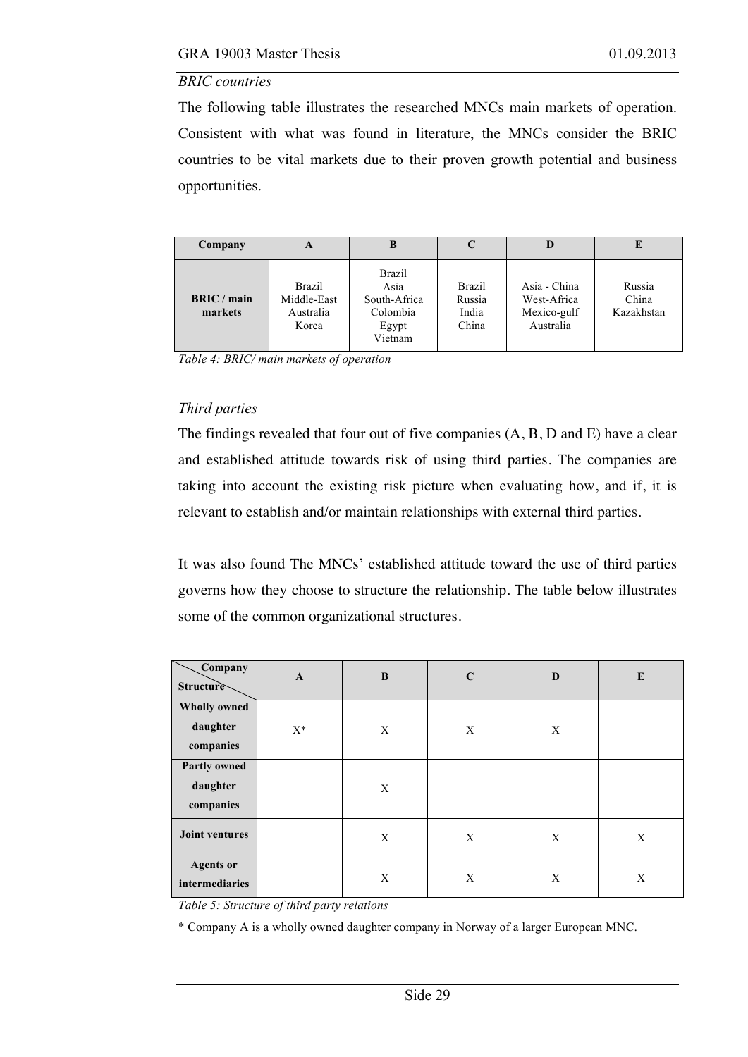*BRIC countries*

The following table illustrates the researched MNCs main markets of operation. Consistent with what was found in literature, the MNCs consider the BRIC countries to be vital markets due to their proven growth potential and business opportunities.

| Company | A | B | C | D | E |
|---|---|---|---|---|---|
| **BRIC / main markets** | Brazil<br>Middle-East<br>Australia<br>Korea | Brazil<br>Asia<br>South-Africa<br>Colombia<br>Egypt<br>Vietnam | Brazil<br>Russia<br>India<br>China | Asia - China<br>West-Africa<br>Mexico-gulf<br>Australia | Russia<br>China<br>Kazakhstan |

*Table 4: BRIC/ main markets of operation*

*Third parties*

The findings revealed that four out of five companies (A, B, D and E) have a clear and established attitude towards risk of using third parties. The companies are taking into account the existing risk picture when evaluating how, and if, it is relevant to establish and/or maintain relationships with external third parties.

It was also found The MNCs' established attitude toward the use of third parties governs how they choose to structure the relationship. The table below illustrates some of the common organizational structures.

| Structure \ Company | A | B | C | D | E |
|---|---|---|---|---|---|
| **Wholly owned daughter companies** | X* | X | X | X | |
| **Partly owned daughter companies** | | X | | | |
| **Joint ventures** | | X | X | X | X |
| **Agents or intermediaries** | | X | X | X | X |

*Table 5: Structure of third party relations*

* Company A is a wholly owned daughter company in Norway of a larger European MNC.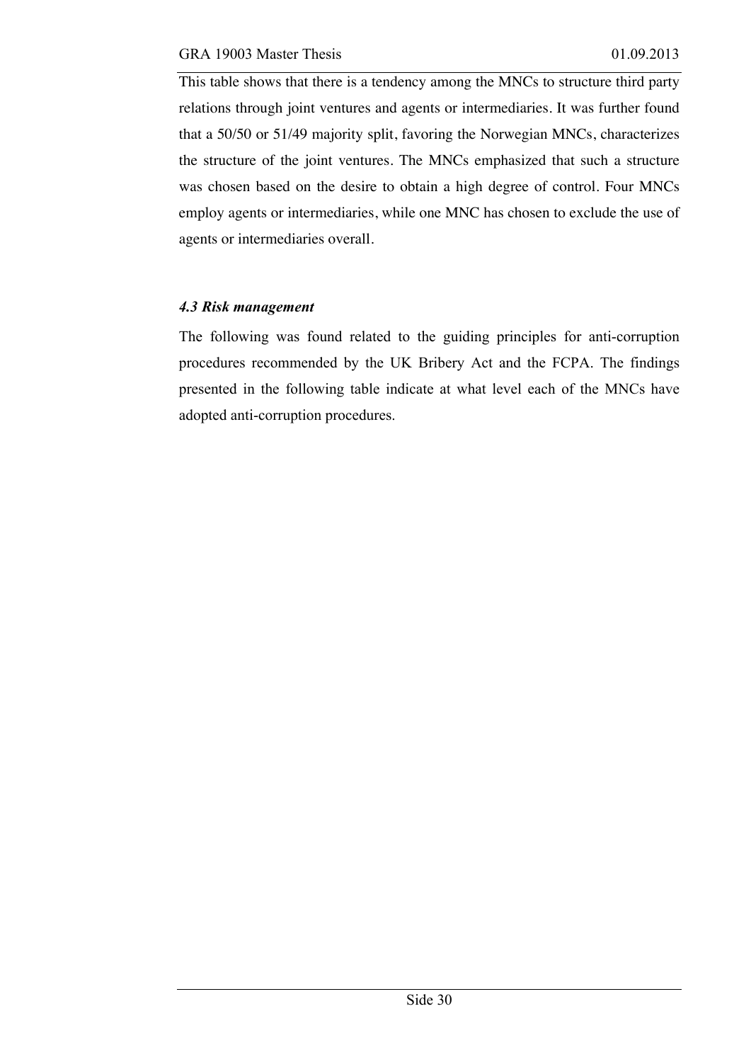This table shows that there is a tendency among the MNCs to structure third party relations through joint ventures and agents or intermediaries. It was further found that a 50/50 or 51/49 majority split, favoring the Norwegian MNCs, characterizes the structure of the joint ventures. The MNCs emphasized that such a structure was chosen based on the desire to obtain a high degree of control. Four MNCs employ agents or intermediaries, while one MNC has chosen to exclude the use of agents or intermediaries overall.

### *4.3 Risk management*

The following was found related to the guiding principles for anti-corruption procedures recommended by the UK Bribery Act and the FCPA. The findings presented in the following table indicate at what level each of the MNCs have adopted anti-corruption procedures.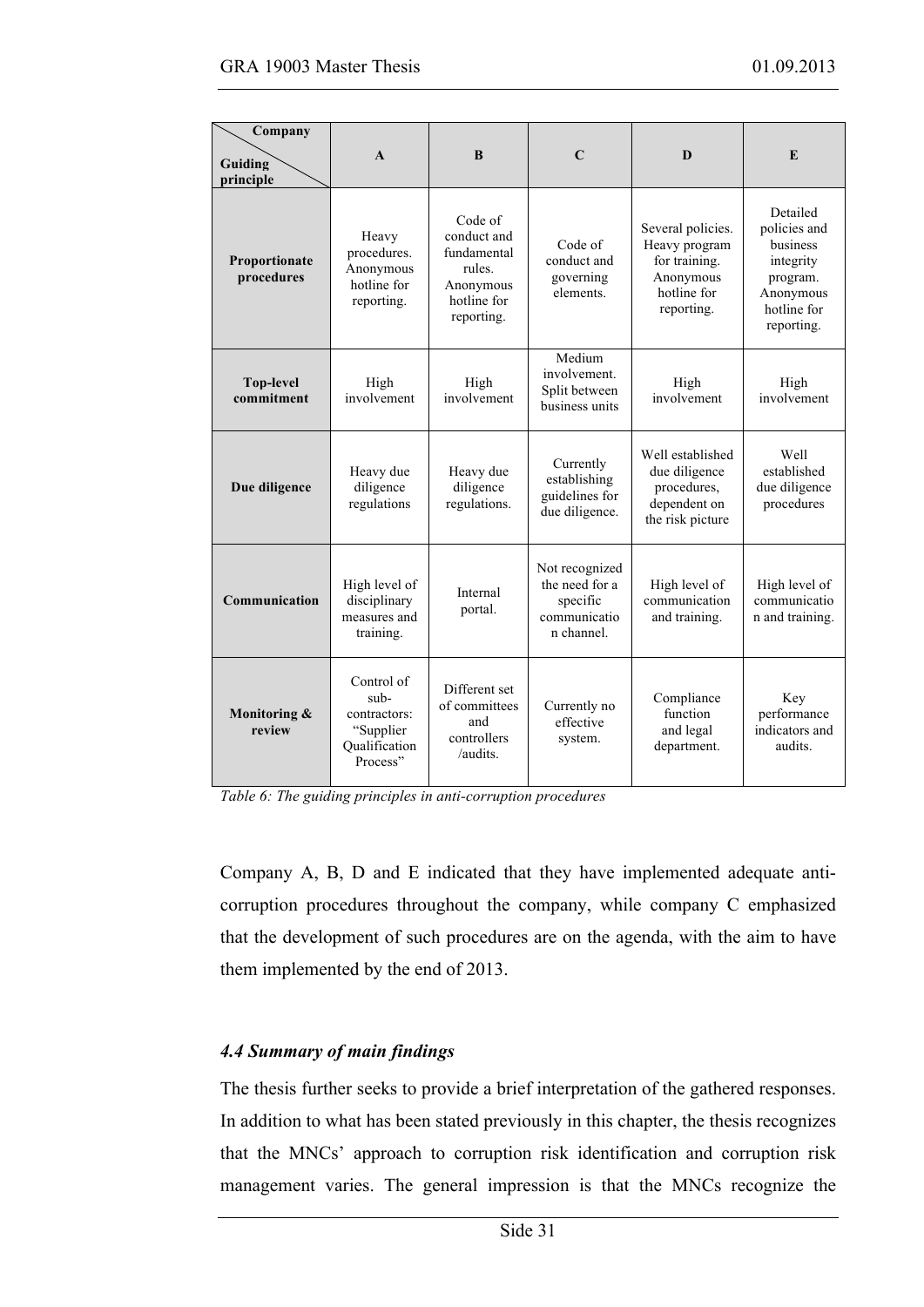| Company / Guiding principle | A | B | C | D | E |
|---|---|---|---|---|---|
| **Proportionate procedures** | Heavy procedures. Anonymous hotline for reporting. | Code of conduct and fundamental rules. Anonymous hotline for reporting. | Code of conduct and governing elements. | Several policies. Heavy program for training. Anonymous hotline for reporting. | Detailed policies and business integrity program. Anonymous hotline for reporting. |
| **Top-level commitment** | High involvement | High involvement | Medium involvement. Split between business units | High involvement | High involvement |
| **Due diligence** | Heavy due diligence regulations | Heavy due diligence regulations. | Currently establishing guidelines for due diligence. | Well established due diligence procedures, dependent on the risk picture | Well established due diligence procedures |
| **Communication** | High level of disciplinary measures and training. | Internal portal. | Not recognized the need for a specific communication channel. | High level of communication and training. | High level of communication and training. |
| **Monitoring & review** | Control of sub-contractors: "Supplier Qualification Process" | Different set of committees and controllers /audits. | Currently no effective system. | Compliance function and legal department. | Key performance indicators and audits. |

*Table 6: The guiding principles in anti-corruption procedures*

Company A, B, D and E indicated that they have implemented adequate anti-corruption procedures throughout the company, while company C emphasized that the development of such procedures are on the agenda, with the aim to have them implemented by the end of 2013.

### *4.4 Summary of main findings*

The thesis further seeks to provide a brief interpretation of the gathered responses. In addition to what has been stated previously in this chapter, the thesis recognizes that the MNCs' approach to corruption risk identification and corruption risk management varies. The general impression is that the MNCs recognize the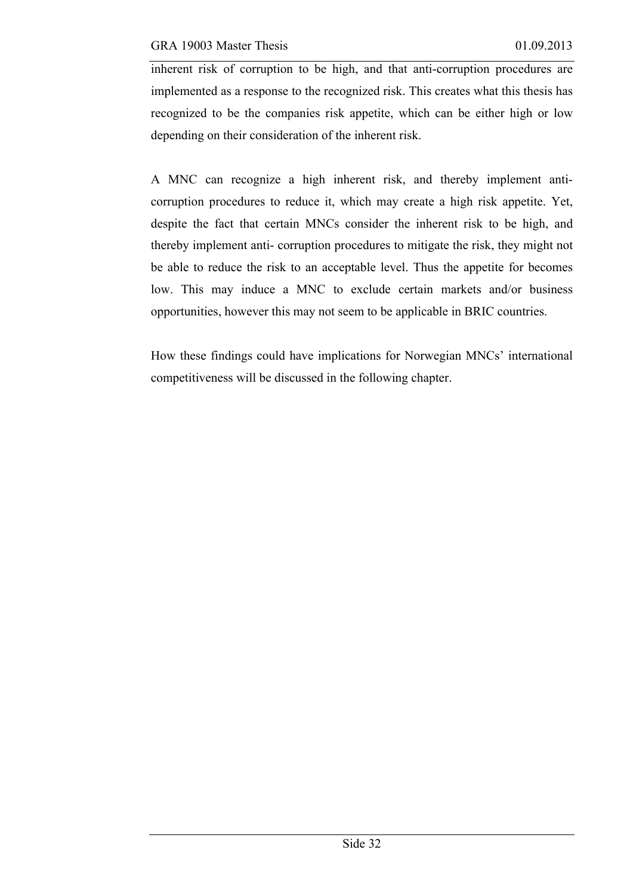inherent risk of corruption to be high, and that anti-corruption procedures are implemented as a response to the recognized risk. This creates what this thesis has recognized to be the companies risk appetite, which can be either high or low depending on their consideration of the inherent risk.

A MNC can recognize a high inherent risk, and thereby implement anti-corruption procedures to reduce it, which may create a high risk appetite. Yet, despite the fact that certain MNCs consider the inherent risk to be high, and thereby implement anti- corruption procedures to mitigate the risk, they might not be able to reduce the risk to an acceptable level. Thus the appetite for becomes low. This may induce a MNC to exclude certain markets and/or business opportunities, however this may not seem to be applicable in BRIC countries.

How these findings could have implications for Norwegian MNCs' international competitiveness will be discussed in the following chapter.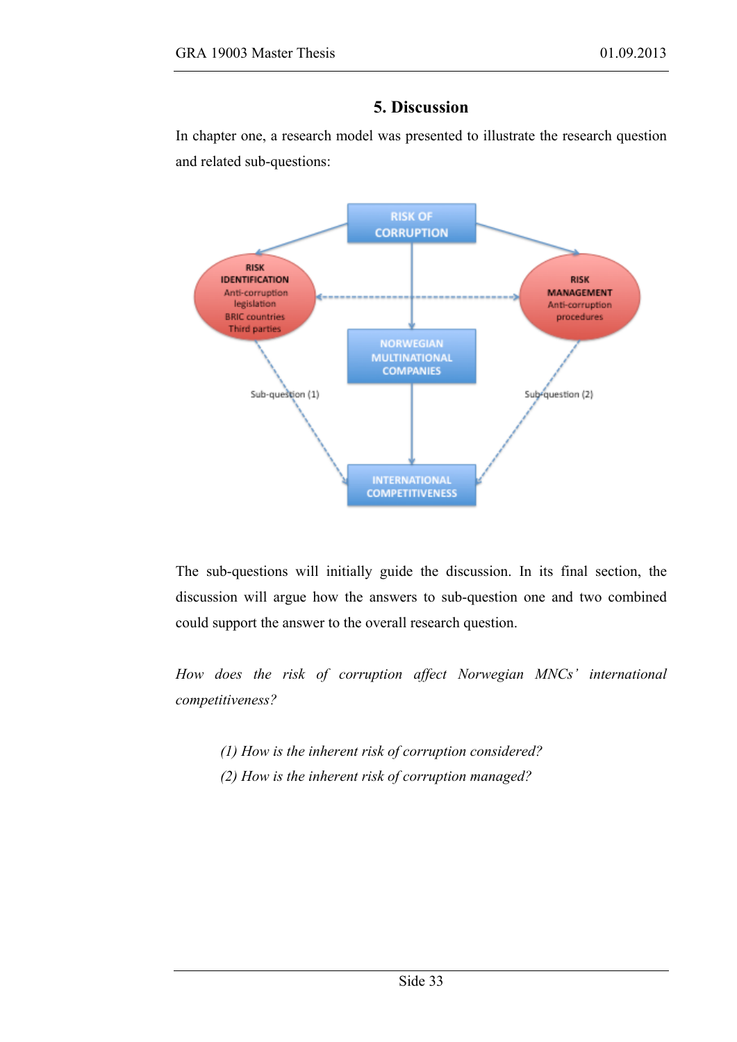## 5. Discussion

In chapter one, a research model was presented to illustrate the research question and related sub-questions:

The sub-questions will initially guide the discussion. In its final section, the discussion will argue how the answers to sub-question one and two combined could support the answer to the overall research question.

*How does the risk of corruption affect Norwegian MNCs' international competitiveness?*

> *(1) How is the inherent risk of corruption considered?*
>
> *(2) How is the inherent risk of corruption managed?*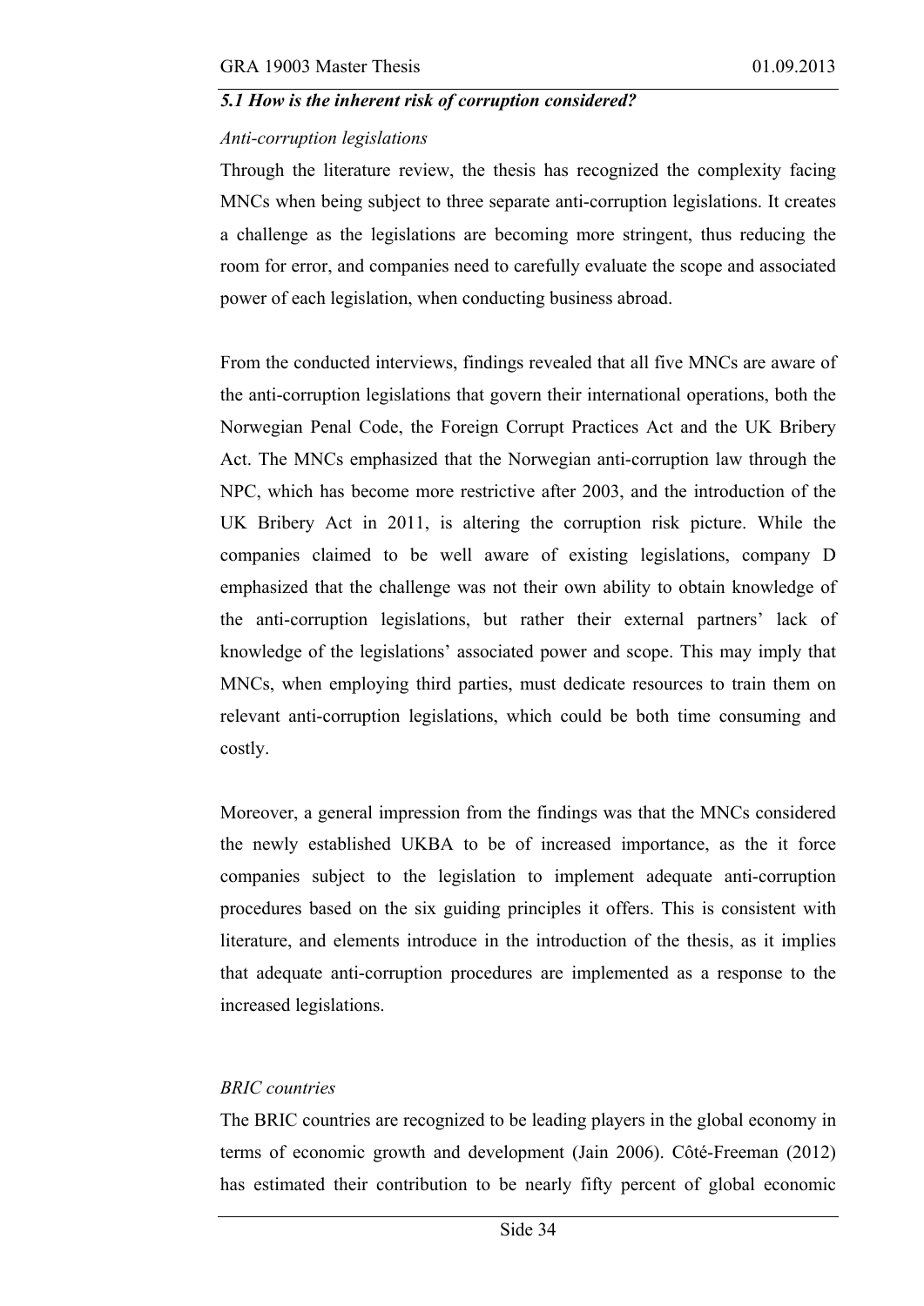### *5.1 How is the inherent risk of corruption considered?*

*Anti-corruption legislations*

Through the literature review, the thesis has recognized the complexity facing MNCs when being subject to three separate anti-corruption legislations. It creates a challenge as the legislations are becoming more stringent, thus reducing the room for error, and companies need to carefully evaluate the scope and associated power of each legislation, when conducting business abroad.

From the conducted interviews, findings revealed that all five MNCs are aware of the anti-corruption legislations that govern their international operations, both the Norwegian Penal Code, the Foreign Corrupt Practices Act and the UK Bribery Act. The MNCs emphasized that the Norwegian anti-corruption law through the NPC, which has become more restrictive after 2003, and the introduction of the UK Bribery Act in 2011, is altering the corruption risk picture. While the companies claimed to be well aware of existing legislations, company D emphasized that the challenge was not their own ability to obtain knowledge of the anti-corruption legislations, but rather their external partners' lack of knowledge of the legislations' associated power and scope. This may imply that MNCs, when employing third parties, must dedicate resources to train them on relevant anti-corruption legislations, which could be both time consuming and costly.

Moreover, a general impression from the findings was that the MNCs considered the newly established UKBA to be of increased importance, as the it force companies subject to the legislation to implement adequate anti-corruption procedures based on the six guiding principles it offers. This is consistent with literature, and elements introduce in the introduction of the thesis, as it implies that adequate anti-corruption procedures are implemented as a response to the increased legislations.

*BRIC countries*

The BRIC countries are recognized to be leading players in the global economy in terms of economic growth and development (Jain 2006). Côté-Freeman (2012) has estimated their contribution to be nearly fifty percent of global economic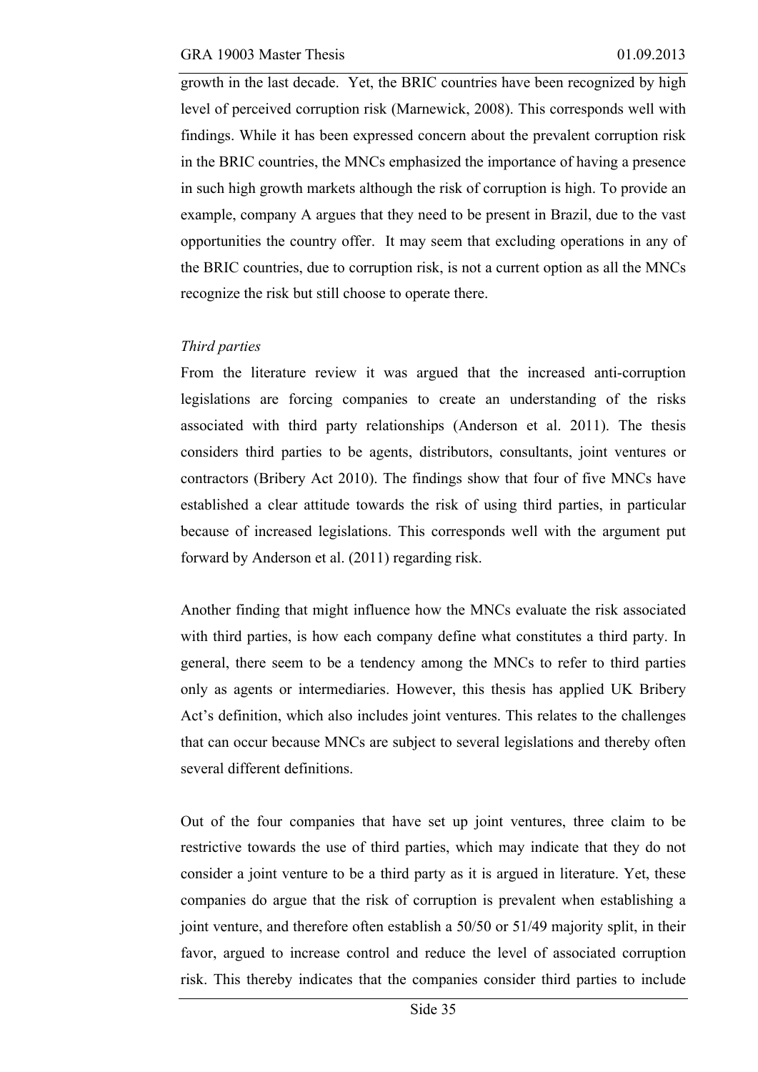growth in the last decade. Yet, the BRIC countries have been recognized by high level of perceived corruption risk (Marnewick, 2008). This corresponds well with findings. While it has been expressed concern about the prevalent corruption risk in the BRIC countries, the MNCs emphasized the importance of having a presence in such high growth markets although the risk of corruption is high. To provide an example, company A argues that they need to be present in Brazil, due to the vast opportunities the country offer. It may seem that excluding operations in any of the BRIC countries, due to corruption risk, is not a current option as all the MNCs recognize the risk but still choose to operate there.

*Third parties*

From the literature review it was argued that the increased anti-corruption legislations are forcing companies to create an understanding of the risks associated with third party relationships (Anderson et al. 2011). The thesis considers third parties to be agents, distributors, consultants, joint ventures or contractors (Bribery Act 2010). The findings show that four of five MNCs have established a clear attitude towards the risk of using third parties, in particular because of increased legislations. This corresponds well with the argument put forward by Anderson et al. (2011) regarding risk.

Another finding that might influence how the MNCs evaluate the risk associated with third parties, is how each company define what constitutes a third party. In general, there seem to be a tendency among the MNCs to refer to third parties only as agents or intermediaries. However, this thesis has applied UK Bribery Act's definition, which also includes joint ventures. This relates to the challenges that can occur because MNCs are subject to several legislations and thereby often several different definitions.

Out of the four companies that have set up joint ventures, three claim to be restrictive towards the use of third parties, which may indicate that they do not consider a joint venture to be a third party as it is argued in literature. Yet, these companies do argue that the risk of corruption is prevalent when establishing a joint venture, and therefore often establish a 50/50 or 51/49 majority split, in their favor, argued to increase control and reduce the level of associated corruption risk. This thereby indicates that the companies consider third parties to include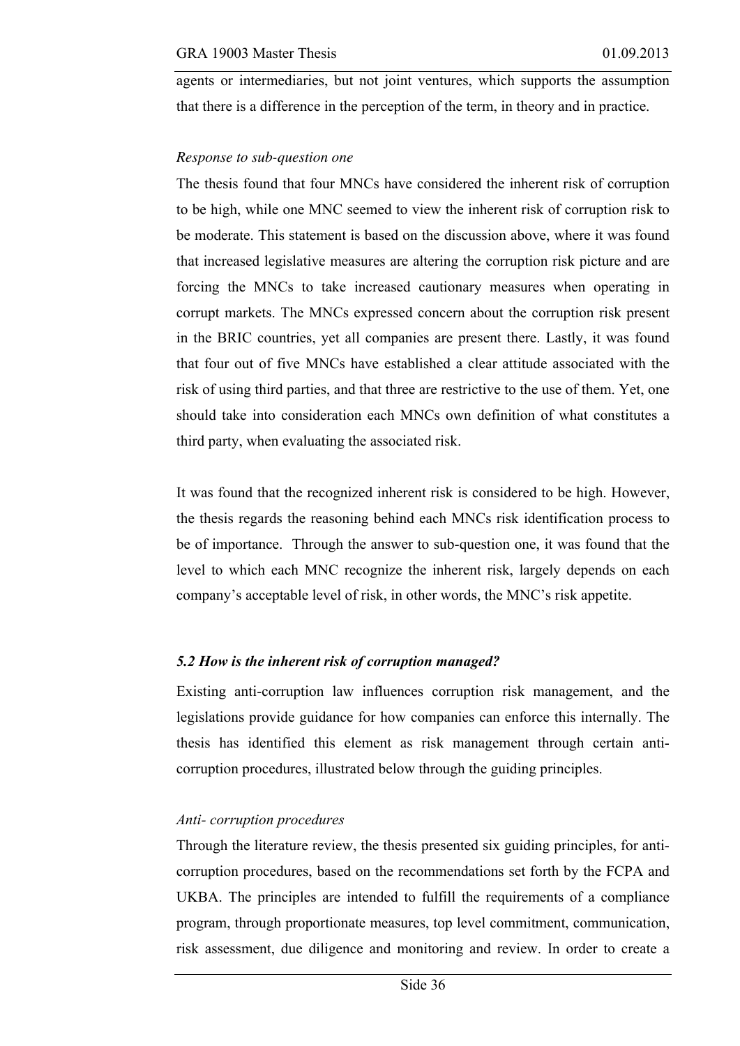agents or intermediaries, but not joint ventures, which supports the assumption that there is a difference in the perception of the term, in theory and in practice.

*Response to sub-question one*

The thesis found that four MNCs have considered the inherent risk of corruption to be high, while one MNC seemed to view the inherent risk of corruption risk to be moderate. This statement is based on the discussion above, where it was found that increased legislative measures are altering the corruption risk picture and are forcing the MNCs to take increased cautionary measures when operating in corrupt markets. The MNCs expressed concern about the corruption risk present in the BRIC countries, yet all companies are present there. Lastly, it was found that four out of five MNCs have established a clear attitude associated with the risk of using third parties, and that three are restrictive to the use of them. Yet, one should take into consideration each MNCs own definition of what constitutes a third party, when evaluating the associated risk.

It was found that the recognized inherent risk is considered to be high. However, the thesis regards the reasoning behind each MNCs risk identification process to be of importance. Through the answer to sub-question one, it was found that the level to which each MNC recognize the inherent risk, largely depends on each company's acceptable level of risk, in other words, the MNC's risk appetite.

### *5.2 How is the inherent risk of corruption managed?*

Existing anti-corruption law influences corruption risk management, and the legislations provide guidance for how companies can enforce this internally. The thesis has identified this element as risk management through certain anti-corruption procedures, illustrated below through the guiding principles.

*Anti- corruption procedures*

Through the literature review, the thesis presented six guiding principles, for anti-corruption procedures, based on the recommendations set forth by the FCPA and UKBA. The principles are intended to fulfill the requirements of a compliance program, through proportionate measures, top level commitment, communication, risk assessment, due diligence and monitoring and review. In order to create a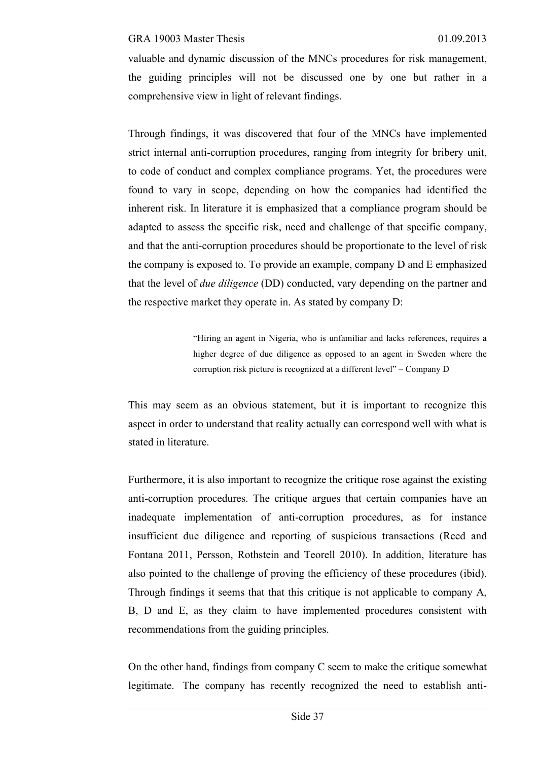valuable and dynamic discussion of the MNCs procedures for risk management, the guiding principles will not be discussed one by one but rather in a comprehensive view in light of relevant findings.

Through findings, it was discovered that four of the MNCs have implemented strict internal anti-corruption procedures, ranging from integrity for bribery unit, to code of conduct and complex compliance programs. Yet, the procedures were found to vary in scope, depending on how the companies had identified the inherent risk. In literature it is emphasized that a compliance program should be adapted to assess the specific risk, need and challenge of that specific company, and that the anti-corruption procedures should be proportionate to the level of risk the company is exposed to. To provide an example, company D and E emphasized that the level of *due diligence* (DD) conducted, vary depending on the partner and the respective market they operate in. As stated by company D:

> "Hiring an agent in Nigeria, who is unfamiliar and lacks references, requires a higher degree of due diligence as opposed to an agent in Sweden where the corruption risk picture is recognized at a different level" – Company D

This may seem as an obvious statement, but it is important to recognize this aspect in order to understand that reality actually can correspond well with what is stated in literature.

Furthermore, it is also important to recognize the critique rose against the existing anti-corruption procedures. The critique argues that certain companies have an inadequate implementation of anti-corruption procedures, as for instance insufficient due diligence and reporting of suspicious transactions (Reed and Fontana 2011, Persson, Rothstein and Teorell 2010). In addition, literature has also pointed to the challenge of proving the efficiency of these procedures (ibid). Through findings it seems that that this critique is not applicable to company A, B, D and E, as they claim to have implemented procedures consistent with recommendations from the guiding principles.

On the other hand, findings from company C seem to make the critique somewhat legitimate. The company has recently recognized the need to establish anti-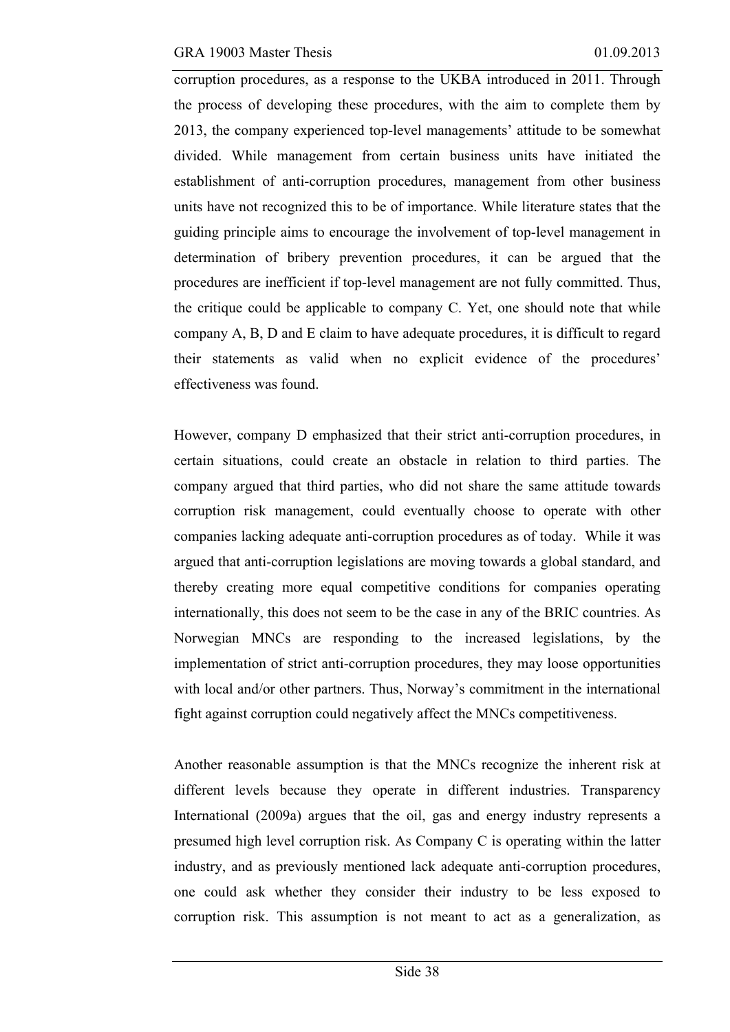corruption procedures, as a response to the UKBA introduced in 2011. Through the process of developing these procedures, with the aim to complete them by 2013, the company experienced top-level managements' attitude to be somewhat divided. While management from certain business units have initiated the establishment of anti-corruption procedures, management from other business units have not recognized this to be of importance. While literature states that the guiding principle aims to encourage the involvement of top-level management in determination of bribery prevention procedures, it can be argued that the procedures are inefficient if top-level management are not fully committed. Thus, the critique could be applicable to company C. Yet, one should note that while company A, B, D and E claim to have adequate procedures, it is difficult to regard their statements as valid when no explicit evidence of the procedures' effectiveness was found.

However, company D emphasized that their strict anti-corruption procedures, in certain situations, could create an obstacle in relation to third parties. The company argued that third parties, who did not share the same attitude towards corruption risk management, could eventually choose to operate with other companies lacking adequate anti-corruption procedures as of today. While it was argued that anti-corruption legislations are moving towards a global standard, and thereby creating more equal competitive conditions for companies operating internationally, this does not seem to be the case in any of the BRIC countries. As Norwegian MNCs are responding to the increased legislations, by the implementation of strict anti-corruption procedures, they may loose opportunities with local and/or other partners. Thus, Norway's commitment in the international fight against corruption could negatively affect the MNCs competitiveness.

Another reasonable assumption is that the MNCs recognize the inherent risk at different levels because they operate in different industries. Transparency International (2009a) argues that the oil, gas and energy industry represents a presumed high level corruption risk. As Company C is operating within the latter industry, and as previously mentioned lack adequate anti-corruption procedures, one could ask whether they consider their industry to be less exposed to corruption risk. This assumption is not meant to act as a generalization, as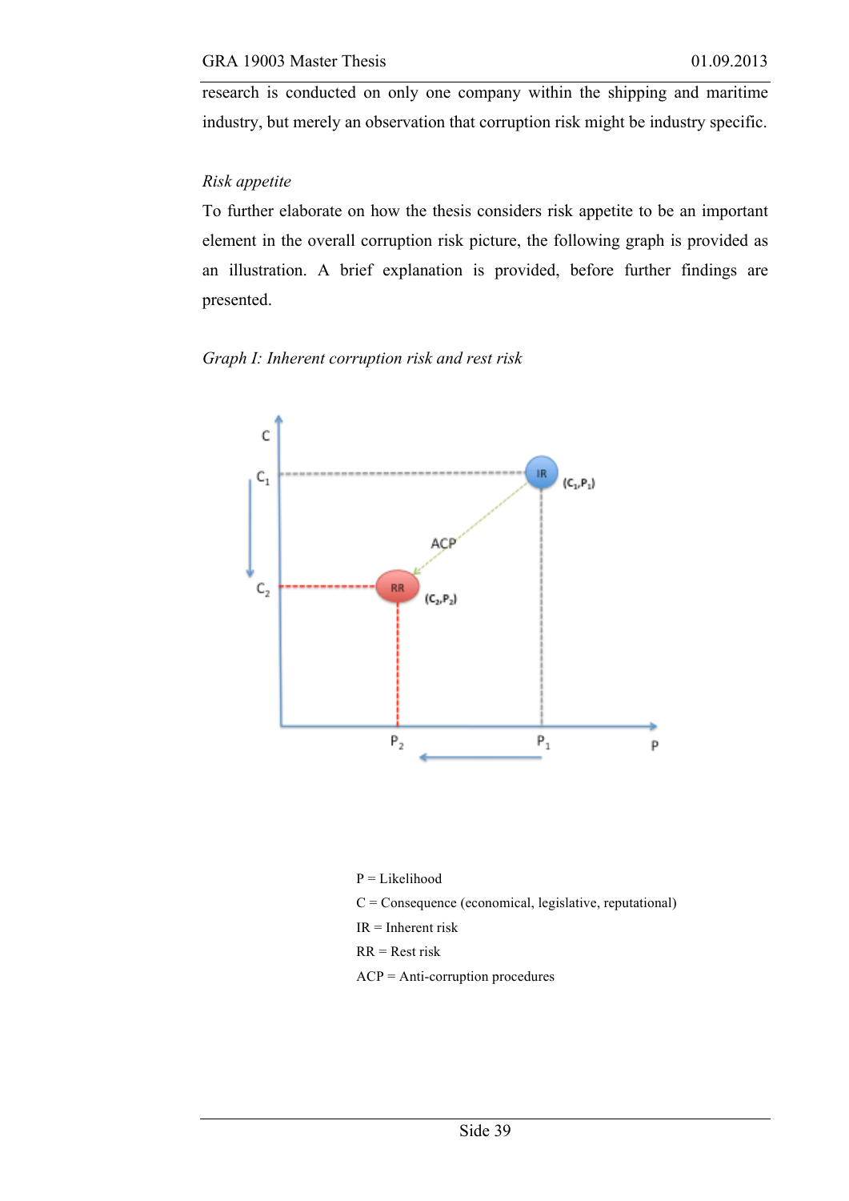research is conducted on only one company within the shipping and maritime industry, but merely an observation that corruption risk might be industry specific.

*Risk appetite*

To further elaborate on how the thesis considers risk appetite to be an important element in the overall corruption risk picture, the following graph is provided as an illustration. A brief explanation is provided, before further findings are presented.

*Graph I: Inherent corruption risk and rest risk*

P = Likelihood

C = Consequence (economical, legislative, reputational)

IR = Inherent risk

RR = Rest risk

ACP = Anti-corruption procedures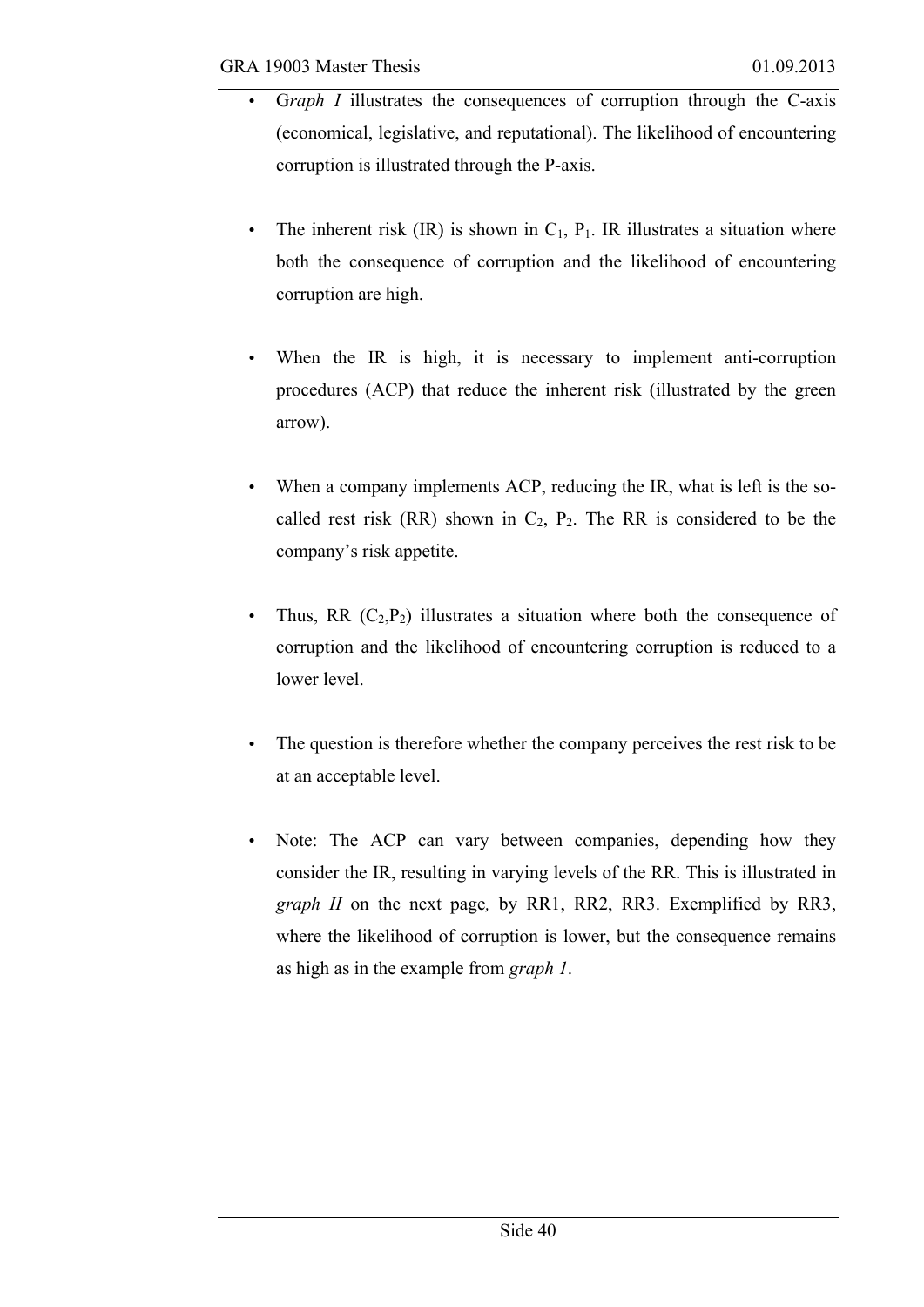- G*raph I* illustrates the consequences of corruption through the C-axis (economical, legislative, and reputational). The likelihood of encountering corruption is illustrated through the P-axis.

- The inherent risk (IR) is shown in $C_1$, $P_1$. IR illustrates a situation where both the consequence of corruption and the likelihood of encountering corruption are high.

- When the IR is high, it is necessary to implement anti-corruption procedures (ACP) that reduce the inherent risk (illustrated by the green arrow).

- When a company implements ACP, reducing the IR, what is left is the so-called rest risk (RR) shown in $C_2$, $P_2$. The RR is considered to be the company's risk appetite.

- Thus, RR ($C_2$,$P_2$) illustrates a situation where both the consequence of corruption and the likelihood of encountering corruption is reduced to a lower level.

- The question is therefore whether the company perceives the rest risk to be at an acceptable level.

- Note: The ACP can vary between companies, depending how they consider the IR, resulting in varying levels of the RR. This is illustrated in *graph II* on the next page*,* by RR1, RR2, RR3. Exemplified by RR3, where the likelihood of corruption is lower, but the consequence remains as high as in the example from *graph 1*.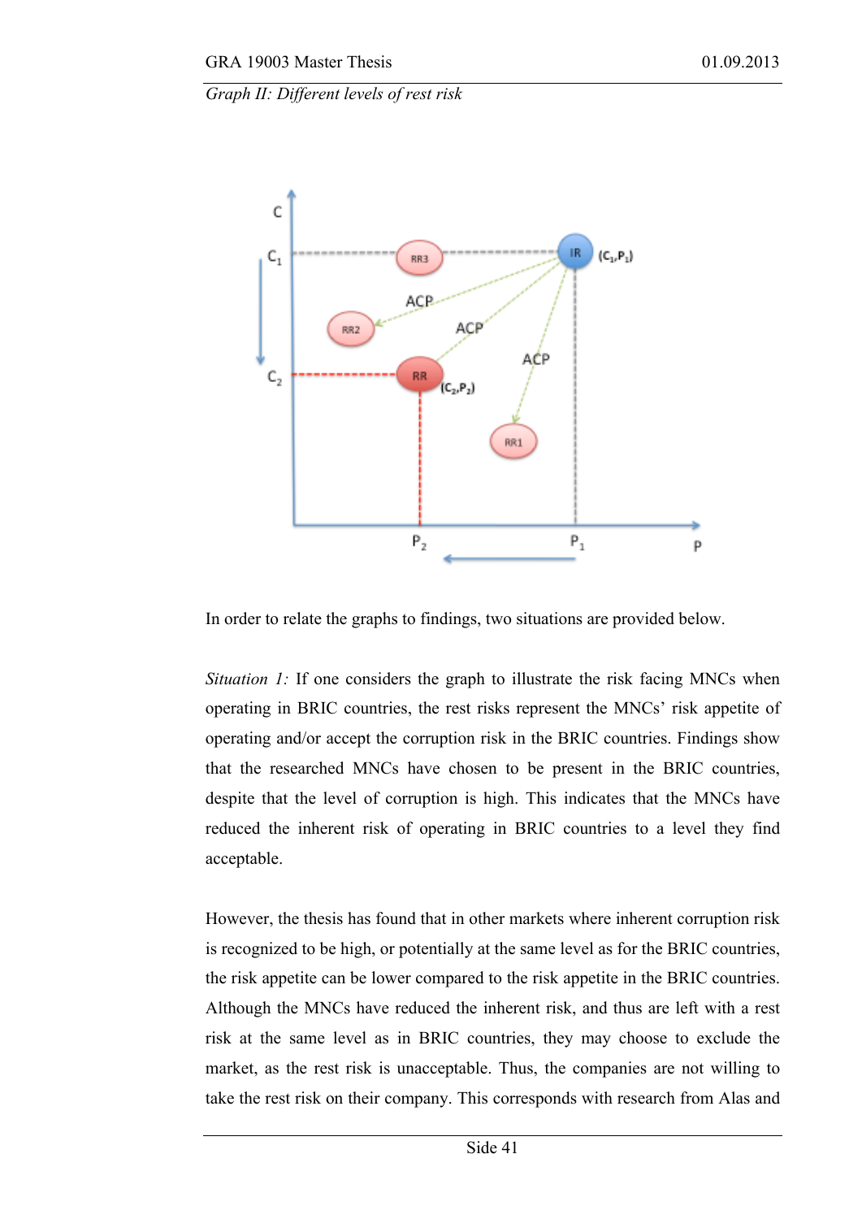*Graph II: Different levels of rest risk*

In order to relate the graphs to findings, two situations are provided below.

*Situation 1:* If one considers the graph to illustrate the risk facing MNCs when operating in BRIC countries, the rest risks represent the MNCs' risk appetite of operating and/or accept the corruption risk in the BRIC countries. Findings show that the researched MNCs have chosen to be present in the BRIC countries, despite that the level of corruption is high. This indicates that the MNCs have reduced the inherent risk of operating in BRIC countries to a level they find acceptable.

However, the thesis has found that in other markets where inherent corruption risk is recognized to be high, or potentially at the same level as for the BRIC countries, the risk appetite can be lower compared to the risk appetite in the BRIC countries. Although the MNCs have reduced the inherent risk, and thus are left with a rest risk at the same level as in BRIC countries, they may choose to exclude the market, as the rest risk is unacceptable. Thus, the companies are not willing to take the rest risk on their company. This corresponds with research from Alas and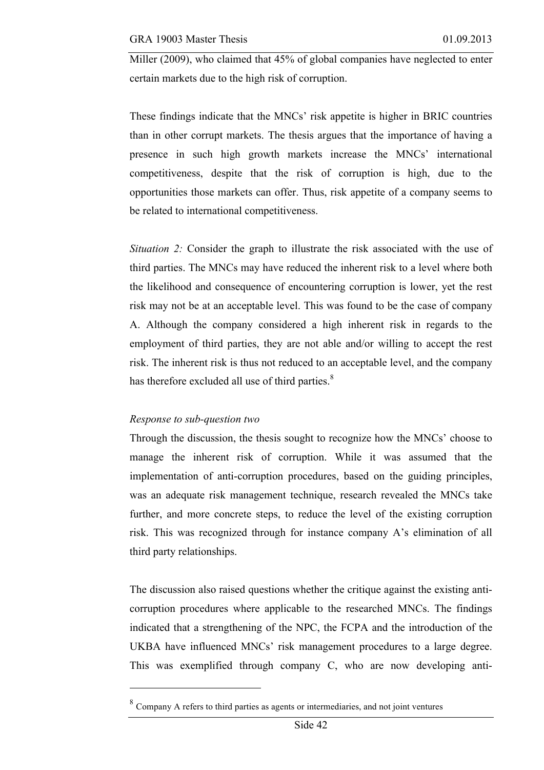Miller (2009), who claimed that 45% of global companies have neglected to enter certain markets due to the high risk of corruption.

These findings indicate that the MNCs' risk appetite is higher in BRIC countries than in other corrupt markets. The thesis argues that the importance of having a presence in such high growth markets increase the MNCs' international competitiveness, despite that the risk of corruption is high, due to the opportunities those markets can offer. Thus, risk appetite of a company seems to be related to international competitiveness.

*Situation 2:* Consider the graph to illustrate the risk associated with the use of third parties. The MNCs may have reduced the inherent risk to a level where both the likelihood and consequence of encountering corruption is lower, yet the rest risk may not be at an acceptable level. This was found to be the case of company A. Although the company considered a high inherent risk in regards to the employment of third parties, they are not able and/or willing to accept the rest risk. The inherent risk is thus not reduced to an acceptable level, and the company has therefore excluded all use of third parties.[8]

*Response to sub-question two*

Through the discussion, the thesis sought to recognize how the MNCs' choose to manage the inherent risk of corruption. While it was assumed that the implementation of anti-corruption procedures, based on the guiding principles, was an adequate risk management technique, research revealed the MNCs take further, and more concrete steps, to reduce the level of the existing corruption risk. This was recognized through for instance company A's elimination of all third party relationships.

The discussion also raised questions whether the critique against the existing anti-corruption procedures where applicable to the researched MNCs. The findings indicated that a strengthening of the NPC, the FCPA and the introduction of the UKBA have influenced MNCs' risk management procedures to a large degree. This was exemplified through company C, who are now developing anti-

[8] Company A refers to third parties as agents or intermediaries, and not joint ventures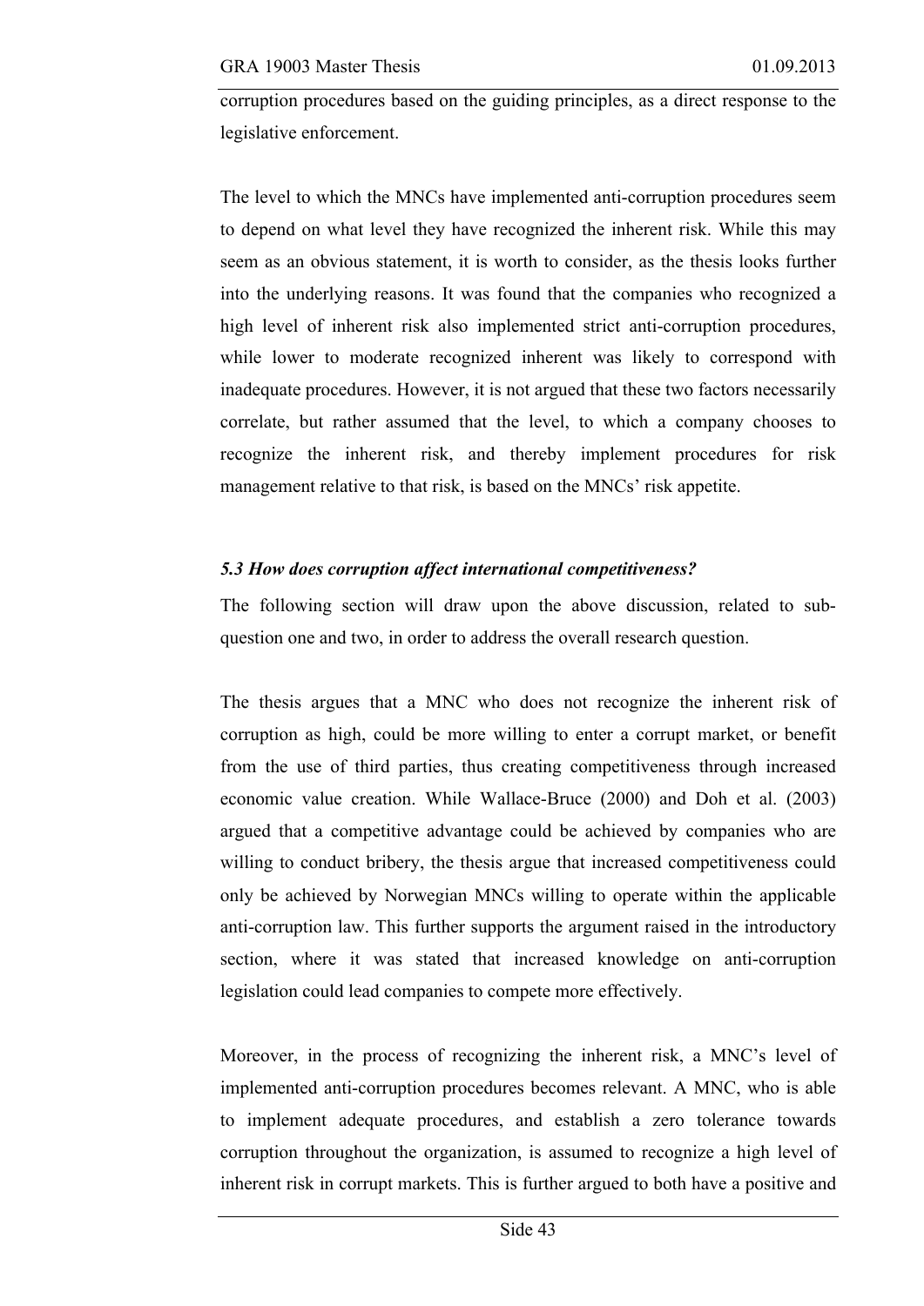corruption procedures based on the guiding principles, as a direct response to the legislative enforcement.

The level to which the MNCs have implemented anti-corruption procedures seem to depend on what level they have recognized the inherent risk. While this may seem as an obvious statement, it is worth to consider, as the thesis looks further into the underlying reasons. It was found that the companies who recognized a high level of inherent risk also implemented strict anti-corruption procedures, while lower to moderate recognized inherent was likely to correspond with inadequate procedures. However, it is not argued that these two factors necessarily correlate, but rather assumed that the level, to which a company chooses to recognize the inherent risk, and thereby implement procedures for risk management relative to that risk, is based on the MNCs' risk appetite.

### *5.3 How does corruption affect international competitiveness?*

The following section will draw upon the above discussion, related to sub-question one and two, in order to address the overall research question.

The thesis argues that a MNC who does not recognize the inherent risk of corruption as high, could be more willing to enter a corrupt market, or benefit from the use of third parties, thus creating competitiveness through increased economic value creation. While Wallace-Bruce (2000) and Doh et al. (2003) argued that a competitive advantage could be achieved by companies who are willing to conduct bribery, the thesis argue that increased competitiveness could only be achieved by Norwegian MNCs willing to operate within the applicable anti-corruption law. This further supports the argument raised in the introductory section, where it was stated that increased knowledge on anti-corruption legislation could lead companies to compete more effectively.

Moreover, in the process of recognizing the inherent risk, a MNC's level of implemented anti-corruption procedures becomes relevant. A MNC, who is able to implement adequate procedures, and establish a zero tolerance towards corruption throughout the organization, is assumed to recognize a high level of inherent risk in corrupt markets. This is further argued to both have a positive and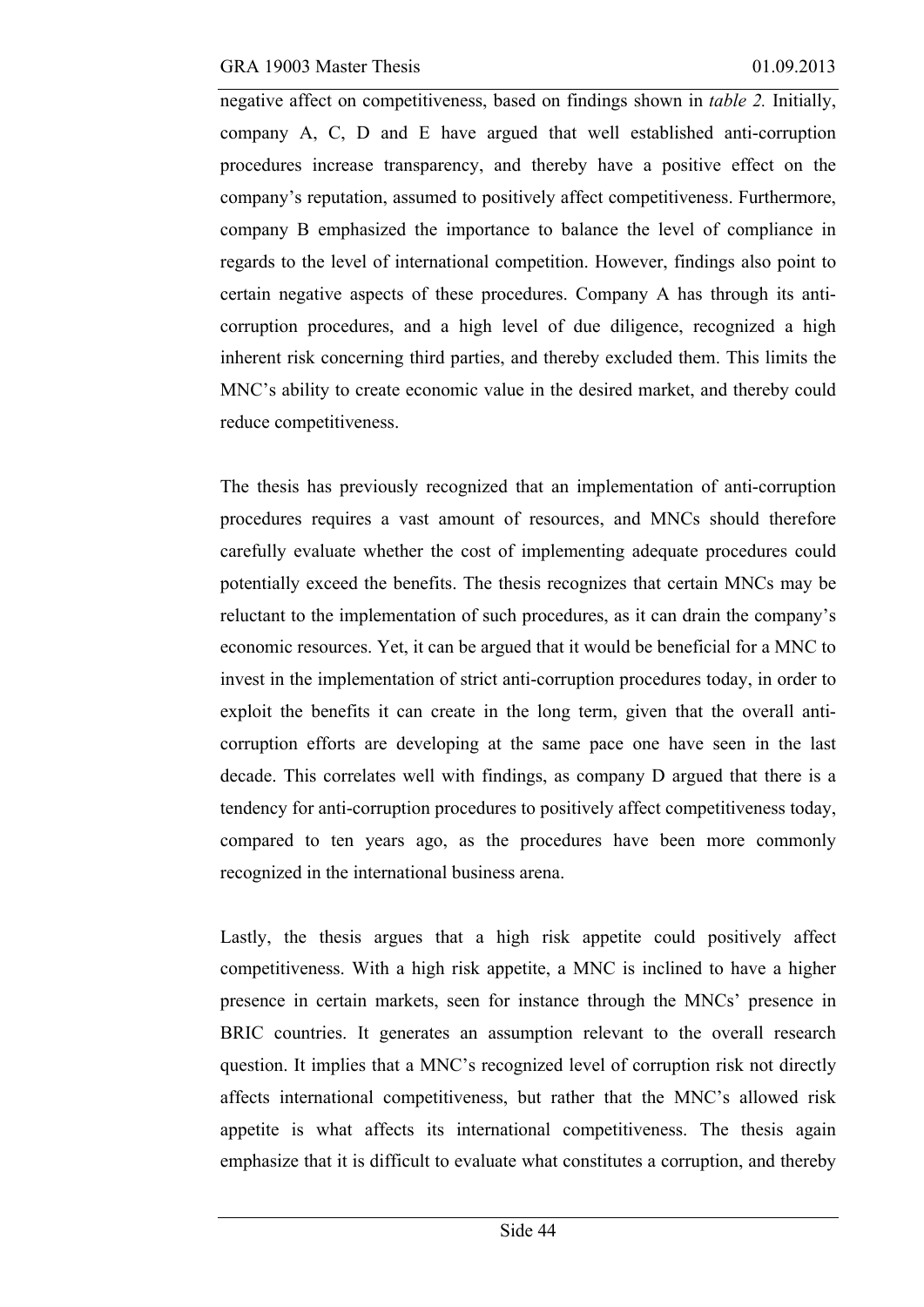negative affect on competitiveness, based on findings shown in *table 2.* Initially, company A, C, D and E have argued that well established anti-corruption procedures increase transparency, and thereby have a positive effect on the company's reputation, assumed to positively affect competitiveness. Furthermore, company B emphasized the importance to balance the level of compliance in regards to the level of international competition. However, findings also point to certain negative aspects of these procedures. Company A has through its anti-corruption procedures, and a high level of due diligence, recognized a high inherent risk concerning third parties, and thereby excluded them. This limits the MNC's ability to create economic value in the desired market, and thereby could reduce competitiveness.

The thesis has previously recognized that an implementation of anti-corruption procedures requires a vast amount of resources, and MNCs should therefore carefully evaluate whether the cost of implementing adequate procedures could potentially exceed the benefits. The thesis recognizes that certain MNCs may be reluctant to the implementation of such procedures, as it can drain the company's economic resources. Yet, it can be argued that it would be beneficial for a MNC to invest in the implementation of strict anti-corruption procedures today, in order to exploit the benefits it can create in the long term, given that the overall anti-corruption efforts are developing at the same pace one have seen in the last decade. This correlates well with findings, as company D argued that there is a tendency for anti-corruption procedures to positively affect competitiveness today, compared to ten years ago, as the procedures have been more commonly recognized in the international business arena.

Lastly, the thesis argues that a high risk appetite could positively affect competitiveness. With a high risk appetite, a MNC is inclined to have a higher presence in certain markets, seen for instance through the MNCs' presence in BRIC countries. It generates an assumption relevant to the overall research question. It implies that a MNC's recognized level of corruption risk not directly affects international competitiveness, but rather that the MNC's allowed risk appetite is what affects its international competitiveness. The thesis again emphasize that it is difficult to evaluate what constitutes a corruption, and thereby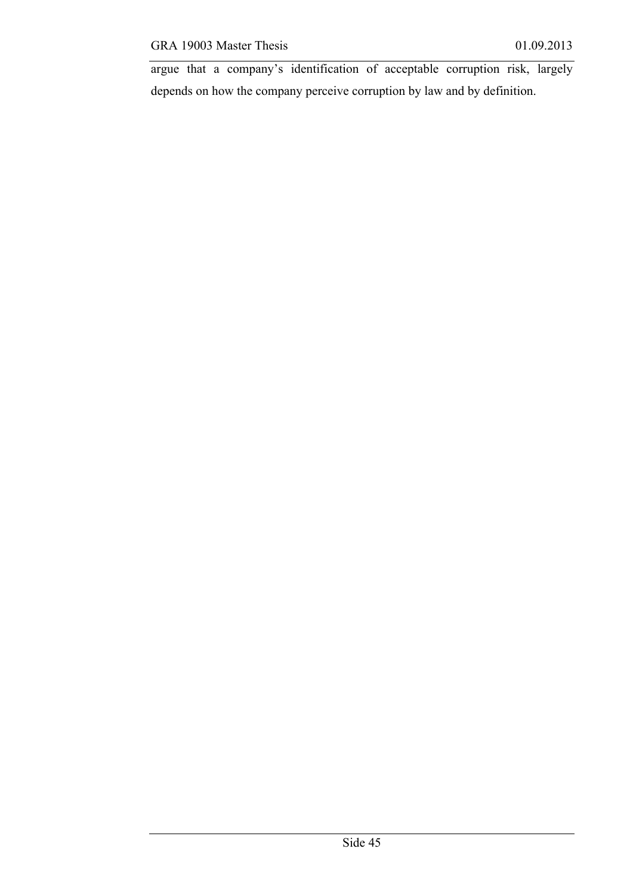argue that a company's identification of acceptable corruption risk, largely depends on how the company perceive corruption by law and by definition.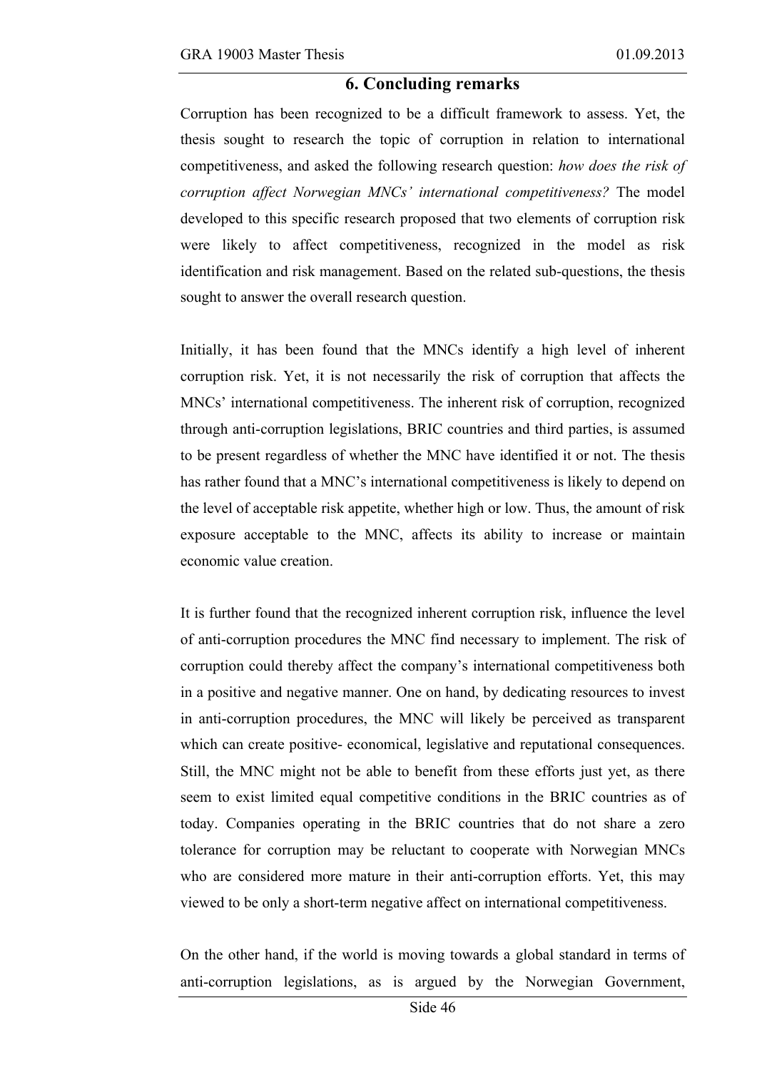# 6. Concluding remarks

Corruption has been recognized to be a difficult framework to assess. Yet, the thesis sought to research the topic of corruption in relation to international competitiveness, and asked the following research question: *how does the risk of corruption affect Norwegian MNCs' international competitiveness?* The model developed to this specific research proposed that two elements of corruption risk were likely to affect competitiveness, recognized in the model as risk identification and risk management. Based on the related sub-questions, the thesis sought to answer the overall research question.

Initially, it has been found that the MNCs identify a high level of inherent corruption risk. Yet, it is not necessarily the risk of corruption that affects the MNCs' international competitiveness. The inherent risk of corruption, recognized through anti-corruption legislations, BRIC countries and third parties, is assumed to be present regardless of whether the MNC have identified it or not. The thesis has rather found that a MNC's international competitiveness is likely to depend on the level of acceptable risk appetite, whether high or low. Thus, the amount of risk exposure acceptable to the MNC, affects its ability to increase or maintain economic value creation.

It is further found that the recognized inherent corruption risk, influence the level of anti-corruption procedures the MNC find necessary to implement. The risk of corruption could thereby affect the company's international competitiveness both in a positive and negative manner. One on hand, by dedicating resources to invest in anti-corruption procedures, the MNC will likely be perceived as transparent which can create positive- economical, legislative and reputational consequences. Still, the MNC might not be able to benefit from these efforts just yet, as there seem to exist limited equal competitive conditions in the BRIC countries as of today. Companies operating in the BRIC countries that do not share a zero tolerance for corruption may be reluctant to cooperate with Norwegian MNCs who are considered more mature in their anti-corruption efforts. Yet, this may viewed to be only a short-term negative affect on international competitiveness.

On the other hand, if the world is moving towards a global standard in terms of anti-corruption legislations, as is argued by the Norwegian Government,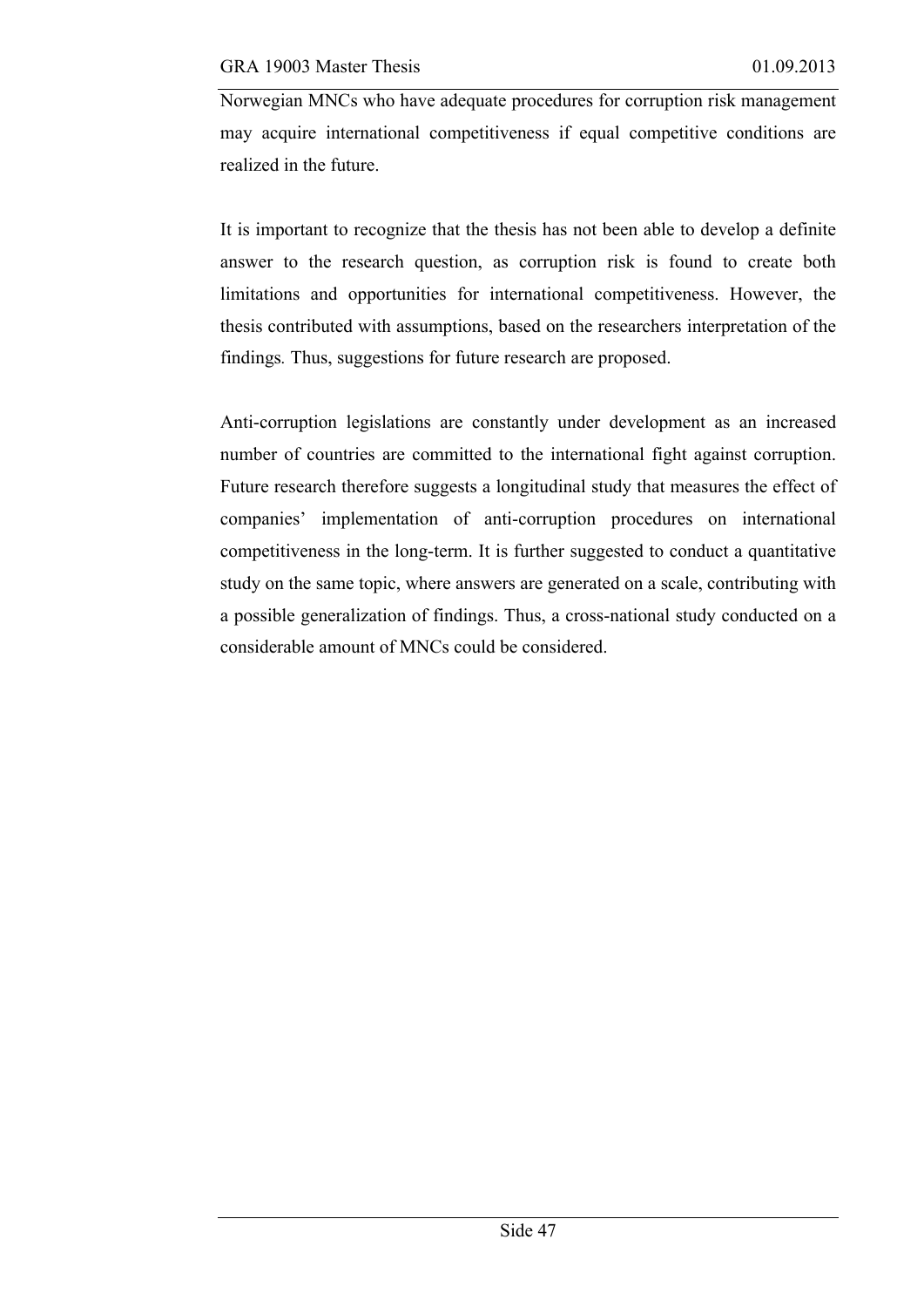Norwegian MNCs who have adequate procedures for corruption risk management may acquire international competitiveness if equal competitive conditions are realized in the future.

It is important to recognize that the thesis has not been able to develop a definite answer to the research question, as corruption risk is found to create both limitations and opportunities for international competitiveness. However, the thesis contributed with assumptions, based on the researchers interpretation of the findings. Thus, suggestions for future research are proposed.

Anti-corruption legislations are constantly under development as an increased number of countries are committed to the international fight against corruption. Future research therefore suggests a longitudinal study that measures the effect of companies' implementation of anti-corruption procedures on international competitiveness in the long-term. It is further suggested to conduct a quantitative study on the same topic, where answers are generated on a scale, contributing with a possible generalization of findings. Thus, a cross-national study conducted on a considerable amount of MNCs could be considered.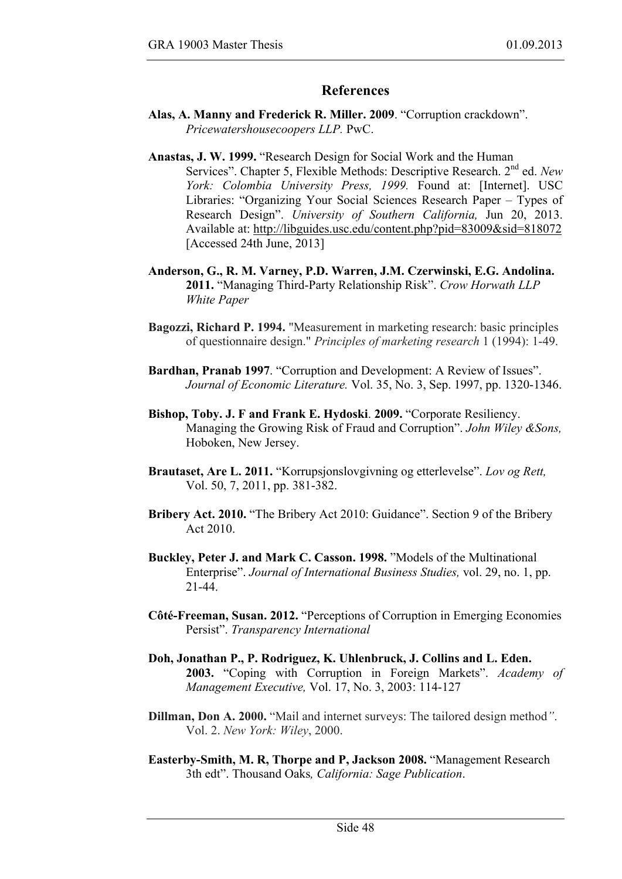## References

**Alas, A. Manny and Frederick R. Miller. 2009**. "Corruption crackdown". *Pricewatershousecoopers LLP.* PwC.

**Anastas, J. W. 1999.** "Research Design for Social Work and the Human Services". Chapter 5, Flexible Methods: Descriptive Research. 2nd ed. *New York: Colombia University Press, 1999.* Found at: [Internet]. USC Libraries: "Organizing Your Social Sciences Research Paper – Types of Research Design". *University of Southern California,* Jun 20, 2013. Available at: http://libguides.usc.edu/content.php?pid=83009&sid=818072 [Accessed 24th June, 2013]

**Anderson, G., R. M. Varney, P.D. Warren, J.M. Czerwinski, E.G. Andolina. 2011.** "Managing Third-Party Relationship Risk". *Crow Horwath LLP White Paper*

**Bagozzi, Richard P. 1994.** "Measurement in marketing research: basic principles of questionnaire design." *Principles of marketing research* 1 (1994): 1-49.

**Bardhan, Pranab 1997**. "Corruption and Development: A Review of Issues". *Journal of Economic Literature.* Vol. 35, No. 3, Sep. 1997, pp. 1320-1346.

**Bishop, Toby. J. F and Frank E. Hydoski**. **2009.** "Corporate Resiliency. Managing the Growing Risk of Fraud and Corruption". *John Wiley &Sons,* Hoboken, New Jersey.

**Brautaset, Are L. 2011.** "Korrupsjonslovgivning og etterlevelse". *Lov og Rett,* Vol. 50, 7, 2011, pp. 381-382.

**Bribery Act. 2010.** "The Bribery Act 2010: Guidance". Section 9 of the Bribery Act 2010.

**Buckley, Peter J. and Mark C. Casson. 1998.** "Models of the Multinational Enterprise". *Journal of International Business Studies,* vol. 29, no. 1, pp. 21-44.

**Côté-Freeman, Susan. 2012.** "Perceptions of Corruption in Emerging Economies Persist". *Transparency International*

**Doh, Jonathan P., P. Rodriguez, K. Uhlenbruck, J. Collins and L. Eden. 2003.** "Coping with Corruption in Foreign Markets". *Academy of Management Executive,* Vol. 17, No. 3, 2003: 114-127

**Dillman, Don A. 2000.** "Mail and internet surveys: The tailored design method*"*. Vol. 2. *New York: Wiley*, 2000.

**Easterby-Smith, M. R, Thorpe and P, Jackson 2008.** "Management Research 3th edt". Thousand Oaks*, California: Sage Publication*.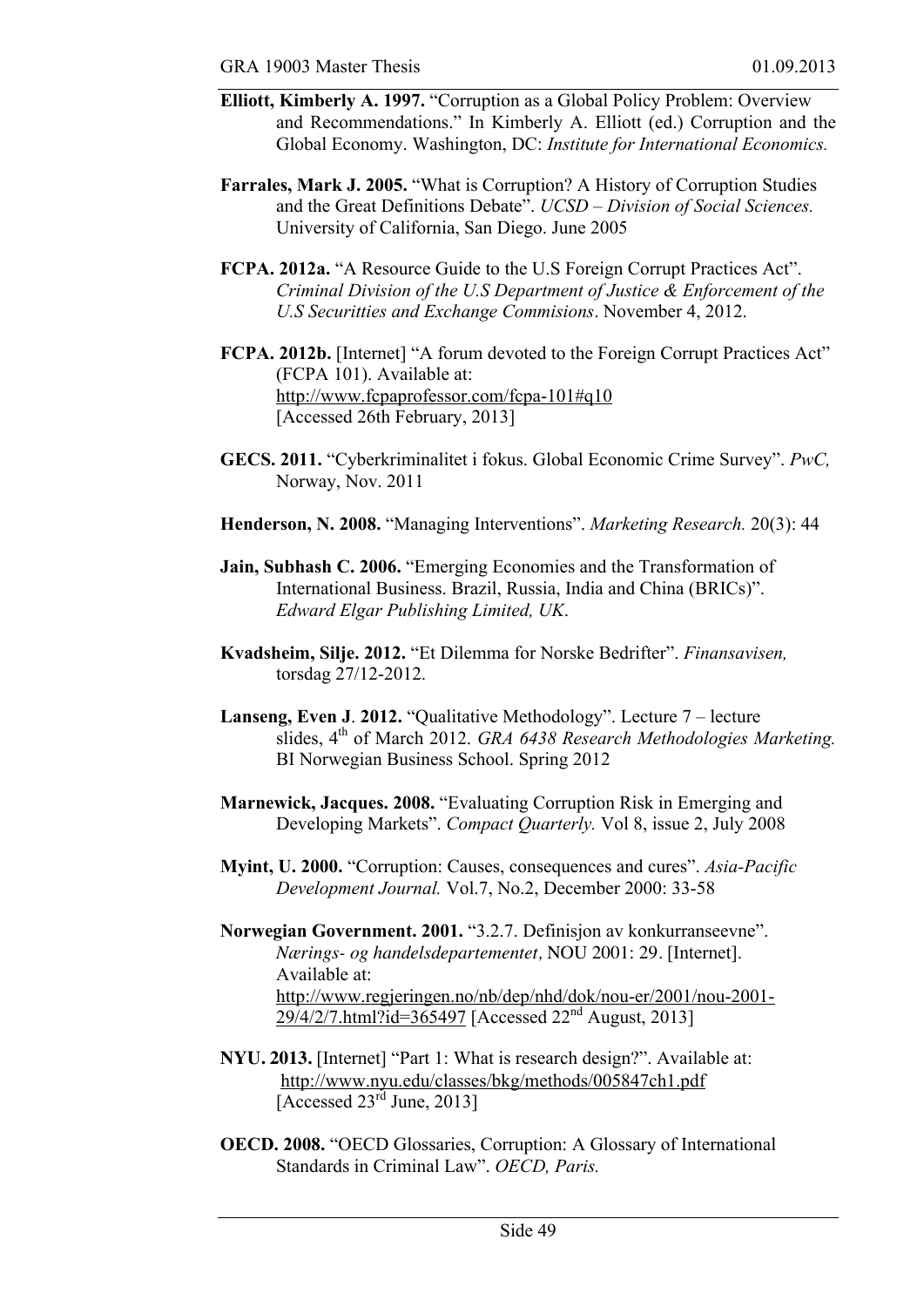**Elliott, Kimberly A. 1997.** "Corruption as a Global Policy Problem: Overview and Recommendations." In Kimberly A. Elliott (ed.) Corruption and the Global Economy. Washington, DC: *Institute for International Economics.*

**Farrales, Mark J. 2005.** "What is Corruption? A History of Corruption Studies and the Great Definitions Debate". *UCSD – Division of Social Sciences.* University of California, San Diego. June 2005

**FCPA. 2012a.** "A Resource Guide to the U.S Foreign Corrupt Practices Act". *Criminal Division of the U.S Department of Justice & Enforcement of the U.S Securitties and Exchange Commisions*. November 4, 2012.

**FCPA. 2012b.** [Internet] "A forum devoted to the Foreign Corrupt Practices Act" (FCPA 101). Available at: http://www.fcpaprofessor.com/fcpa-101#q10 [Accessed 26th February, 2013]

**GECS. 2011.** "Cyberkriminalitet i fokus. Global Economic Crime Survey". *PwC,* Norway, Nov. 2011

**Henderson, N. 2008.** "Managing Interventions". *Marketing Research.* 20(3): 44

**Jain, Subhash C. 2006.** "Emerging Economies and the Transformation of International Business. Brazil, Russia, India and China (BRICs)". *Edward Elgar Publishing Limited, UK*.

**Kvadsheim, Silje. 2012.** "Et Dilemma for Norske Bedrifter". *Finansavisen,* torsdag 27/12-2012.

**Lanseng, Even J. 2012.** "Qualitative Methodology". Lecture 7 – lecture slides, 4th of March 2012. *GRA 6438 Research Methodologies Marketing.* BI Norwegian Business School. Spring 2012

**Marnewick, Jacques. 2008.** "Evaluating Corruption Risk in Emerging and Developing Markets". *Compact Quarterly.* Vol 8, issue 2, July 2008

**Myint, U. 2000.** "Corruption: Causes, consequences and cures". *Asia-Pacific Development Journal.* Vol.7, No.2, December 2000: 33-58

**Norwegian Government. 2001.** "3.2.7. Definisjon av konkurranseevne". *Nærings- og handelsdepartementet*, NOU 2001: 29. [Internet]. Available at: http://www.regjeringen.no/nb/dep/nhd/dok/nou-er/2001/nou-2001-29/4/2/7.html?id=365497 [Accessed 22nd August, 2013]

**NYU. 2013.** [Internet] "Part 1: What is research design?". Available at: http://www.nyu.edu/classes/bkg/methods/005847ch1.pdf [Accessed 23rd June, 2013]

**OECD. 2008.** "OECD Glossaries, Corruption: A Glossary of International Standards in Criminal Law". *OECD, Paris.*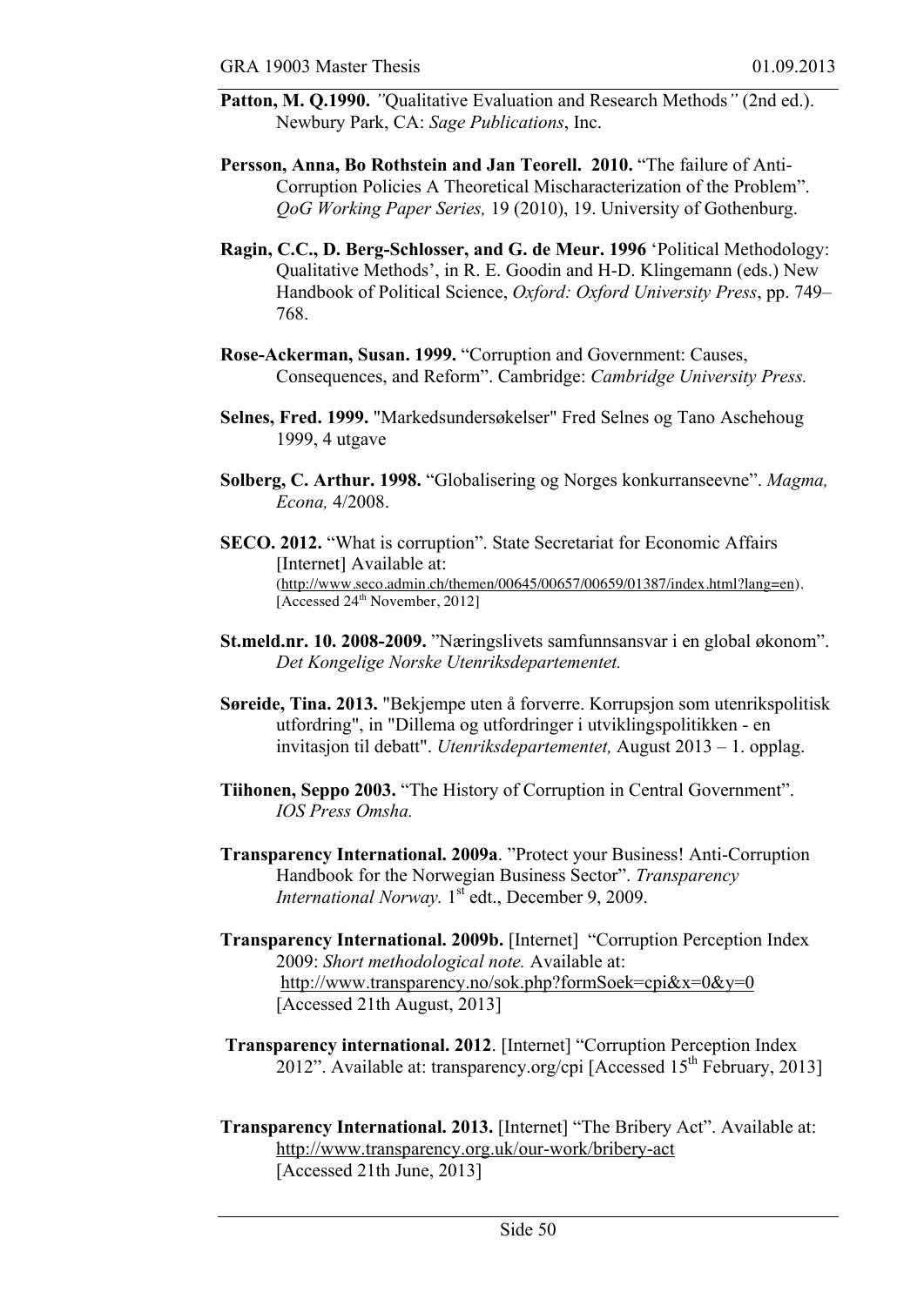**Patton, M. Q.1990.** *"*Qualitative Evaluation and Research Methods*"* (2nd ed.). Newbury Park, CA: *Sage Publications*, Inc.

**Persson, Anna, Bo Rothstein and Jan Teorell. 2010.** "The failure of Anti-Corruption Policies A Theoretical Mischaracterization of the Problem". *QoG Working Paper Series,* 19 (2010), 19. University of Gothenburg.

**Ragin, C.C., D. Berg-Schlosser, and G. de Meur. 1996** 'Political Methodology: Qualitative Methods', in R. E. Goodin and H-D. Klingemann (eds.) New Handbook of Political Science, *Oxford: Oxford University Press*, pp. 749–768.

**Rose-Ackerman, Susan. 1999.** "Corruption and Government: Causes, Consequences, and Reform". Cambridge: *Cambridge University Press.*

**Selnes, Fred. 1999.** "Markedsundersøkelser" Fred Selnes og Tano Aschehoug 1999, 4 utgave

**Solberg, C. Arthur. 1998.** "Globalisering og Norges konkurranseevne". *Magma, Econa,* 4/2008.

**SECO. 2012.** "What is corruption". State Secretariat for Economic Affairs [Internet] Available at: (http://www.seco.admin.ch/themen/00645/00657/00659/01387/index.html?lang=en). [Accessed 24th November, 2012]

**St.meld.nr. 10. 2008-2009.** "Næringslivets samfunnsansvar i en global økonom". *Det Kongelige Norske Utenriksdepartementet.*

**Søreide, Tina. 2013.** "Bekjempe uten å forverre. Korrupsjon som utenrikspolitisk utfordring", in "Dillema og utfordringer i utviklingspolitikken - en invitasjon til debatt". *Utenriksdepartementet,* August 2013 – 1. opplag.

**Tiihonen, Seppo 2003.** "The History of Corruption in Central Government". *IOS Press Omsha.*

**Transparency International. 2009a**. "Protect your Business! Anti-Corruption Handbook for the Norwegian Business Sector". *Transparency International Norway.* 1st edt., December 9, 2009.

**Transparency International. 2009b.** [Internet] "Corruption Perception Index 2009: *Short methodological note.* Available at: http://www.transparency.no/sok.php?formSoek=cpi&x=0&y=0 [Accessed 21th August, 2013]

**Transparency international. 2012**. [Internet] "Corruption Perception Index 2012". Available at: transparency.org/cpi [Accessed 15th February, 2013]

**Transparency International. 2013.** [Internet] "The Bribery Act". Available at: http://www.transparency.org.uk/our-work/bribery-act [Accessed 21th June, 2013]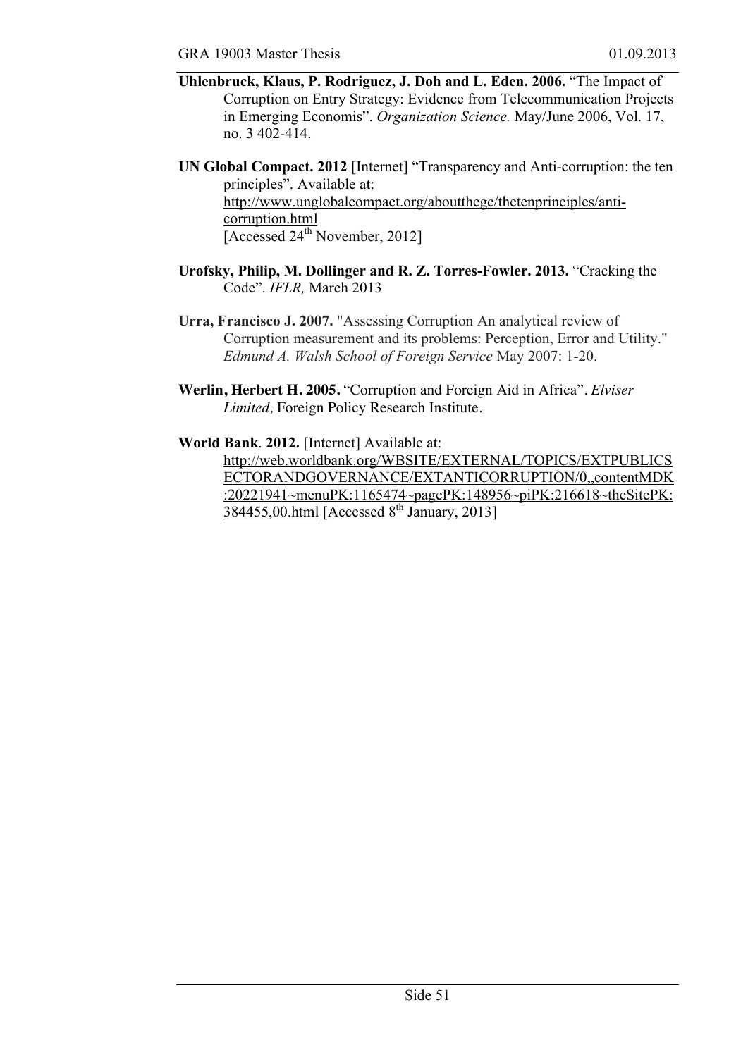**Uhlenbruck, Klaus, P. Rodriguez, J. Doh and L. Eden. 2006.** "The Impact of Corruption on Entry Strategy: Evidence from Telecommunication Projects in Emerging Economis". *Organization Science.* May/June 2006, Vol. 17, no. 3 402-414.

**UN Global Compact. 2012** [Internet] "Transparency and Anti-corruption: the ten principles". Available at: http://www.unglobalcompact.org/aboutthegc/thetenprinciples/anti-corruption.html [Accessed 24th November, 2012]

**Urofsky, Philip, M. Dollinger and R. Z. Torres-Fowler. 2013.** "Cracking the Code". *IFLR,* March 2013

**Urra, Francisco J. 2007.** "Assessing Corruption An analytical review of Corruption measurement and its problems: Perception, Error and Utility." *Edmund A. Walsh School of Foreign Service* May 2007: 1-20.

**Werlin, Herbert H. 2005.** "Corruption and Foreign Aid in Africa". *Elviser Limited,* Foreign Policy Research Institute.

**World Bank. 2012.** [Internet] Available at: http://web.worldbank.org/WBSITE/EXTERNAL/TOPICS/EXTPUBLICSECTORANDGOVERNANCE/EXTANTICORRUPTION/0,,contentMDK:20221941~menuPK:1165474~pagePK:148956~piPK:216618~theSitePK:384455,00.html [Accessed 8th January, 2013]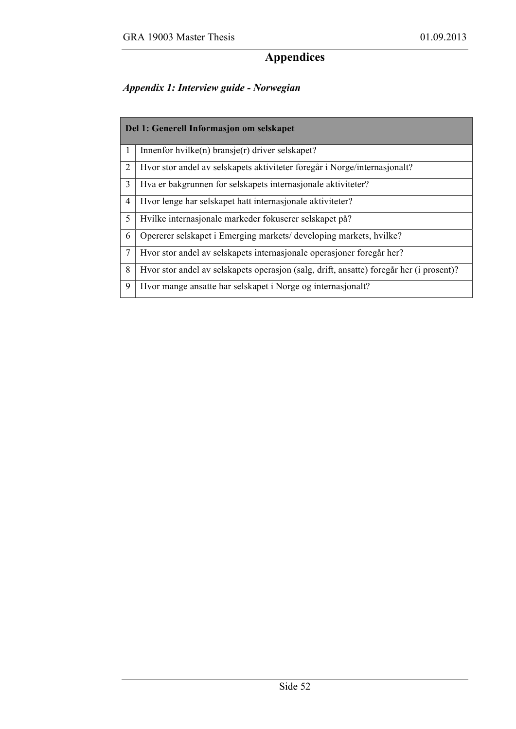# Appendices

### *Appendix 1: Interview guide - Norwegian*

| Del 1: Generell Informasjon om selskapet | |
|---|---|
| 1 | Innenfor hvilke(n) bransje(r) driver selskapet? |
| 2 | Hvor stor andel av selskapets aktiviteter foregår i Norge/internasjonalt? |
| 3 | Hva er bakgrunnen for selskapets internasjonale aktiviteter? |
| 4 | Hvor lenge har selskapet hatt internasjonale aktiviteter? |
| 5 | Hvilke internasjonale markeder fokuserer selskapet på? |
| 6 | Opererer selskapet i Emerging markets/ developing markets, hvilke? |
| 7 | Hvor stor andel av selskapets internasjonale operasjoner foregår her? |
| 8 | Hvor stor andel av selskapets operasjon (salg, drift, ansatte) foregår her (i prosent)? |
| 9 | Hvor mange ansatte har selskapet i Norge og internasjonalt? |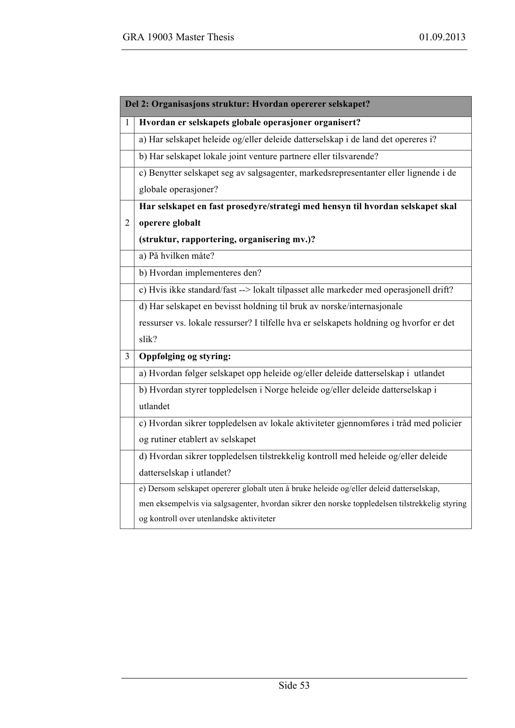| Del 2: Organisasjons struktur: Hvordan opererer selskapet? | |
|---|---|
| 1 | **Hvordan er selskapets globale operasjoner organisert?** |
| | a) Har selskapet heleide og/eller deleide datterselskap i de land det opereres i? |
| | b) Har selskapet lokale joint venture partnere eller tilsvarende? |
| | c) Benytter selskapet seg av salgsagenter, markedsrepresentanter eller lignende i de globale operasjoner? |
| 2 | **Har selskapet en fast prosedyre/strategi med hensyn til hvordan selskapet skal operere globalt (struktur, rapportering, organisering mv.)?** |
| | a) På hvilken måte? |
| | b) Hvordan implementeres den? |
| | c) Hvis ikke standard/fast --> lokalt tilpasset alle markeder med operasjonell drift? |
| | d) Har selskapet en bevisst holdning til bruk av norske/internasjonale ressurser vs. lokale ressurser? I tilfelle hva er selskapets holdning og hvorfor er det slik? |
| 3 | **Oppfølging og styring:** |
| | a) Hvordan følger selskapet opp heleide og/eller deleide datterselskap i utlandet |
| | b) Hvordan styrer toppledelsen i Norge heleide og/eller deleide datterselskap i utlandet |
| | c) Hvordan sikrer toppledelsen av lokale aktiviteter gjennomføres i tråd med policier og rutiner etablert av selskapet |
| | d) Hvordan sikrer toppledelsen tilstrekkelig kontroll med heleide og/eller deleide datterselskap i utlandet? |
| | e) Dersom selskapet opererer globalt uten å bruke heleide og/eller deleid datterselskap, men eksempelvis via salgsagenter, hvordan sikrer den norske toppledelsen tilstrekkelig styring og kontroll over utenlandske aktiviteter |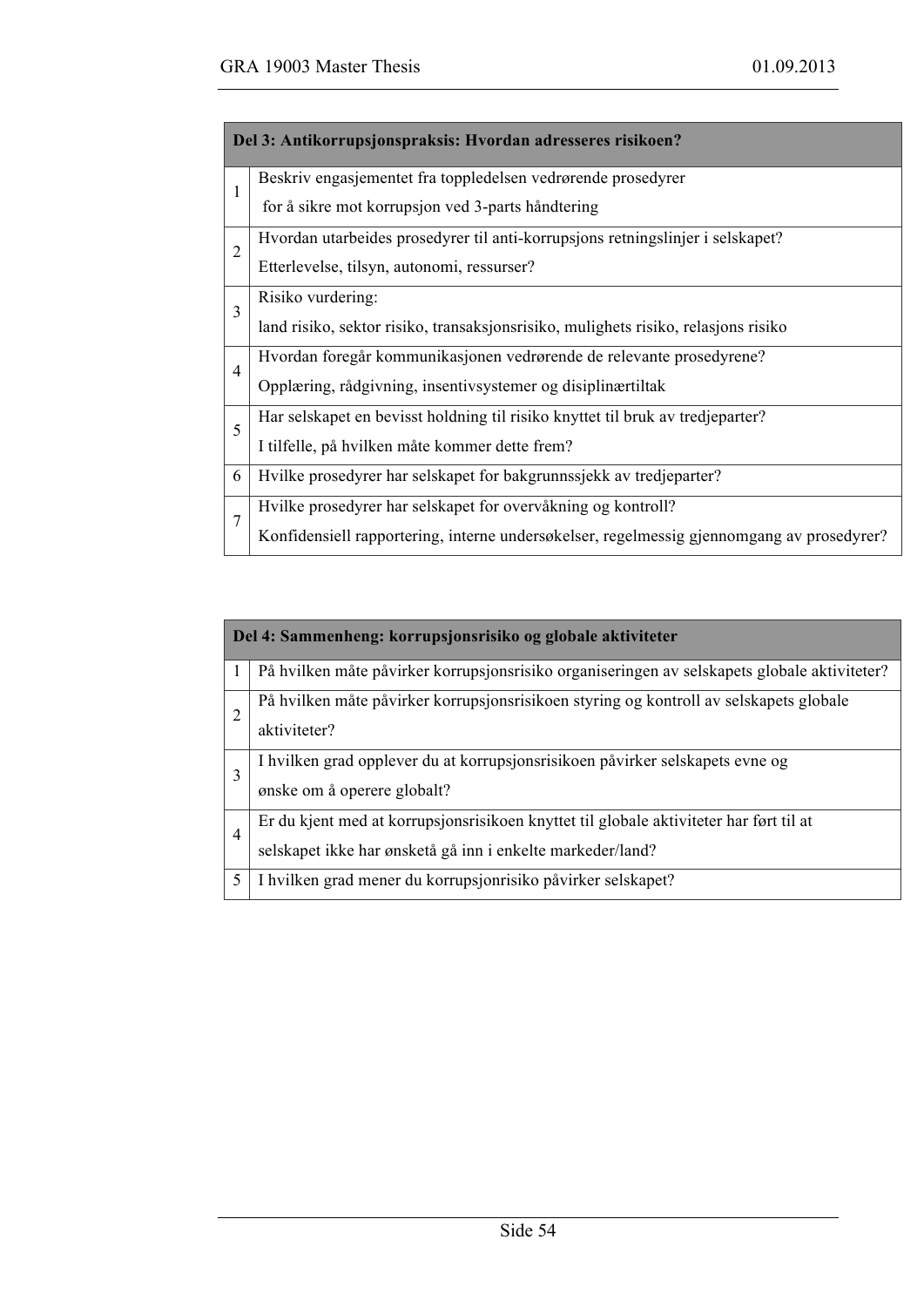| Del 3: Antikorrupsjonspraksis: Hvordan adresseres risikoen? | |
|---|---|
| 1 | Beskriv engasjementet fra toppledelsen vedrørende prosedyrer for å sikre mot korrupsjon ved 3-parts håndtering |
| 2 | Hvordan utarbeides prosedyrer til anti-korrupsjons retningslinjer i selskapet? Etterlevelse, tilsyn, autonomi, ressurser? |
| 3 | Risiko vurdering: land risiko, sektor risiko, transaksjonsrisiko, mulighets risiko, relasjons risiko |
| 4 | Hvordan foregår kommunikasjonen vedrørende de relevante prosedyrene? Opplæring, rådgivning, insentivsystemer og disiplinærtiltak |
| 5 | Har selskapet en bevisst holdning til risiko knyttet til bruk av tredjeparter? I tilfelle, på hvilken måte kommer dette frem? |
| 6 | Hvilke prosedyrer har selskapet for bakgrunnssjekk av tredjeparter? |
| 7 | Hvilke prosedyrer har selskapet for overvåkning og kontroll? Konfidensiell rapportering, interne undersøkelser, regelmessig gjennomgang av prosedyrer? |

| Del 4: Sammenheng: korrupsjonsrisiko og globale aktiviteter | |
|---|---|
| 1 | På hvilken måte påvirker korrupsjonsrisiko organiseringen av selskapets globale aktiviteter? |
| 2 | På hvilken måte påvirker korrupsjonsrisikoen styring og kontroll av selskapets globale aktiviteter? |
| 3 | I hvilken grad opplever du at korrupsjonsrisikoen påvirker selskapets evne og ønske om å operere globalt? |
| 4 | Er du kjent med at korrupsjonsrisikoen knyttet til globale aktiviteter har ført til at selskapet ikke har ønsketå gå inn i enkelte markeder/land? |
| 5 | I hvilken grad mener du korrupsjonrisiko påvirker selskapet? |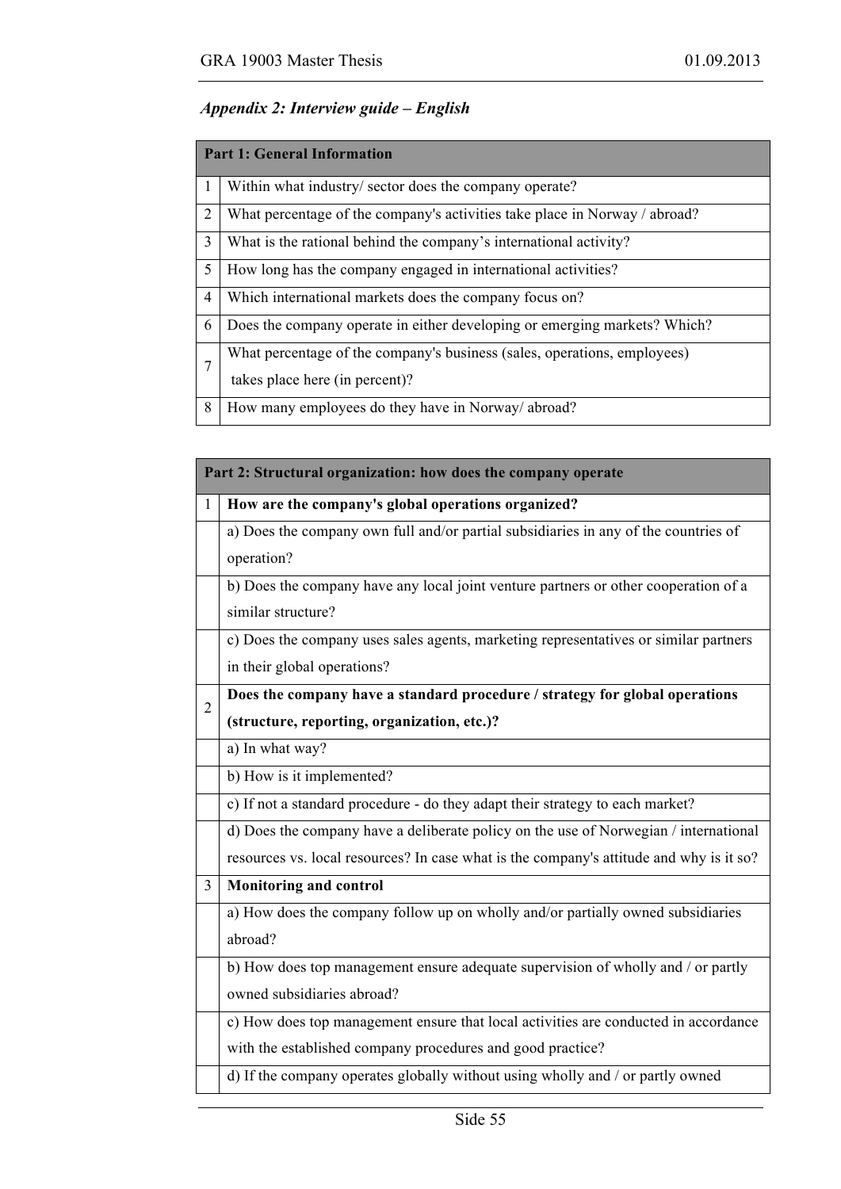*Appendix 2: Interview guide – English*

| **Part 1: General Information** | |
|---|---|
| 1 | Within what industry/ sector does the company operate? |
| 2 | What percentage of the company's activities take place in Norway / abroad? |
| 3 | What is the rational behind the company's international activity? |
| 5 | How long has the company engaged in international activities? |
| 4 | Which international markets does the company focus on? |
| 6 | Does the company operate in either developing or emerging markets? Which? |
| 7 | What percentage of the company's business (sales, operations, employees) takes place here (in percent)? |
| 8 | How many employees do they have in Norway/ abroad? |

| **Part 2: Structural organization: how does the company operate** | |
|---|---|
| 1 | **How are the company's global operations organized?** |
| | a) Does the company own full and/or partial subsidiaries in any of the countries of operation? |
| | b) Does the company have any local joint venture partners or other cooperation of a similar structure? |
| | c) Does the company uses sales agents, marketing representatives or similar partners in their global operations? |
| 2 | **Does the company have a standard procedure / strategy for global operations (structure, reporting, organization, etc.)?** |
| | a) In what way? |
| | b) How is it implemented? |
| | c) If not a standard procedure - do they adapt their strategy to each market? |
| | d) Does the company have a deliberate policy on the use of Norwegian / international resources vs. local resources? In case what is the company's attitude and why is it so? |
| 3 | **Monitoring and control** |
| | a) How does the company follow up on wholly and/or partially owned subsidiaries abroad? |
| | b) How does top management ensure adequate supervision of wholly and / or partly owned subsidiaries abroad? |
| | c) How does top management ensure that local activities are conducted in accordance with the established company procedures and good practice? |
| | d) If the company operates globally without using wholly and / or partly owned |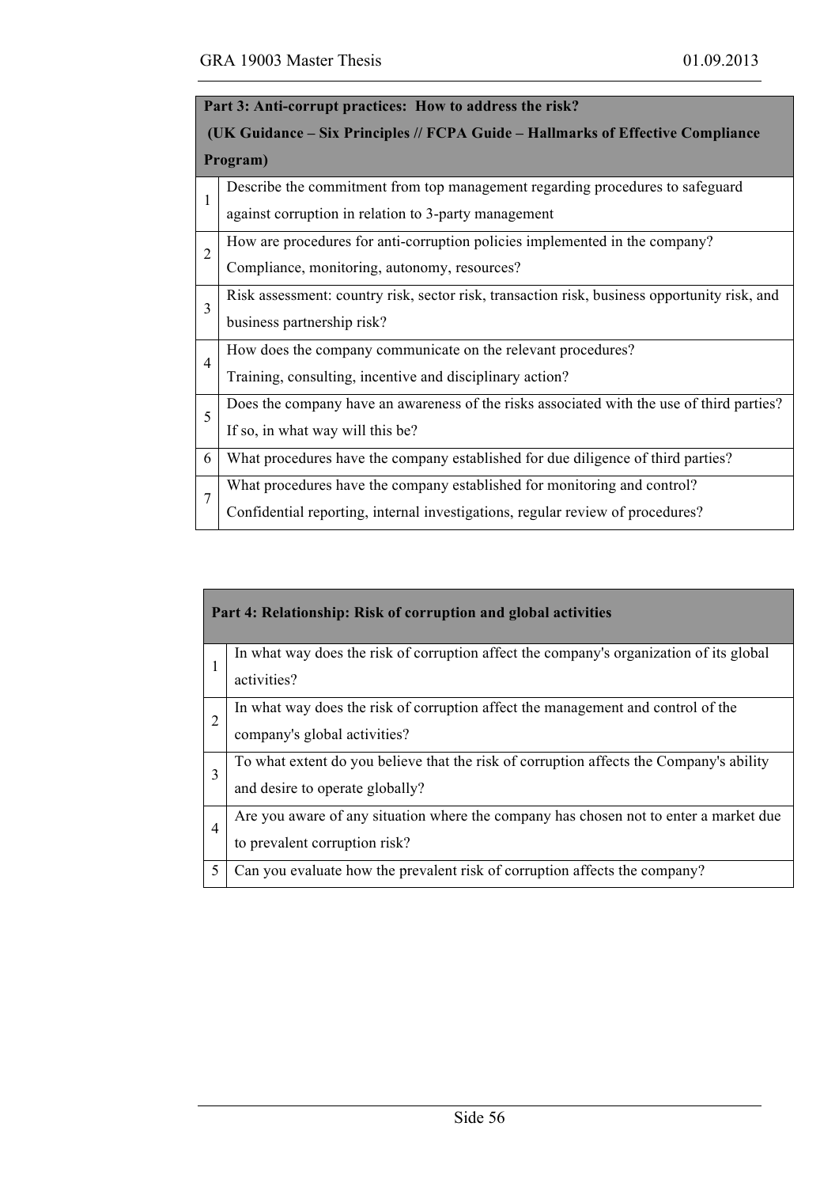| Part 3: Anti-corrupt practices: How to address the risk? (UK Guidance – Six Principles // FCPA Guide – Hallmarks of Effective Compliance Program) | |
|---|---|
| 1 | Describe the commitment from top management regarding procedures to safeguard against corruption in relation to 3-party management |
| 2 | How are procedures for anti-corruption policies implemented in the company? Compliance, monitoring, autonomy, resources? |
| 3 | Risk assessment: country risk, sector risk, transaction risk, business opportunity risk, and business partnership risk? |
| 4 | How does the company communicate on the relevant procedures? Training, consulting, incentive and disciplinary action? |
| 5 | Does the company have an awareness of the risks associated with the use of third parties? If so, in what way will this be? |
| 6 | What procedures have the company established for due diligence of third parties? |
| 7 | What procedures have the company established for monitoring and control? Confidential reporting, internal investigations, regular review of procedures? |

| Part 4: Relationship: Risk of corruption and global activities | |
|---|---|
| 1 | In what way does the risk of corruption affect the company's organization of its global activities? |
| 2 | In what way does the risk of corruption affect the management and control of the company's global activities? |
| 3 | To what extent do you believe that the risk of corruption affects the Company's ability and desire to operate globally? |
| 4 | Are you aware of any situation where the company has chosen not to enter a market due to prevalent corruption risk? |
| 5 | Can you evaluate how the prevalent risk of corruption affects the company? |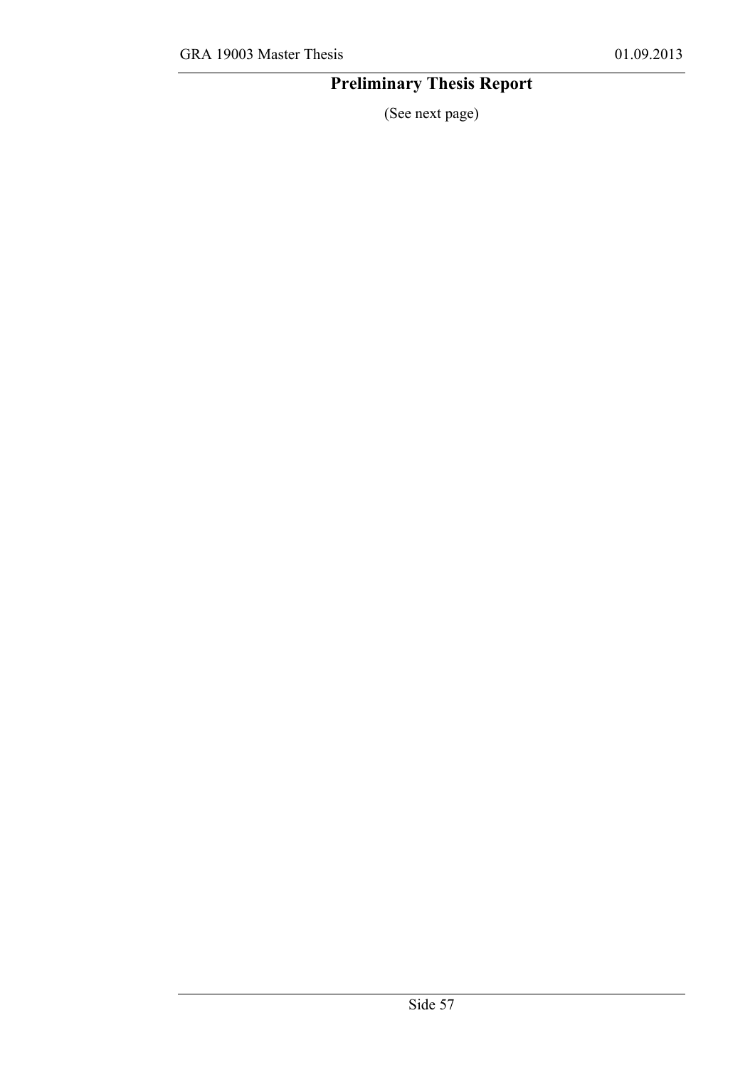# Preliminary Thesis Report

(See next page)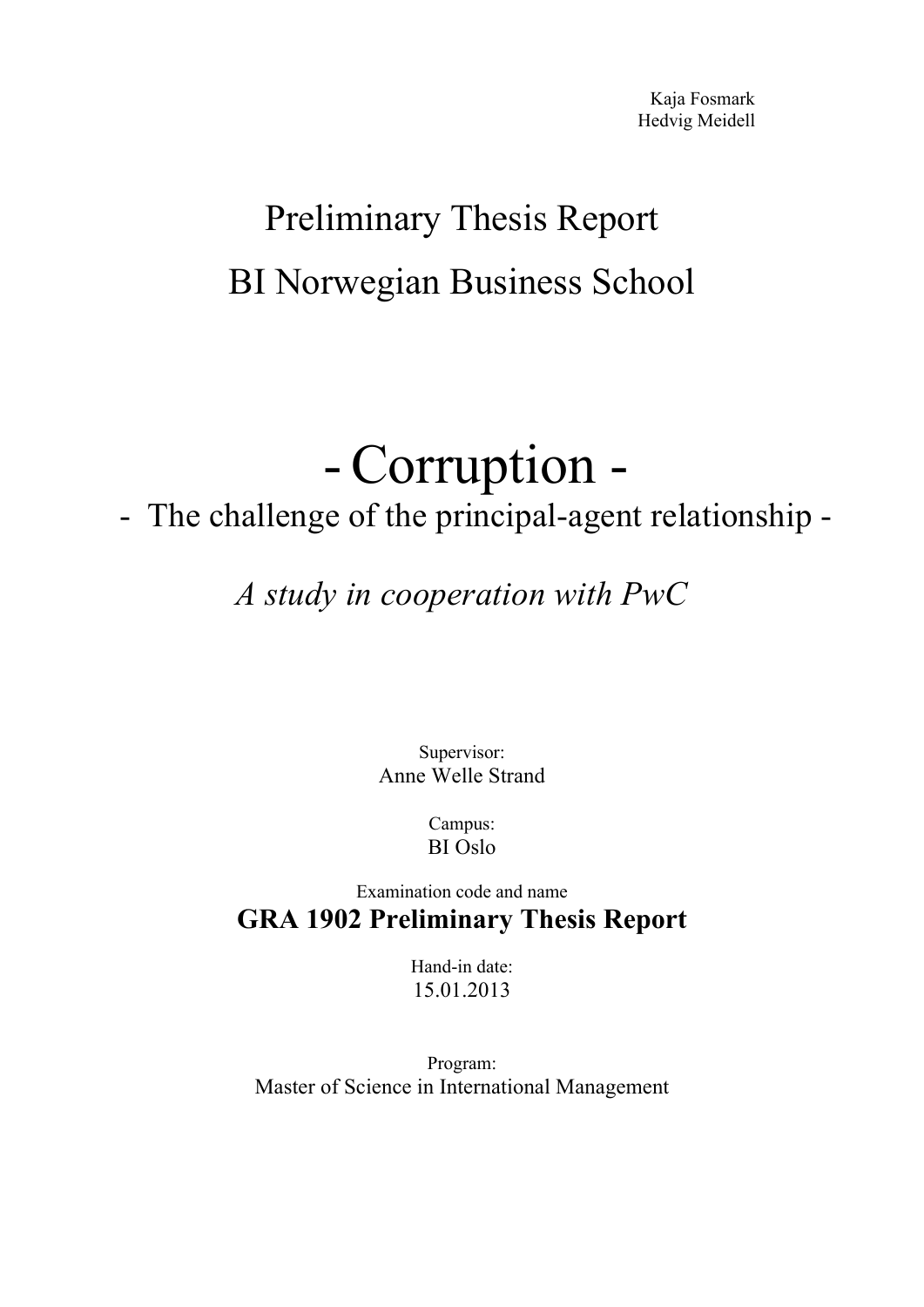Kaja Fosmark
Hedvig Meidell

# Preliminary Thesis Report

# BI Norwegian Business School

# - Corruption -

## - The challenge of the principal-agent relationship -

*A study in cooperation with PwC*

Supervisor:
Anne Welle Strand

Campus:
BI Oslo

Examination code and name
**GRA 1902 Preliminary Thesis Report**

Hand-in date:
15.01.2013

Program:
Master of Science in International Management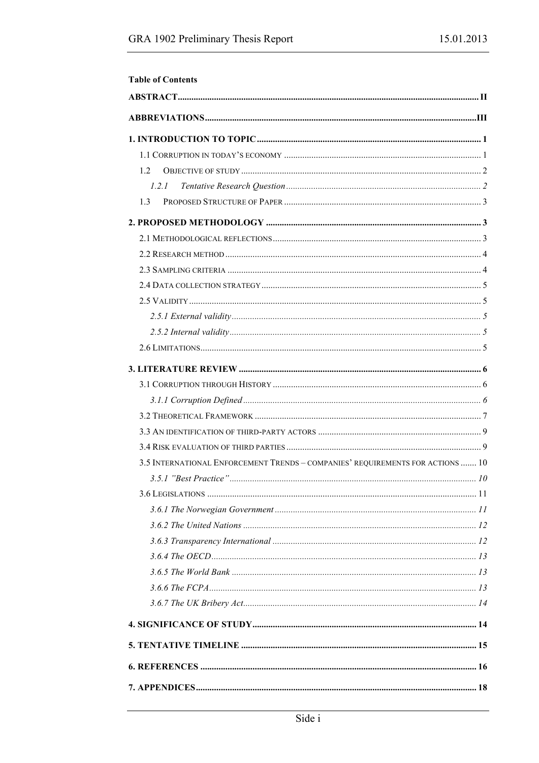**Table of Contents**

**ABSTRACT** ..... II

**ABBREVIATIONS** ..... III

**1. INTRODUCTION TO TOPIC** ..... 1

- 1.1 CORRUPTION IN TODAY'S ECONOMY ..... 1
- 1.2 OBJECTIVE OF STUDY ..... 2
  - *1.2.1 Tentative Research Question* ..... 2
- 1.3 PROPOSED STRUCTURE OF PAPER ..... 3

**2. PROPOSED METHODOLOGY** ..... 3

- 2.1 METHODOLOGICAL REFLECTIONS ..... 3
- 2.2 RESEARCH METHOD ..... 4
- 2.3 SAMPLING CRITERIA ..... 4
- 2.4 DATA COLLECTION STRATEGY ..... 5
- 2.5 VALIDITY ..... 5
  - *2.5.1 External validity* ..... 5
  - *2.5.2 Internal validity* ..... 5
- 2.6 LIMITATIONS ..... 5

**3. LITERATURE REVIEW** ..... 6

- 3.1 CORRUPTION THROUGH HISTORY ..... 6
  - *3.1.1 Corruption Defined* ..... 6
- 3.2 THEORETICAL FRAMEWORK ..... 7
- 3.3 AN IDENTIFICATION OF THIRD-PARTY ACTORS ..... 9
- 3.4 RISK EVALUATION OF THIRD PARTIES ..... 9
- 3.5 INTERNATIONAL ENFORCEMENT TRENDS – COMPANIES' REQUIREMENTS FOR ACTIONS ..... 10
  - *3.5.1 "Best Practice"* ..... 10
- 3.6 LEGISLATIONS ..... 11
  - *3.6.1 The Norwegian Government* ..... 11
  - *3.6.2 The United Nations* ..... 12
  - *3.6.3 Transparency International* ..... 12
  - *3.6.4 The OECD* ..... 13
  - *3.6.5 The World Bank* ..... 13
  - *3.6.6 The FCPA* ..... 13
  - *3.6.7 The UK Bribery Act* ..... 14

**4. SIGNIFICANCE OF STUDY** ..... 14

**5. TENTATIVE TIMELINE** ..... 15

**6. REFERENCES** ..... 16

**7. APPENDICES** ..... 18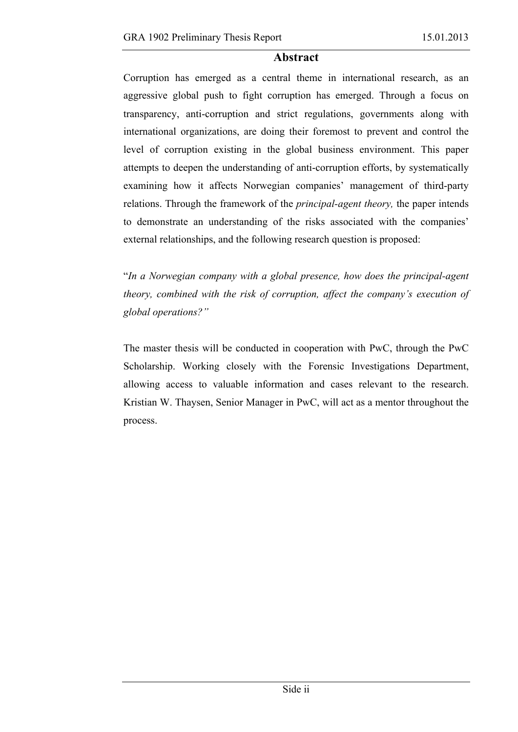# Abstract

Corruption has emerged as a central theme in international research, as an aggressive global push to fight corruption has emerged. Through a focus on transparency, anti-corruption and strict regulations, governments along with international organizations, are doing their foremost to prevent and control the level of corruption existing in the global business environment. This paper attempts to deepen the understanding of anti-corruption efforts, by systematically examining how it affects Norwegian companies' management of third-party relations. Through the framework of the *principal-agent theory,* the paper intends to demonstrate an understanding of the risks associated with the companies' external relationships, and the following research question is proposed:

"*In a Norwegian company with a global presence, how does the principal-agent theory, combined with the risk of corruption, affect the company's execution of global operations?"*

The master thesis will be conducted in cooperation with PwC, through the PwC Scholarship. Working closely with the Forensic Investigations Department, allowing access to valuable information and cases relevant to the research. Kristian W. Thaysen, Senior Manager in PwC, will act as a mentor throughout the process.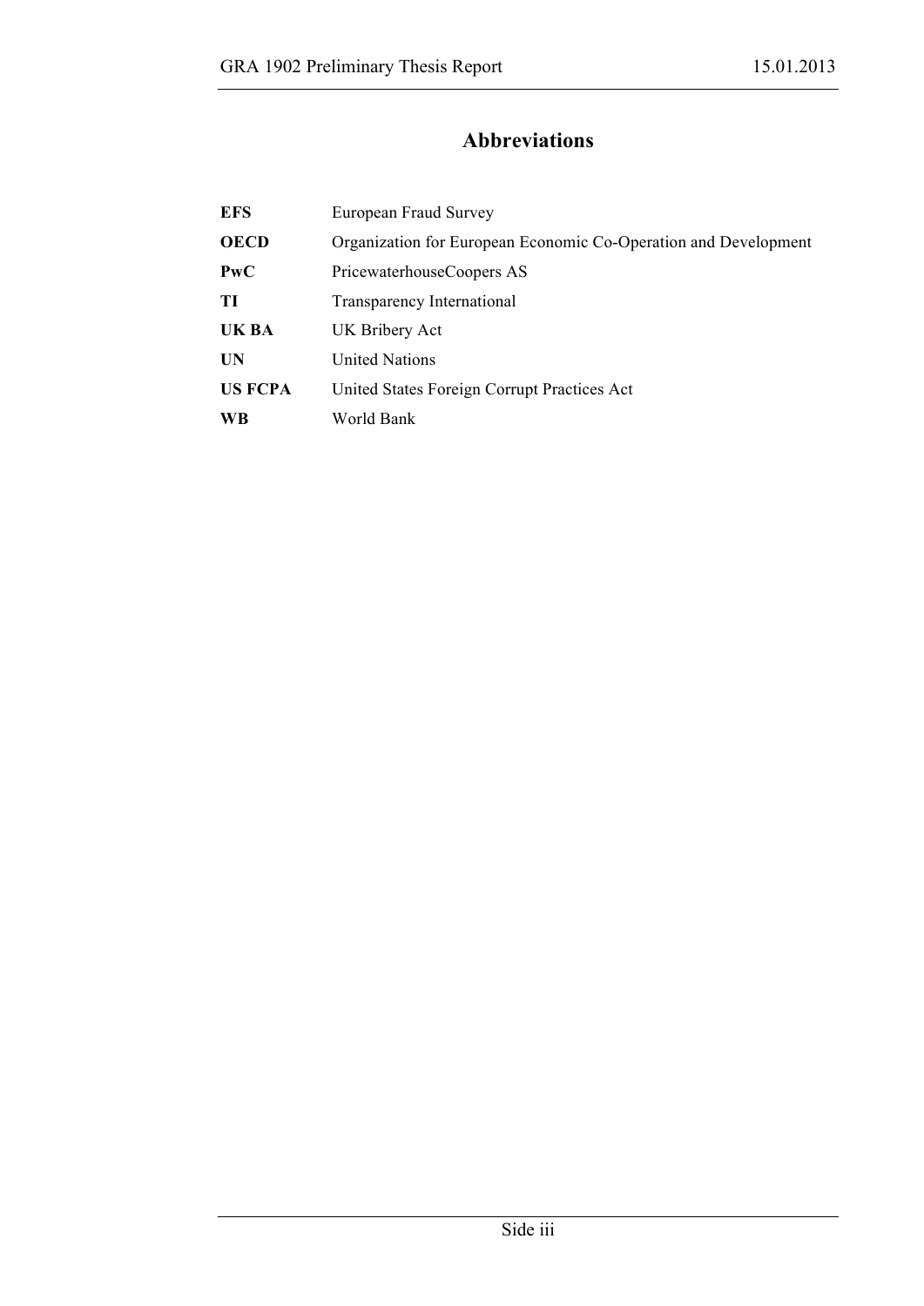# Abbreviations

| | |
|---|---|
| **EFS** | European Fraud Survey |
| **OECD** | Organization for European Economic Co-Operation and Development |
| **PwC** | PricewaterhouseCoopers AS |
| **TI** | Transparency International |
| **UK BA** | UK Bribery Act |
| **UN** | United Nations |
| **US FCPA** | United States Foreign Corrupt Practices Act |
| **WB** | World Bank |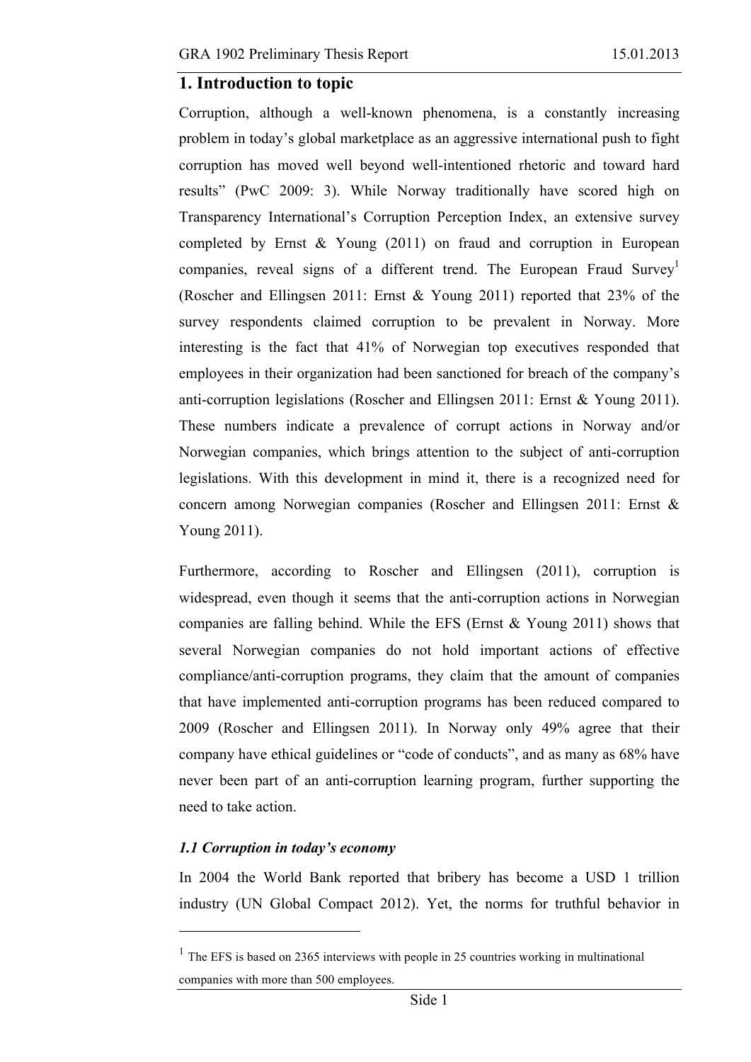## 1. Introduction to topic

Corruption, although a well-known phenomena, is a constantly increasing problem in today's global marketplace as an aggressive international push to fight corruption has moved well beyond well-intentioned rhetoric and toward hard results" (PwC 2009: 3). While Norway traditionally have scored high on Transparency International's Corruption Perception Index, an extensive survey completed by Ernst & Young (2011) on fraud and corruption in European companies, reveal signs of a different trend. The European Fraud Survey[1] (Roscher and Ellingsen 2011: Ernst & Young 2011) reported that 23% of the survey respondents claimed corruption to be prevalent in Norway. More interesting is the fact that 41% of Norwegian top executives responded that employees in their organization had been sanctioned for breach of the company's anti-corruption legislations (Roscher and Ellingsen 2011: Ernst & Young 2011). These numbers indicate a prevalence of corrupt actions in Norway and/or Norwegian companies, which brings attention to the subject of anti-corruption legislations. With this development in mind it, there is a recognized need for concern among Norwegian companies (Roscher and Ellingsen 2011: Ernst & Young 2011).

Furthermore, according to Roscher and Ellingsen (2011), corruption is widespread, even though it seems that the anti-corruption actions in Norwegian companies are falling behind. While the EFS (Ernst & Young 2011) shows that several Norwegian companies do not hold important actions of effective compliance/anti-corruption programs, they claim that the amount of companies that have implemented anti-corruption programs has been reduced compared to 2009 (Roscher and Ellingsen 2011). In Norway only 49% agree that their company have ethical guidelines or "code of conducts", and as many as 68% have never been part of an anti-corruption learning program, further supporting the need to take action.

### *1.1 Corruption in today's economy*

In 2004 the World Bank reported that bribery has become a USD 1 trillion industry (UN Global Compact 2012). Yet, the norms for truthful behavior in

---

[1] The EFS is based on 2365 interviews with people in 25 countries working in multinational companies with more than 500 employees.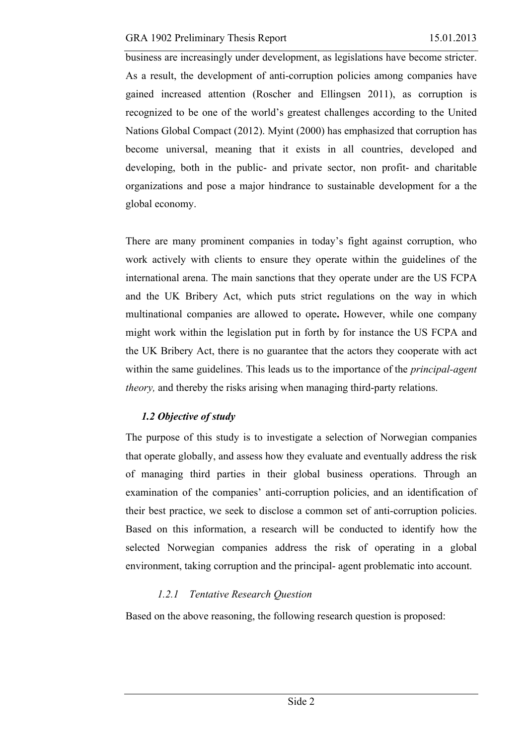business are increasingly under development, as legislations have become stricter. As a result, the development of anti-corruption policies among companies have gained increased attention (Roscher and Ellingsen 2011), as corruption is recognized to be one of the world's greatest challenges according to the United Nations Global Compact (2012). Myint (2000) has emphasized that corruption has become universal, meaning that it exists in all countries, developed and developing, both in the public- and private sector, non profit- and charitable organizations and pose a major hindrance to sustainable development for a the global economy.

There are many prominent companies in today's fight against corruption, who work actively with clients to ensure they operate within the guidelines of the international arena. The main sanctions that they operate under are the US FCPA and the UK Bribery Act, which puts strict regulations on the way in which multinational companies are allowed to operate**.** However, while one company might work within the legislation put in forth by for instance the US FCPA and the UK Bribery Act, there is no guarantee that the actors they cooperate with act within the same guidelines. This leads us to the importance of the *principal-agent theory,* and thereby the risks arising when managing third-party relations.

### *1.2 Objective of study*

The purpose of this study is to investigate a selection of Norwegian companies that operate globally, and assess how they evaluate and eventually address the risk of managing third parties in their global business operations. Through an examination of the companies' anti-corruption policies, and an identification of their best practice, we seek to disclose a common set of anti-corruption policies. Based on this information, a research will be conducted to identify how the selected Norwegian companies address the risk of operating in a global environment, taking corruption and the principal- agent problematic into account.

#### *1.2.1 Tentative Research Question*

Based on the above reasoning, the following research question is proposed: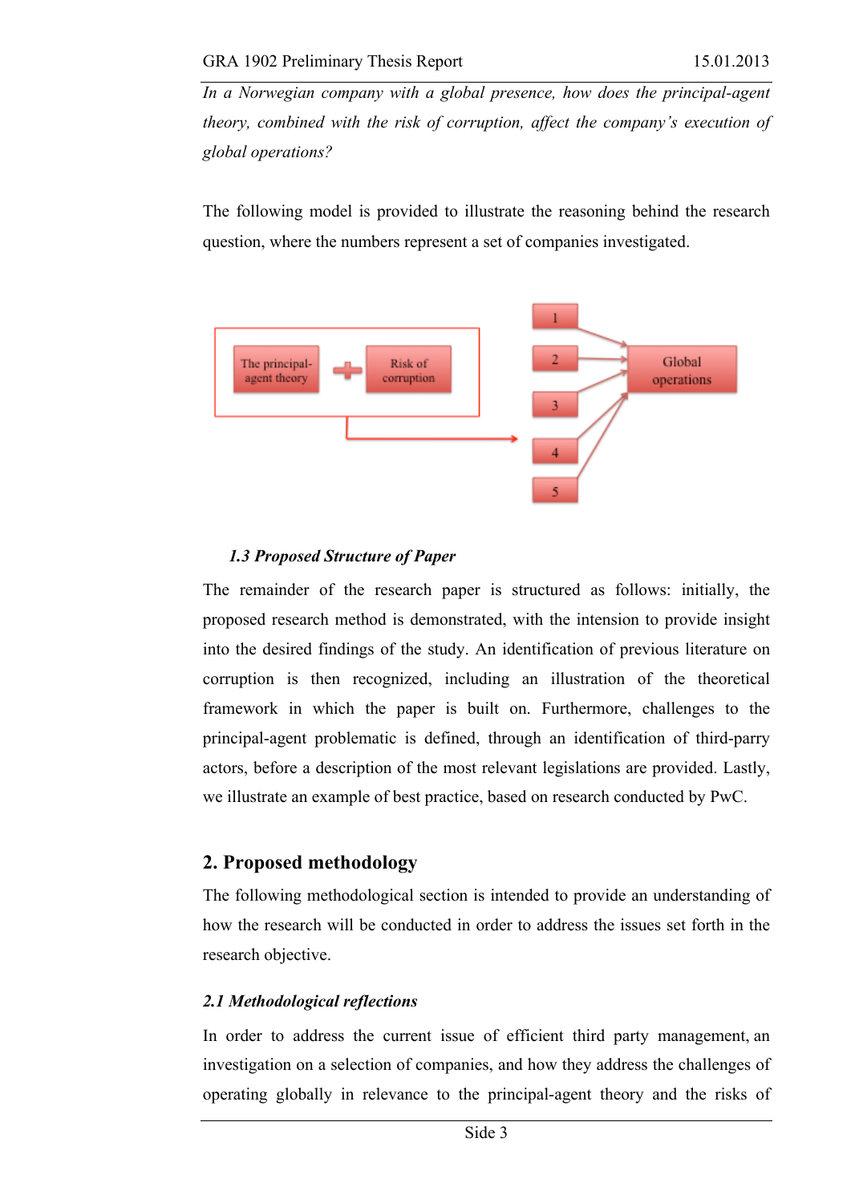*In a Norwegian company with a global presence, how does the principal-agent theory, combined with the risk of corruption, affect the company's execution of global operations?*

The following model is provided to illustrate the reasoning behind the research question, where the numbers represent a set of companies investigated.

The principal-agent theory + Risk of corruption → 1, 2, 3, 4, 5 → Global operations

### *1.3 Proposed Structure of Paper*

The remainder of the research paper is structured as follows: initially, the proposed research method is demonstrated, with the intension to provide insight into the desired findings of the study. An identification of previous literature on corruption is then recognized, including an illustration of the theoretical framework in which the paper is built on. Furthermore, challenges to the principal-agent problematic is defined, through an identification of third-parry actors, before a description of the most relevant legislations are provided. Lastly, we illustrate an example of best practice, based on research conducted by PwC.

## 2. Proposed methodology

The following methodological section is intended to provide an understanding of how the research will be conducted in order to address the issues set forth in the research objective.

### *2.1 Methodological reflections*

In order to address the current issue of efficient third party management, an investigation on a selection of companies, and how they address the challenges of operating globally in relevance to the principal-agent theory and the risks of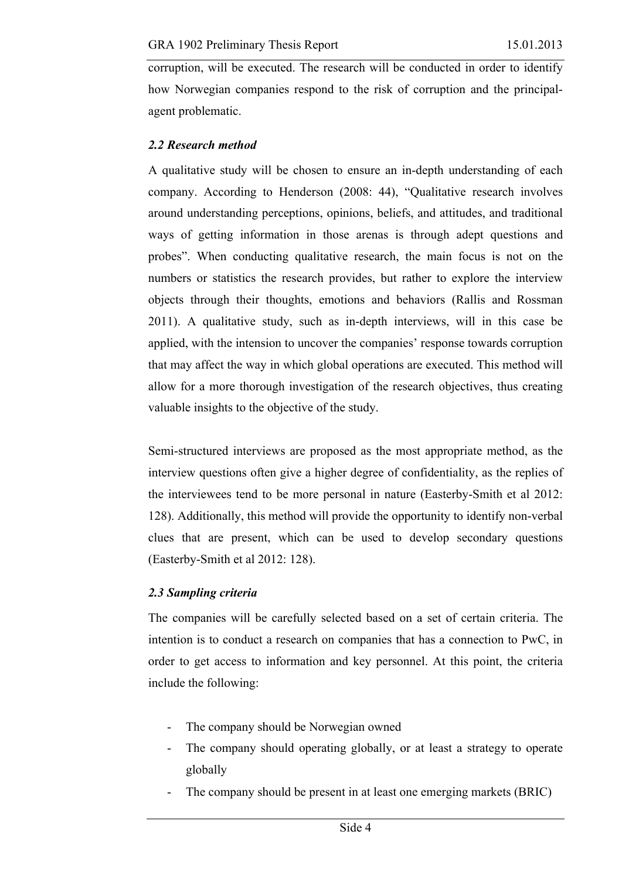corruption, will be executed. The research will be conducted in order to identify how Norwegian companies respond to the risk of corruption and the principal-agent problematic.

### *2.2 Research method*

A qualitative study will be chosen to ensure an in-depth understanding of each company. According to Henderson (2008: 44), "Qualitative research involves around understanding perceptions, opinions, beliefs, and attitudes, and traditional ways of getting information in those arenas is through adept questions and probes". When conducting qualitative research, the main focus is not on the numbers or statistics the research provides, but rather to explore the interview objects through their thoughts, emotions and behaviors (Rallis and Rossman 2011). A qualitative study, such as in-depth interviews, will in this case be applied, with the intension to uncover the companies' response towards corruption that may affect the way in which global operations are executed. This method will allow for a more thorough investigation of the research objectives, thus creating valuable insights to the objective of the study.

Semi-structured interviews are proposed as the most appropriate method, as the interview questions often give a higher degree of confidentiality, as the replies of the interviewees tend to be more personal in nature (Easterby-Smith et al 2012: 128). Additionally, this method will provide the opportunity to identify non-verbal clues that are present, which can be used to develop secondary questions (Easterby-Smith et al 2012: 128).

### *2.3 Sampling criteria*

The companies will be carefully selected based on a set of certain criteria. The intention is to conduct a research on companies that has a connection to PwC, in order to get access to information and key personnel. At this point, the criteria include the following:

- The company should be Norwegian owned
- The company should operating globally, or at least a strategy to operate globally
- The company should be present in at least one emerging markets (BRIC)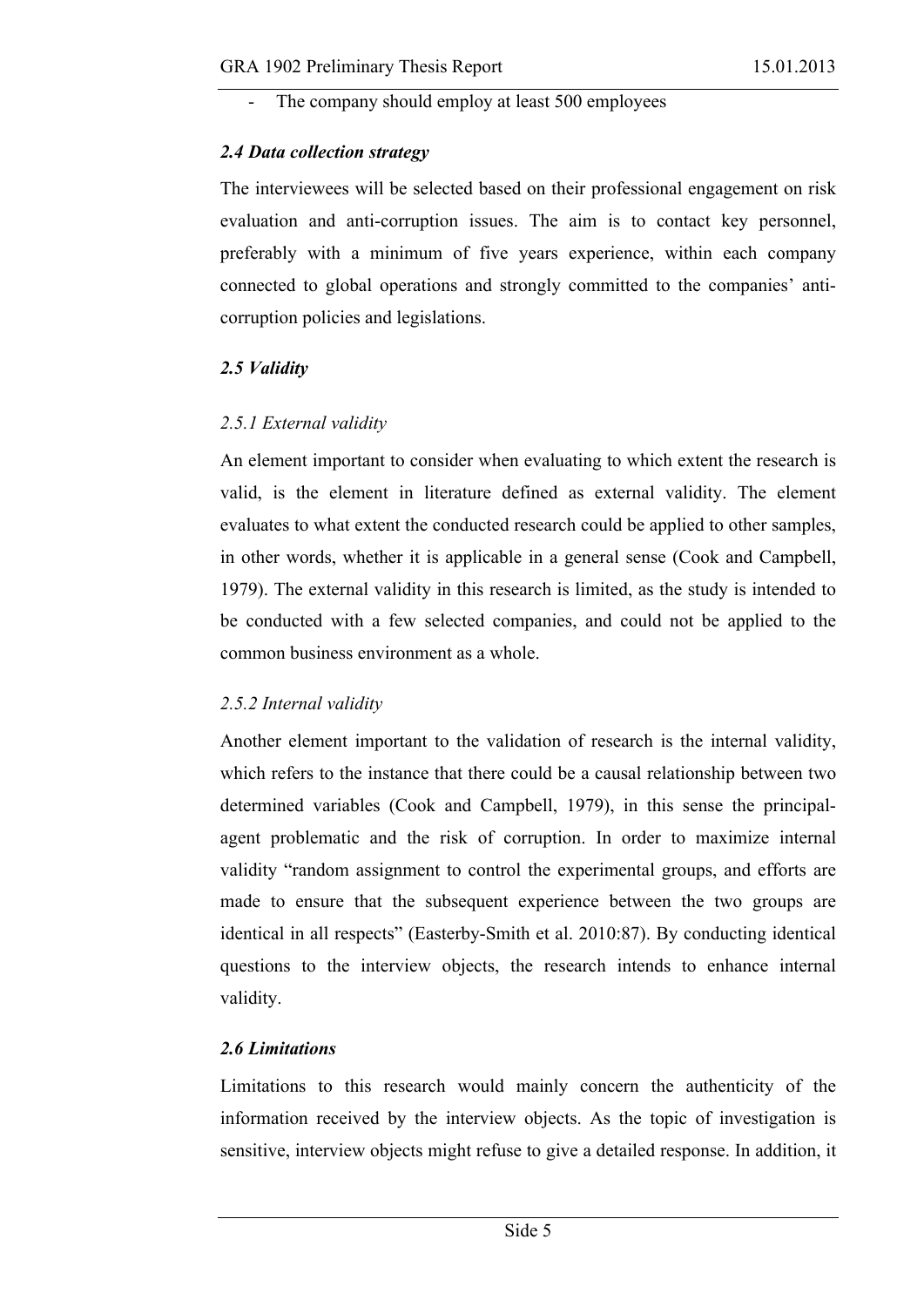- The company should employ at least 500 employees

### *2.4 Data collection strategy*

The interviewees will be selected based on their professional engagement on risk evaluation and anti-corruption issues. The aim is to contact key personnel, preferably with a minimum of five years experience, within each company connected to global operations and strongly committed to the companies' anti-corruption policies and legislations.

### *2.5 Validity*

#### *2.5.1 External validity*

An element important to consider when evaluating to which extent the research is valid, is the element in literature defined as external validity. The element evaluates to what extent the conducted research could be applied to other samples, in other words, whether it is applicable in a general sense (Cook and Campbell, 1979). The external validity in this research is limited, as the study is intended to be conducted with a few selected companies, and could not be applied to the common business environment as a whole.

#### *2.5.2 Internal validity*

Another element important to the validation of research is the internal validity, which refers to the instance that there could be a causal relationship between two determined variables (Cook and Campbell, 1979), in this sense the principal-agent problematic and the risk of corruption. In order to maximize internal validity "random assignment to control the experimental groups, and efforts are made to ensure that the subsequent experience between the two groups are identical in all respects" (Easterby-Smith et al. 2010:87). By conducting identical questions to the interview objects, the research intends to enhance internal validity.

### *2.6 Limitations*

Limitations to this research would mainly concern the authenticity of the information received by the interview objects. As the topic of investigation is sensitive, interview objects might refuse to give a detailed response. In addition, it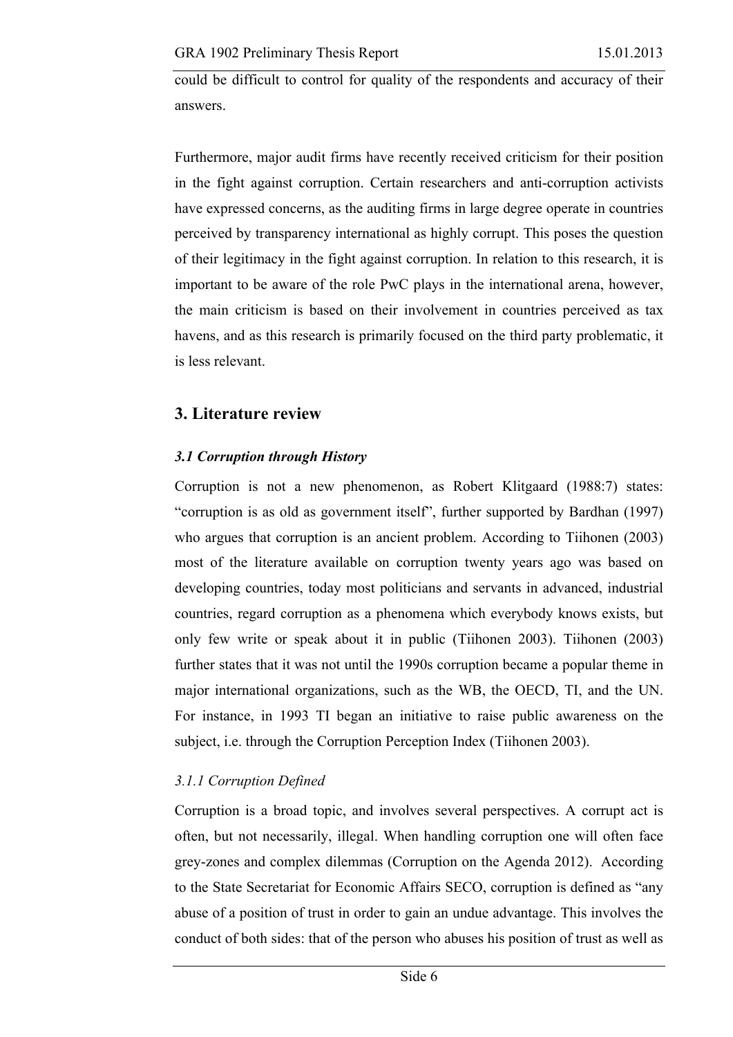could be difficult to control for quality of the respondents and accuracy of their answers.

Furthermore, major audit firms have recently received criticism for their position in the fight against corruption. Certain researchers and anti-corruption activists have expressed concerns, as the auditing firms in large degree operate in countries perceived by transparency international as highly corrupt. This poses the question of their legitimacy in the fight against corruption. In relation to this research, it is important to be aware of the role PwC plays in the international arena, however, the main criticism is based on their involvement in countries perceived as tax havens, and as this research is primarily focused on the third party problematic, it is less relevant.

## 3. Literature review

### *3.1 Corruption through History*

Corruption is not a new phenomenon, as Robert Klitgaard (1988:7) states: "corruption is as old as government itself", further supported by Bardhan (1997) who argues that corruption is an ancient problem. According to Tiihonen (2003) most of the literature available on corruption twenty years ago was based on developing countries, today most politicians and servants in advanced, industrial countries, regard corruption as a phenomena which everybody knows exists, but only few write or speak about it in public (Tiihonen 2003). Tiihonen (2003) further states that it was not until the 1990s corruption became a popular theme in major international organizations, such as the WB, the OECD, TI, and the UN. For instance, in 1993 TI began an initiative to raise public awareness on the subject, i.e. through the Corruption Perception Index (Tiihonen 2003).

#### *3.1.1 Corruption Defined*

Corruption is a broad topic, and involves several perspectives. A corrupt act is often, but not necessarily, illegal. When handling corruption one will often face grey-zones and complex dilemmas (Corruption on the Agenda 2012). According to the State Secretariat for Economic Affairs SECO, corruption is defined as "any abuse of a position of trust in order to gain an undue advantage. This involves the conduct of both sides: that of the person who abuses his position of trust as well as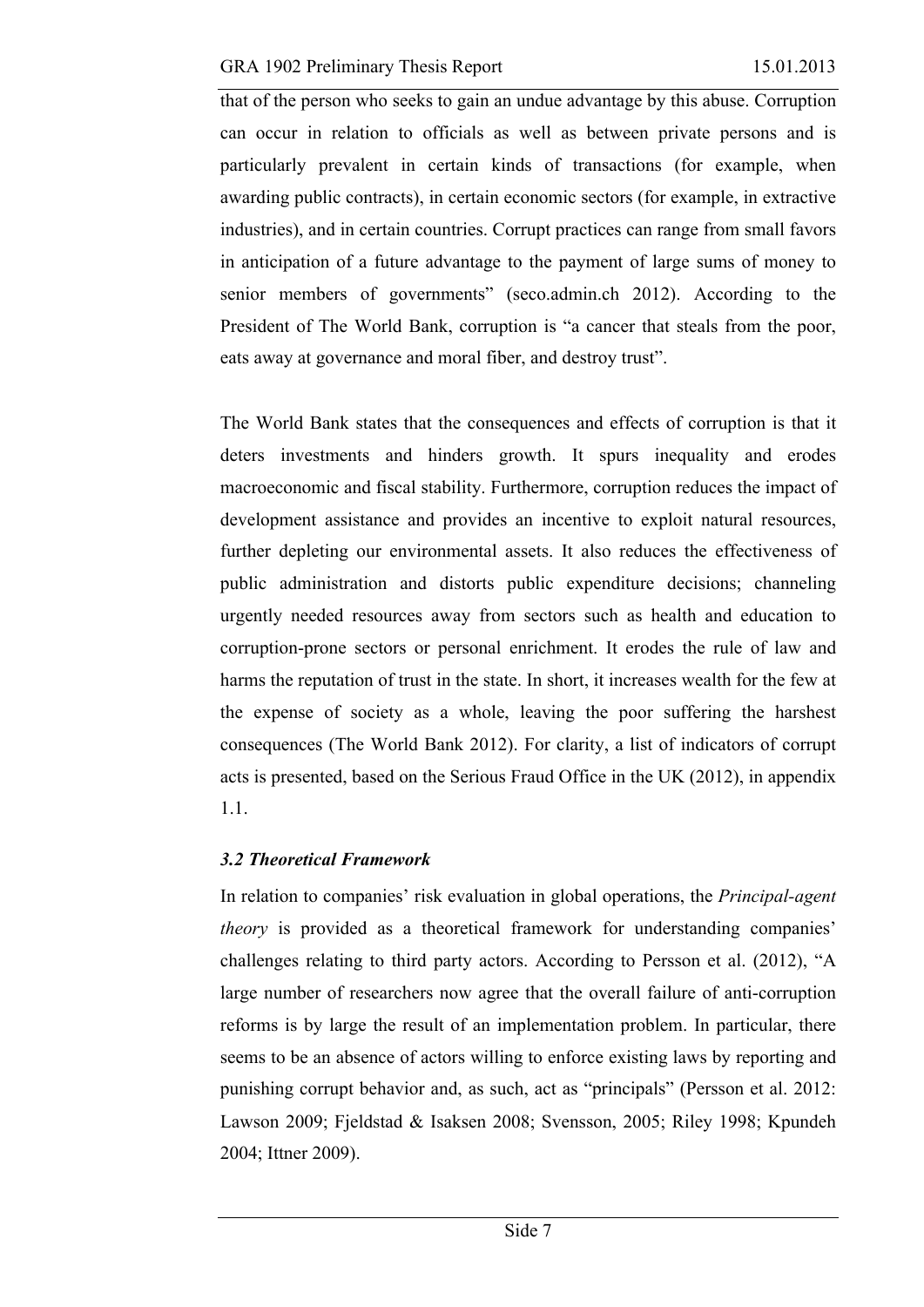that of the person who seeks to gain an undue advantage by this abuse. Corruption can occur in relation to officials as well as between private persons and is particularly prevalent in certain kinds of transactions (for example, when awarding public contracts), in certain economic sectors (for example, in extractive industries), and in certain countries. Corrupt practices can range from small favors in anticipation of a future advantage to the payment of large sums of money to senior members of governments" (seco.admin.ch 2012). According to the President of The World Bank, corruption is "a cancer that steals from the poor, eats away at governance and moral fiber, and destroy trust".

The World Bank states that the consequences and effects of corruption is that it deters investments and hinders growth. It spurs inequality and erodes macroeconomic and fiscal stability. Furthermore, corruption reduces the impact of development assistance and provides an incentive to exploit natural resources, further depleting our environmental assets. It also reduces the effectiveness of public administration and distorts public expenditure decisions; channeling urgently needed resources away from sectors such as health and education to corruption-prone sectors or personal enrichment. It erodes the rule of law and harms the reputation of trust in the state. In short, it increases wealth for the few at the expense of society as a whole, leaving the poor suffering the harshest consequences (The World Bank 2012). For clarity, a list of indicators of corrupt acts is presented, based on the Serious Fraud Office in the UK (2012), in appendix 1.1.

### *3.2 Theoretical Framework*

In relation to companies' risk evaluation in global operations, the *Principal-agent theory* is provided as a theoretical framework for understanding companies' challenges relating to third party actors. According to Persson et al. (2012), "A large number of researchers now agree that the overall failure of anti-corruption reforms is by large the result of an implementation problem. In particular, there seems to be an absence of actors willing to enforce existing laws by reporting and punishing corrupt behavior and, as such, act as "principals" (Persson et al. 2012: Lawson 2009; Fjeldstad & Isaksen 2008; Svensson, 2005; Riley 1998; Kpundeh 2004; Ittner 2009).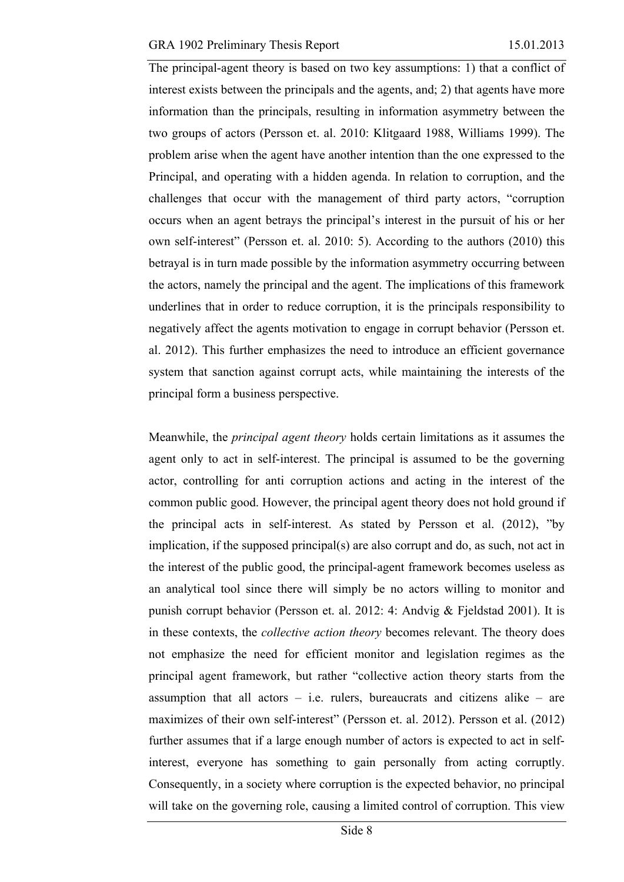The principal-agent theory is based on two key assumptions: 1) that a conflict of interest exists between the principals and the agents, and; 2) that agents have more information than the principals, resulting in information asymmetry between the two groups of actors (Persson et. al. 2010: Klitgaard 1988, Williams 1999). The problem arise when the agent have another intention than the one expressed to the Principal, and operating with a hidden agenda. In relation to corruption, and the challenges that occur with the management of third party actors, "corruption occurs when an agent betrays the principal's interest in the pursuit of his or her own self-interest" (Persson et. al. 2010: 5). According to the authors (2010) this betrayal is in turn made possible by the information asymmetry occurring between the actors, namely the principal and the agent. The implications of this framework underlines that in order to reduce corruption, it is the principals responsibility to negatively affect the agents motivation to engage in corrupt behavior (Persson et. al. 2012). This further emphasizes the need to introduce an efficient governance system that sanction against corrupt acts, while maintaining the interests of the principal form a business perspective.

Meanwhile, the *principal agent theory* holds certain limitations as it assumes the agent only to act in self-interest. The principal is assumed to be the governing actor, controlling for anti corruption actions and acting in the interest of the common public good. However, the principal agent theory does not hold ground if the principal acts in self-interest. As stated by Persson et al. (2012), "by implication, if the supposed principal(s) are also corrupt and do, as such, not act in the interest of the public good, the principal-agent framework becomes useless as an analytical tool since there will simply be no actors willing to monitor and punish corrupt behavior (Persson et. al. 2012: 4: Andvig & Fjeldstad 2001). It is in these contexts, the *collective action theory* becomes relevant. The theory does not emphasize the need for efficient monitor and legislation regimes as the principal agent framework, but rather "collective action theory starts from the assumption that all actors – i.e. rulers, bureaucrats and citizens alike – are maximizes of their own self-interest" (Persson et. al. 2012). Persson et al. (2012) further assumes that if a large enough number of actors is expected to act in self-interest, everyone has something to gain personally from acting corruptly. Consequently, in a society where corruption is the expected behavior, no principal will take on the governing role, causing a limited control of corruption. This view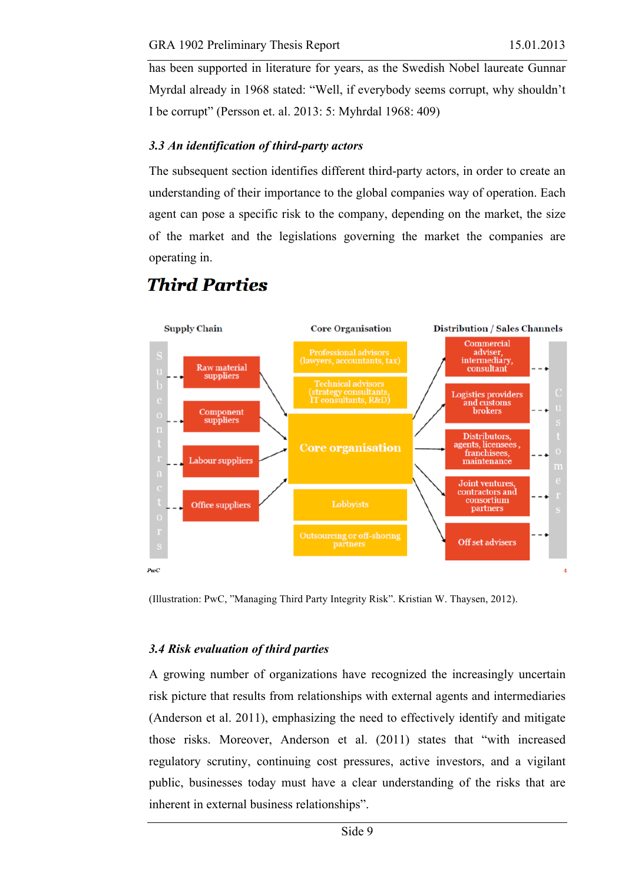has been supported in literature for years, as the Swedish Nobel laureate Gunnar Myrdal already in 1968 stated: "Well, if everybody seems corrupt, why shouldn't I be corrupt" (Persson et. al. 2013: 5: Myhrdal 1968: 409)

### *3.3 An identification of third-party actors*

The subsequent section identifies different third-party actors, in order to create an understanding of their importance to the global companies way of operation. Each agent can pose a specific risk to the company, depending on the market, the size of the market and the legislations governing the market the companies are operating in.

**Third Parties**

Supply Chain | Core Organisation | Distribution / Sales Channels

Subcontractors

Raw material suppliers

Component suppliers

Labour suppliers

Office suppliers

Professional advisors (lawyers, accountants, tax)

Technical advisors (strategy consultants, IT consultants, R&D)

Core organisation

Lobbyists

Outsourcing or off-shoring partners

Commercial adviser, intermediary, consultant

Logistics providers and customs brokers

Distributors, agents, licensees, franchisees, maintenance

Joint ventures, contractors and consortium partners

Off set advisers

Customers

PwC

4

(Illustration: PwC, "Managing Third Party Integrity Risk". Kristian W. Thaysen, 2012).

### *3.4 Risk evaluation of third parties*

A growing number of organizations have recognized the increasingly uncertain risk picture that results from relationships with external agents and intermediaries (Anderson et al. 2011), emphasizing the need to effectively identify and mitigate those risks. Moreover, Anderson et al. (2011) states that "with increased regulatory scrutiny, continuing cost pressures, active investors, and a vigilant public, businesses today must have a clear understanding of the risks that are inherent in external business relationships".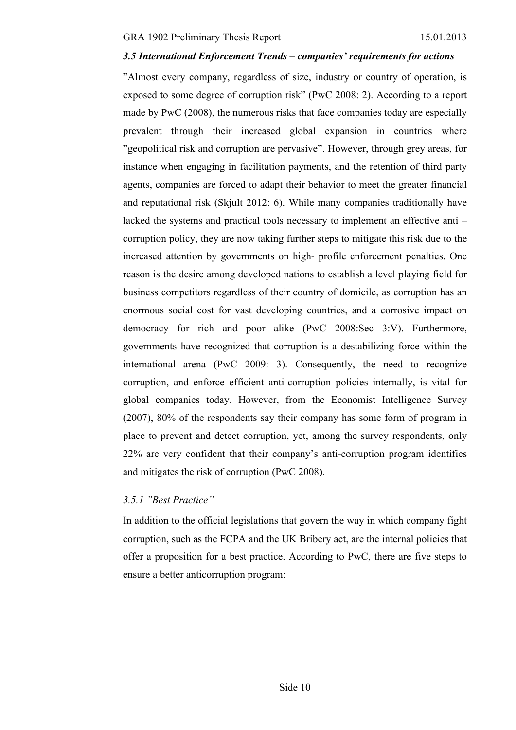### *3.5 International Enforcement Trends – companies' requirements for actions*

"Almost every company, regardless of size, industry or country of operation, is exposed to some degree of corruption risk" (PwC 2008: 2). According to a report made by PwC (2008), the numerous risks that face companies today are especially prevalent through their increased global expansion in countries where "geopolitical risk and corruption are pervasive". However, through grey areas, for instance when engaging in facilitation payments, and the retention of third party agents, companies are forced to adapt their behavior to meet the greater financial and reputational risk (Skjult 2012: 6). While many companies traditionally have lacked the systems and practical tools necessary to implement an effective anti – corruption policy, they are now taking further steps to mitigate this risk due to the increased attention by governments on high- profile enforcement penalties. One reason is the desire among developed nations to establish a level playing field for business competitors regardless of their country of domicile, as corruption has an enormous social cost for vast developing countries, and a corrosive impact on democracy for rich and poor alike (PwC 2008:Sec 3:V). Furthermore, governments have recognized that corruption is a destabilizing force within the international arena (PwC 2009: 3). Consequently, the need to recognize corruption, and enforce efficient anti-corruption policies internally, is vital for global companies today. However, from the Economist Intelligence Survey (2007), 80% of the respondents say their company has some form of program in place to prevent and detect corruption, yet, among the survey respondents, only 22% are very confident that their company's anti-corruption program identifies and mitigates the risk of corruption (PwC 2008).

#### *3.5.1 "Best Practice"*

In addition to the official legislations that govern the way in which company fight corruption, such as the FCPA and the UK Bribery act, are the internal policies that offer a proposition for a best practice. According to PwC, there are five steps to ensure a better anticorruption program: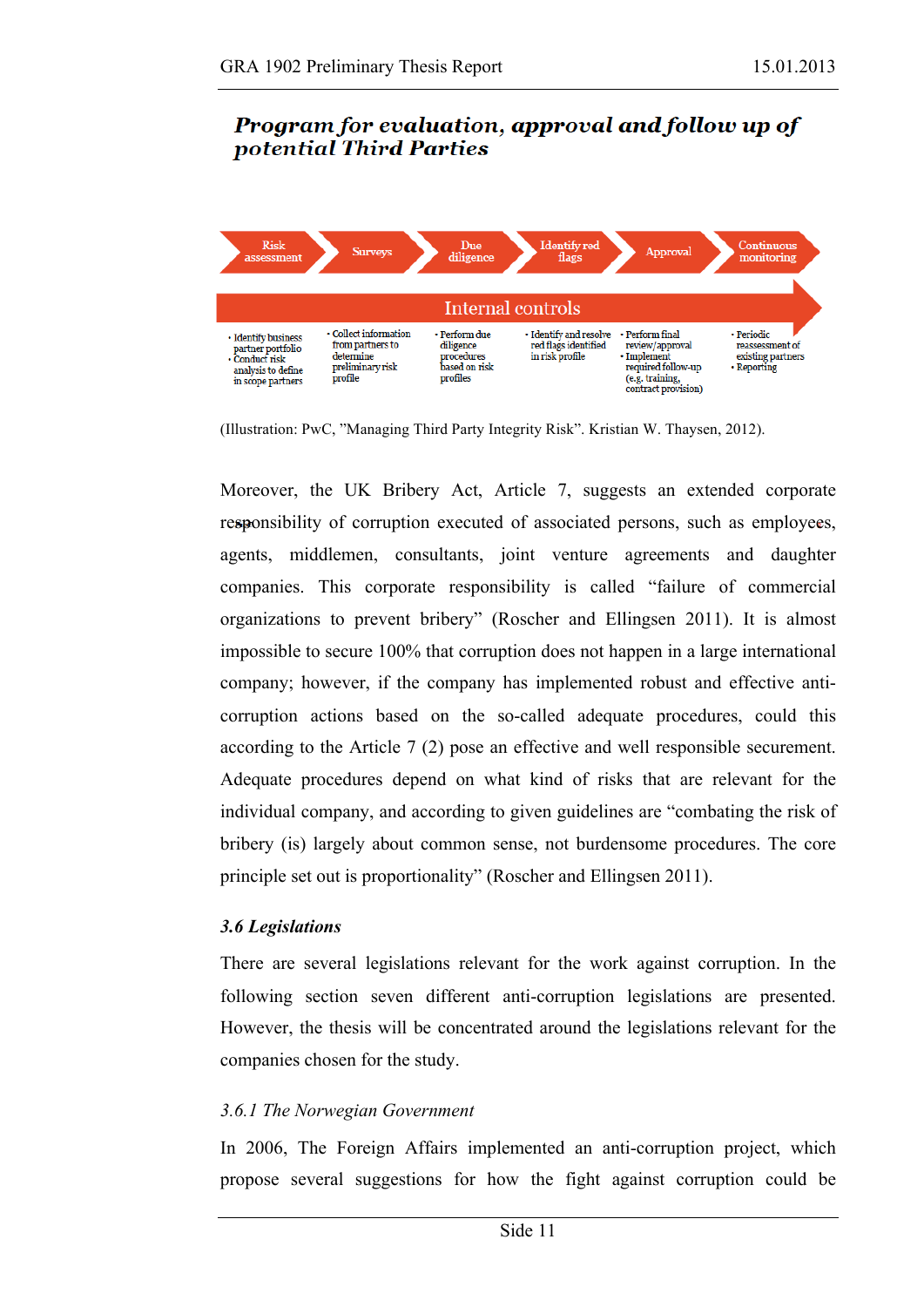***Program for evaluation, approval and follow up of potential Third Parties***

| Risk assessment | Surveys | Due diligence | Identify red flags | Approval | Continuous monitoring |
|---|---|---|---|---|---|
| • Identify business partner portfolio<br>• Conduct risk analysis to define in scope partners | • Collect information from partners to determine preliminary risk profile | • Perform due diligence procedures based on risk profiles | • Identify and resolve red flags identified in risk profile | • Perform final review/approval<br>• Implement required follow-up (e.g. training, contract provision) | • Periodic reassessment of existing partners<br>• Reporting |

Internal controls

(Illustration: PwC, "Managing Third Party Integrity Risk". Kristian W. Thaysen, 2012).

Moreover, the UK Bribery Act, Article 7, suggests an extended corporate responsibility of corruption executed of associated persons, such as employees, agents, middlemen, consultants, joint venture agreements and daughter companies. This corporate responsibility is called "failure of commercial organizations to prevent bribery" (Roscher and Ellingsen 2011). It is almost impossible to secure 100% that corruption does not happen in a large international company; however, if the company has implemented robust and effective anti-corruption actions based on the so-called adequate procedures, could this according to the Article 7 (2) pose an effective and well responsible securement. Adequate procedures depend on what kind of risks that are relevant for the individual company, and according to given guidelines are "combating the risk of bribery (is) largely about common sense, not burdensome procedures. The core principle set out is proportionality" (Roscher and Ellingsen 2011).

### *3.6 Legislations*

There are several legislations relevant for the work against corruption. In the following section seven different anti-corruption legislations are presented. However, the thesis will be concentrated around the legislations relevant for the companies chosen for the study.

#### *3.6.1 The Norwegian Government*

In 2006, The Foreign Affairs implemented an anti-corruption project, which propose several suggestions for how the fight against corruption could be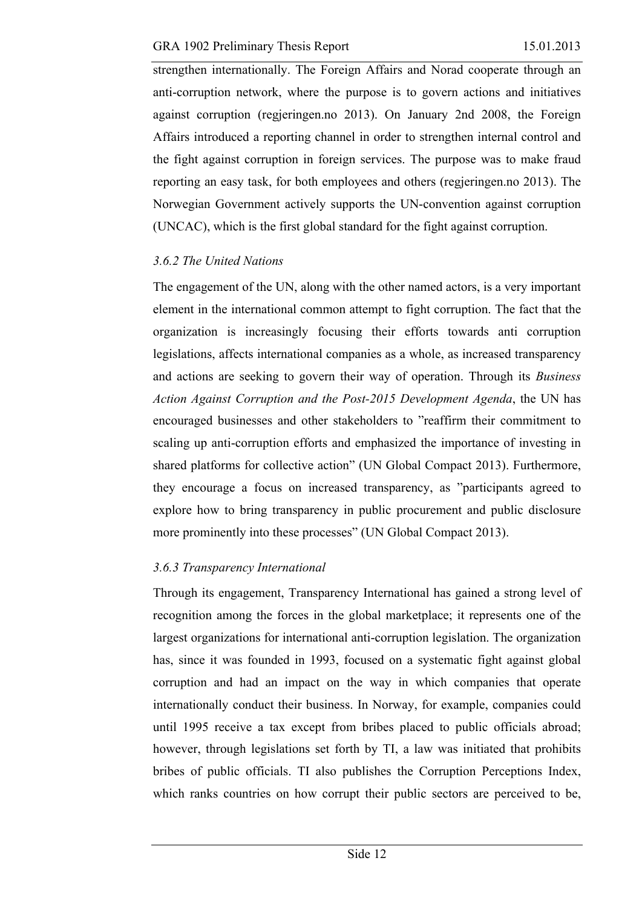strengthen internationally. The Foreign Affairs and Norad cooperate through an anti-corruption network, where the purpose is to govern actions and initiatives against corruption (regjeringen.no 2013). On January 2nd 2008, the Foreign Affairs introduced a reporting channel in order to strengthen internal control and the fight against corruption in foreign services. The purpose was to make fraud reporting an easy task, for both employees and others (regjeringen.no 2013). The Norwegian Government actively supports the UN-convention against corruption (UNCAC), which is the first global standard for the fight against corruption.

### *3.6.2 The United Nations*

The engagement of the UN, along with the other named actors, is a very important element in the international common attempt to fight corruption. The fact that the organization is increasingly focusing their efforts towards anti corruption legislations, affects international companies as a whole, as increased transparency and actions are seeking to govern their way of operation. Through its *Business Action Against Corruption and the Post-2015 Development Agenda*, the UN has encouraged businesses and other stakeholders to "reaffirm their commitment to scaling up anti-corruption efforts and emphasized the importance of investing in shared platforms for collective action" (UN Global Compact 2013). Furthermore, they encourage a focus on increased transparency, as "participants agreed to explore how to bring transparency in public procurement and public disclosure more prominently into these processes" (UN Global Compact 2013).

### *3.6.3 Transparency International*

Through its engagement, Transparency International has gained a strong level of recognition among the forces in the global marketplace; it represents one of the largest organizations for international anti-corruption legislation. The organization has, since it was founded in 1993, focused on a systematic fight against global corruption and had an impact on the way in which companies that operate internationally conduct their business. In Norway, for example, companies could until 1995 receive a tax except from bribes placed to public officials abroad; however, through legislations set forth by TI, a law was initiated that prohibits bribes of public officials. TI also publishes the Corruption Perceptions Index, which ranks countries on how corrupt their public sectors are perceived to be,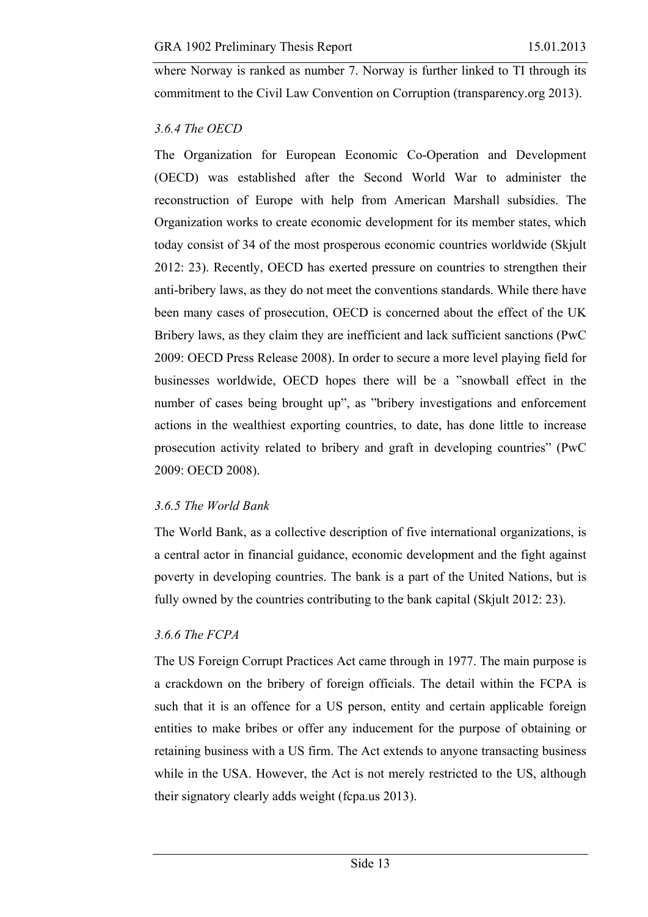where Norway is ranked as number 7. Norway is further linked to TI through its commitment to the Civil Law Convention on Corruption (transparency.org 2013).

### *3.6.4 The OECD*

The Organization for European Economic Co-Operation and Development (OECD) was established after the Second World War to administer the reconstruction of Europe with help from American Marshall subsidies. The Organization works to create economic development for its member states, which today consist of 34 of the most prosperous economic countries worldwide (Skjult 2012: 23). Recently, OECD has exerted pressure on countries to strengthen their anti-bribery laws, as they do not meet the conventions standards. While there have been many cases of prosecution, OECD is concerned about the effect of the UK Bribery laws, as they claim they are inefficient and lack sufficient sanctions (PwC 2009: OECD Press Release 2008). In order to secure a more level playing field for businesses worldwide, OECD hopes there will be a ”snowball effect in the number of cases being brought up”, as ”bribery investigations and enforcement actions in the wealthiest exporting countries, to date, has done little to increase prosecution activity related to bribery and graft in developing countries” (PwC 2009: OECD 2008).

### *3.6.5 The World Bank*

The World Bank, as a collective description of five international organizations, is a central actor in financial guidance, economic development and the fight against poverty in developing countries. The bank is a part of the United Nations, but is fully owned by the countries contributing to the bank capital (Skjult 2012: 23).

### *3.6.6 The FCPA*

The US Foreign Corrupt Practices Act came through in 1977. The main purpose is a crackdown on the bribery of foreign officials. The detail within the FCPA is such that it is an offence for a US person, entity and certain applicable foreign entities to make bribes or offer any inducement for the purpose of obtaining or retaining business with a US firm. The Act extends to anyone transacting business while in the USA. However, the Act is not merely restricted to the US, although their signatory clearly adds weight (fcpa.us 2013).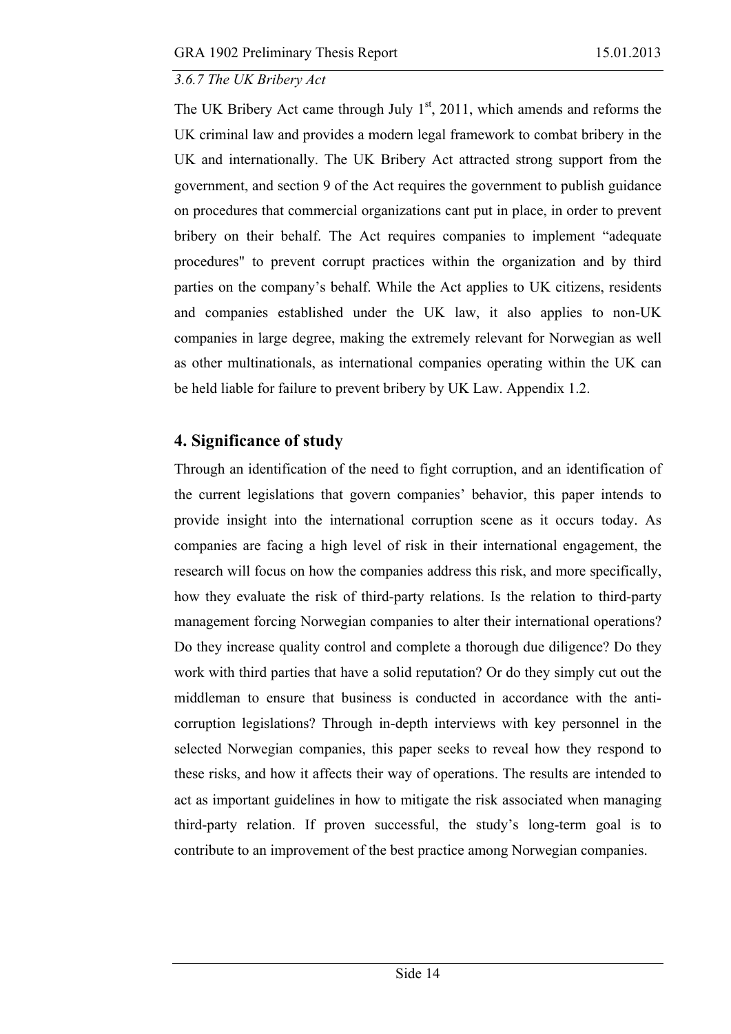*3.6.7 The UK Bribery Act*

The UK Bribery Act came through July 1st, 2011, which amends and reforms the UK criminal law and provides a modern legal framework to combat bribery in the UK and internationally. The UK Bribery Act attracted strong support from the government, and section 9 of the Act requires the government to publish guidance on procedures that commercial organizations cant put in place, in order to prevent bribery on their behalf. The Act requires companies to implement "adequate procedures" to prevent corrupt practices within the organization and by third parties on the company's behalf. While the Act applies to UK citizens, residents and companies established under the UK law, it also applies to non-UK companies in large degree, making the extremely relevant for Norwegian as well as other multinationals, as international companies operating within the UK can be held liable for failure to prevent bribery by UK Law. Appendix 1.2.

## 4. Significance of study

Through an identification of the need to fight corruption, and an identification of the current legislations that govern companies' behavior, this paper intends to provide insight into the international corruption scene as it occurs today. As companies are facing a high level of risk in their international engagement, the research will focus on how the companies address this risk, and more specifically, how they evaluate the risk of third-party relations. Is the relation to third-party management forcing Norwegian companies to alter their international operations? Do they increase quality control and complete a thorough due diligence? Do they work with third parties that have a solid reputation? Or do they simply cut out the middleman to ensure that business is conducted in accordance with the anti-corruption legislations? Through in-depth interviews with key personnel in the selected Norwegian companies, this paper seeks to reveal how they respond to these risks, and how it affects their way of operations. The results are intended to act as important guidelines in how to mitigate the risk associated when managing third-party relation. If proven successful, the study's long-term goal is to contribute to an improvement of the best practice among Norwegian companies.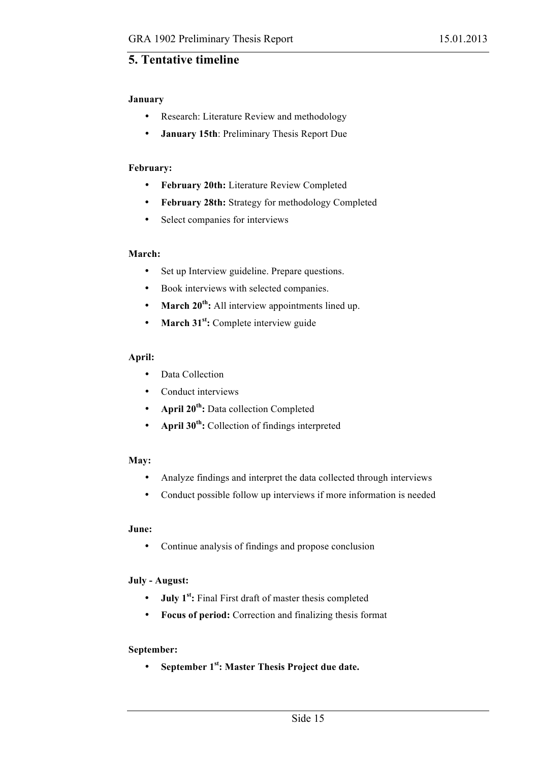## 5. Tentative timeline

**January**

- Research: Literature Review and methodology
- **January 15th**: Preliminary Thesis Report Due

**February:**

- **February 20th:** Literature Review Completed
- **February 28th:** Strategy for methodology Completed
- Select companies for interviews

**March:**

- Set up Interview guideline. Prepare questions.
- Book interviews with selected companies.
- **March 20th:** All interview appointments lined up.
- **March 31st:** Complete interview guide

**April:**

- Data Collection
- Conduct interviews
- **April 20th:** Data collection Completed
- **April 30th:** Collection of findings interpreted

**May:**

- Analyze findings and interpret the data collected through interviews
- Conduct possible follow up interviews if more information is needed

**June:**

- Continue analysis of findings and propose conclusion

**July - August:**

- **July 1st:** Final First draft of master thesis completed
- **Focus of period:** Correction and finalizing thesis format

**September:**

- **September 1st: Master Thesis Project due date.**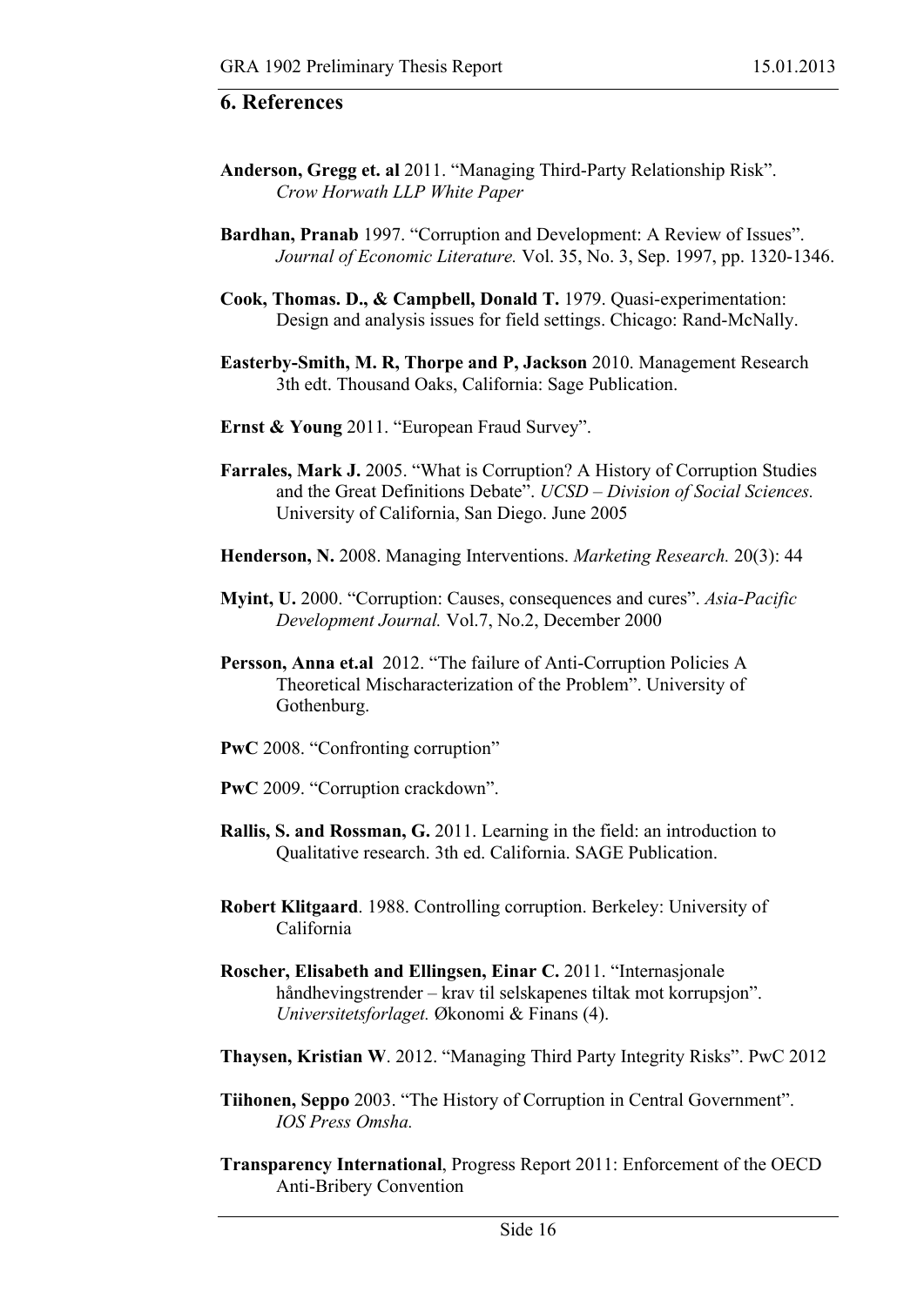## 6. References

**Anderson, Gregg et. al** 2011. "Managing Third-Party Relationship Risk". *Crow Horwath LLP White Paper*

**Bardhan, Pranab** 1997. "Corruption and Development: A Review of Issues". *Journal of Economic Literature.* Vol. 35, No. 3, Sep. 1997, pp. 1320-1346.

**Cook, Thomas. D., & Campbell, Donald T.** 1979. Quasi-experimentation: Design and analysis issues for field settings. Chicago: Rand-McNally.

**Easterby-Smith, M. R, Thorpe and P, Jackson** 2010. Management Research 3th edt. Thousand Oaks, California: Sage Publication.

**Ernst & Young** 2011. "European Fraud Survey".

**Farrales, Mark J.** 2005. "What is Corruption? A History of Corruption Studies and the Great Definitions Debate". *UCSD – Division of Social Sciences.* University of California, San Diego. June 2005

**Henderson, N.** 2008. Managing Interventions. *Marketing Research.* 20(3): 44

**Myint, U.** 2000. "Corruption: Causes, consequences and cures". *Asia-Pacific Development Journal.* Vol.7, No.2, December 2000

**Persson, Anna et.al** 2012. "The failure of Anti-Corruption Policies A Theoretical Mischaracterization of the Problem". University of Gothenburg.

**PwC** 2008. "Confronting corruption"

**PwC** 2009. "Corruption crackdown".

**Rallis, S. and Rossman, G.** 2011. Learning in the field: an introduction to Qualitative research. 3th ed. California. SAGE Publication.

**Robert Klitgaard**. 1988. Controlling corruption. Berkeley: University of California

**Roscher, Elisabeth and Ellingsen, Einar C.** 2011. "Internasjonale håndhevingstrender – krav til selskapenes tiltak mot korrupsjon". *Universitetsforlaget.* Økonomi & Finans (4).

**Thaysen, Kristian W**. 2012. "Managing Third Party Integrity Risks". PwC 2012

**Tiihonen, Seppo** 2003. "The History of Corruption in Central Government". *IOS Press Omsha.*

**Transparency International**, Progress Report 2011: Enforcement of the OECD Anti-Bribery Convention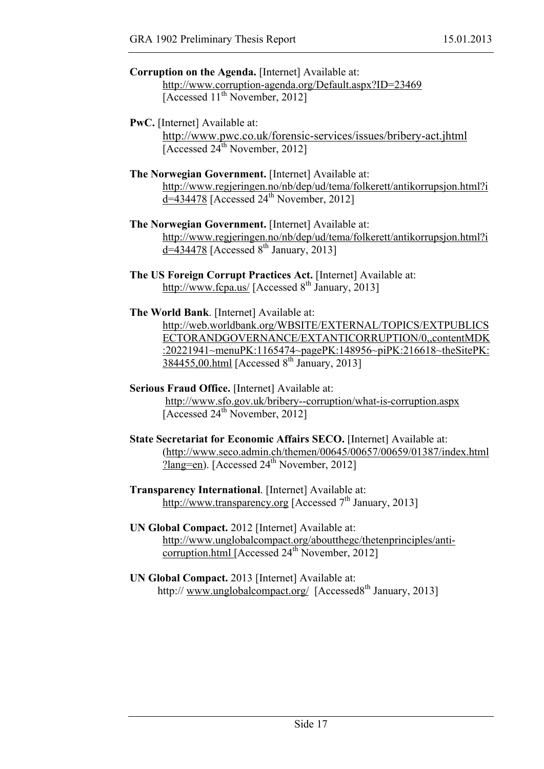**Corruption on the Agenda.** [Internet] Available at: http://www.corruption-agenda.org/Default.aspx?ID=23469 [Accessed 11th November, 2012]

**PwC.** [Internet] Available at: http://www.pwc.co.uk/forensic-services/issues/bribery-act.jhtml [Accessed 24th November, 2012]

**The Norwegian Government.** [Internet] Available at: http://www.regjeringen.no/nb/dep/ud/tema/folkerett/antikorrupsjon.html?id=434478 [Accessed 24th November, 2012]

**The Norwegian Government.** [Internet] Available at: http://www.regjeringen.no/nb/dep/ud/tema/folkerett/antikorrupsjon.html?id=434478 [Accessed 8th January, 2013]

**The US Foreign Corrupt Practices Act.** [Internet] Available at: http://www.fcpa.us/ [Accessed 8th January, 2013]

**The World Bank**. [Internet] Available at: http://web.worldbank.org/WBSITE/EXTERNAL/TOPICS/EXTPUBLICSECTORANDGOVERNANCE/EXTANTICORRUPTION/0,,contentMDK:20221941~menuPK:1165474~pagePK:148956~piPK:216618~theSitePK:384455,00.html [Accessed 8th January, 2013]

**Serious Fraud Office.** [Internet] Available at: http://www.sfo.gov.uk/bribery--corruption/what-is-corruption.aspx [Accessed 24th November, 2012]

**State Secretariat for Economic Affairs SECO.** [Internet] Available at: (http://www.seco.admin.ch/themen/00645/00657/00659/01387/index.html?lang=en). [Accessed 24th November, 2012]

**Transparency International**. [Internet] Available at: http://www.transparency.org [Accessed 7th January, 2013]

**UN Global Compact.** 2012 [Internet] Available at: http://www.unglobalcompact.org/aboutthegc/thetenprinciples/anti-corruption.html [Accessed 24th November, 2012]

**UN Global Compact.** 2013 [Internet] Available at: http:// www.unglobalcompact.org/ [Accessed8th January, 2013]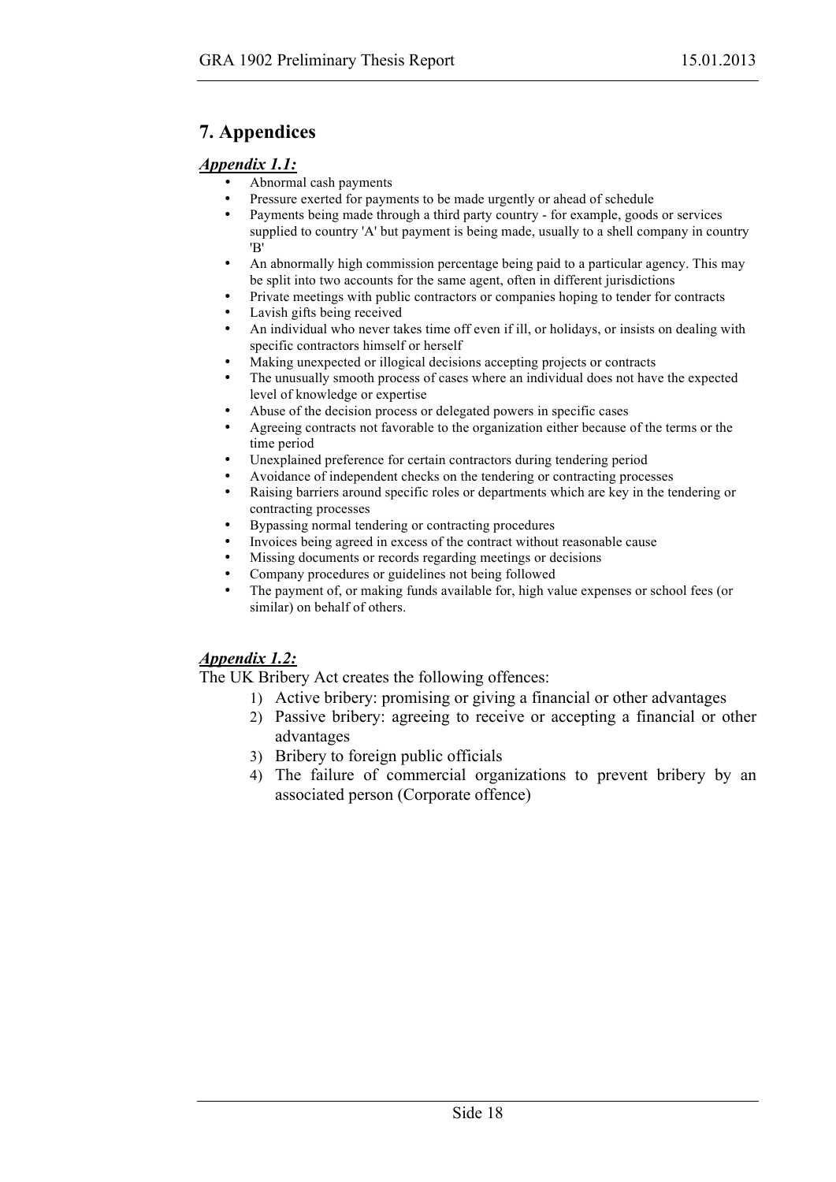## 7. Appendices

***Appendix 1.1:***

- Abnormal cash payments
- Pressure exerted for payments to be made urgently or ahead of schedule
- Payments being made through a third party country - for example, goods or services supplied to country 'A' but payment is being made, usually to a shell company in country 'B'
- An abnormally high commission percentage being paid to a particular agency. This may be split into two accounts for the same agent, often in different jurisdictions
- Private meetings with public contractors or companies hoping to tender for contracts
- Lavish gifts being received
- An individual who never takes time off even if ill, or holidays, or insists on dealing with specific contractors himself or herself
- Making unexpected or illogical decisions accepting projects or contracts
- The unusually smooth process of cases where an individual does not have the expected level of knowledge or expertise
- Abuse of the decision process or delegated powers in specific cases
- Agreeing contracts not favorable to the organization either because of the terms or the time period
- Unexplained preference for certain contractors during tendering period
- Avoidance of independent checks on the tendering or contracting processes
- Raising barriers around specific roles or departments which are key in the tendering or contracting processes
- Bypassing normal tendering or contracting procedures
- Invoices being agreed in excess of the contract without reasonable cause
- Missing documents or records regarding meetings or decisions
- Company procedures or guidelines not being followed
- The payment of, or making funds available for, high value expenses or school fees (or similar) on behalf of others.

***Appendix 1.2:***

The UK Bribery Act creates the following offences:

1) Active bribery: promising or giving a financial or other advantages
2) Passive bribery: agreeing to receive or accepting a financial or other advantages
3) Bribery to foreign public officials
4) The failure of commercial organizations to prevent bribery by an associated person (Corporate offence)